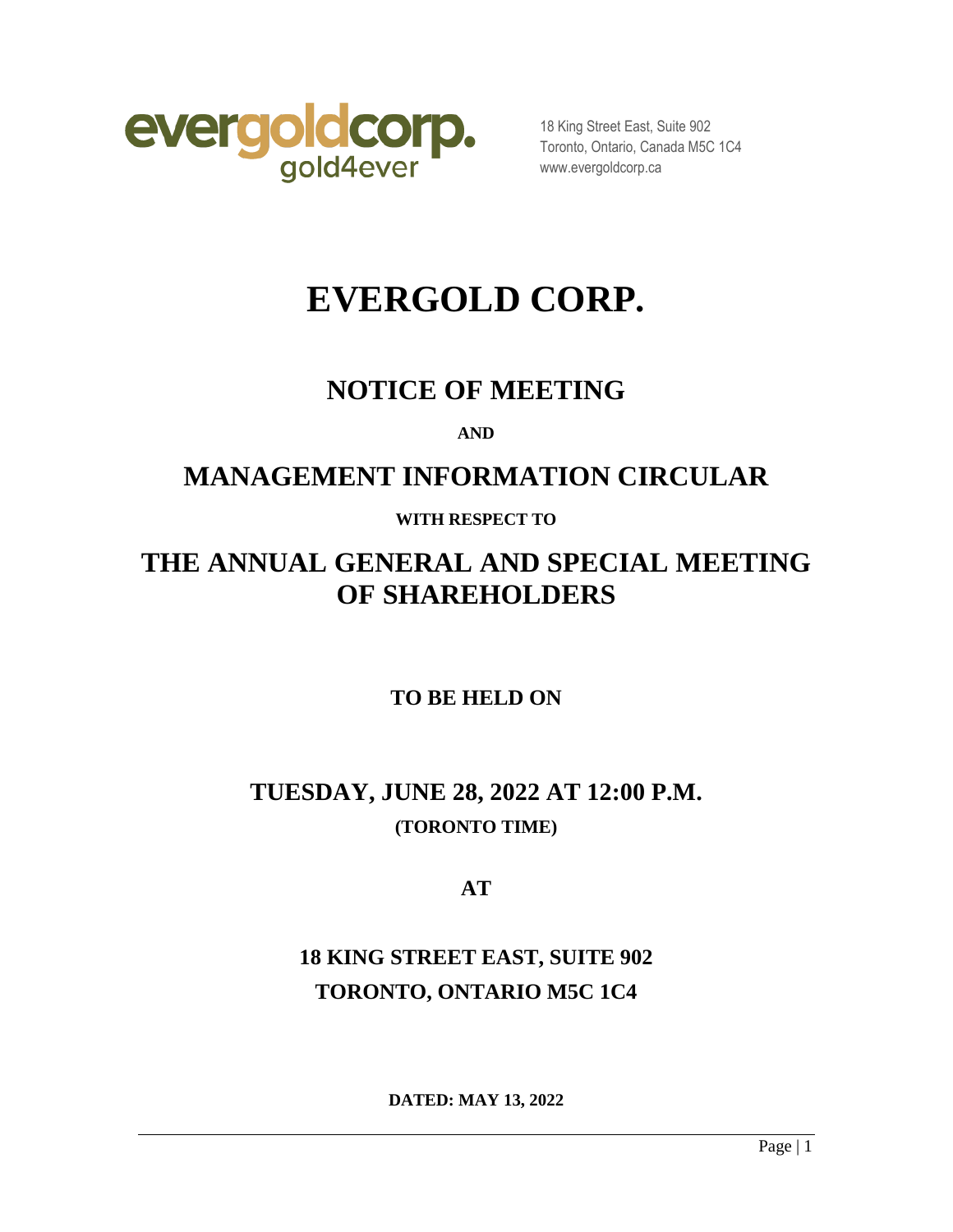evergoldcorp.
gold4ever

18 King Street East, Suite 902
Toronto, Ontario, Canada M5C 1C4
www.evergoldcorp.ca

# EVERGOLD CORP.

## NOTICE OF MEETING

**AND**

## MANAGEMENT INFORMATION CIRCULAR

**WITH RESPECT TO**

## THE ANNUAL GENERAL AND SPECIAL MEETING OF SHAREHOLDERS

**TO BE HELD ON**

## TUESDAY, JUNE 28, 2022 AT 12:00 P.M.

**(TORONTO TIME)**

**AT**

**18 KING STREET EAST, SUITE 902**
**TORONTO, ONTARIO M5C 1C4**

**DATED: MAY 13, 2022**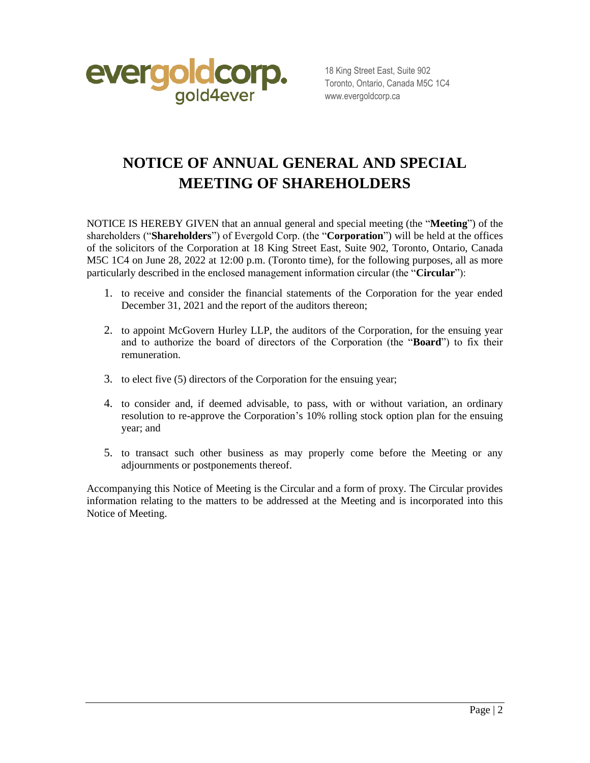evergoldcorp.
gold4ever

18 King Street East, Suite 902
Toronto, Ontario, Canada M5C 1C4
www.evergoldcorp.ca

# NOTICE OF ANNUAL GENERAL AND SPECIAL MEETING OF SHAREHOLDERS

NOTICE IS HEREBY GIVEN that an annual general and special meeting (the "**Meeting**") of the shareholders ("**Shareholders**") of Evergold Corp. (the "**Corporation**") will be held at the offices of the solicitors of the Corporation at 18 King Street East, Suite 902, Toronto, Ontario, Canada M5C 1C4 on June 28, 2022 at 12:00 p.m. (Toronto time), for the following purposes, all as more particularly described in the enclosed management information circular (the "**Circular**"):

1. to receive and consider the financial statements of the Corporation for the year ended December 31, 2021 and the report of the auditors thereon;

2. to appoint McGovern Hurley LLP, the auditors of the Corporation, for the ensuing year and to authorize the board of directors of the Corporation (the "**Board**") to fix their remuneration.

3. to elect five (5) directors of the Corporation for the ensuing year;

4. to consider and, if deemed advisable, to pass, with or without variation, an ordinary resolution to re-approve the Corporation's 10% rolling stock option plan for the ensuing year; and

5. to transact such other business as may properly come before the Meeting or any adjournments or postponements thereof.

Accompanying this Notice of Meeting is the Circular and a form of proxy. The Circular provides information relating to the matters to be addressed at the Meeting and is incorporated into this Notice of Meeting.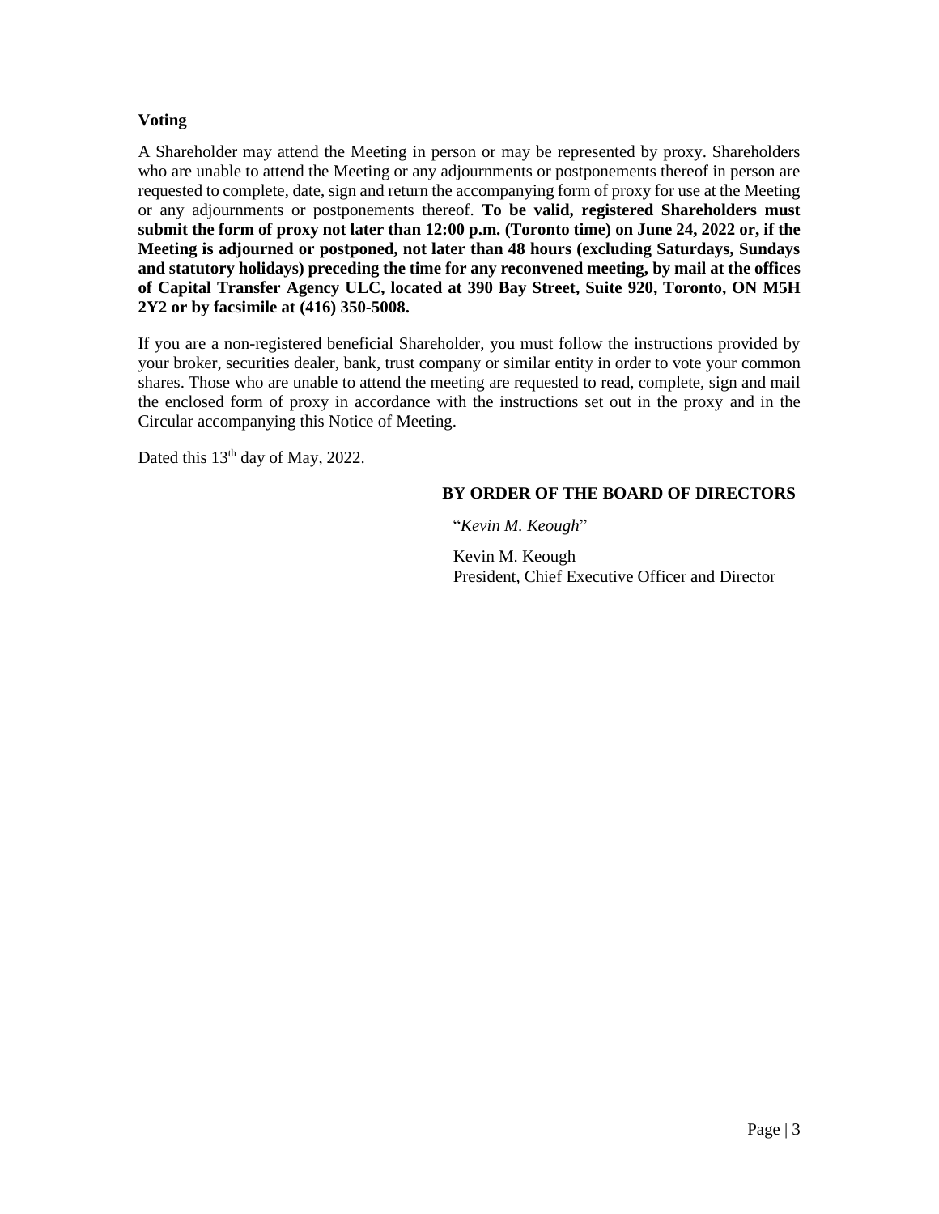**Voting**

A Shareholder may attend the Meeting in person or may be represented by proxy. Shareholders who are unable to attend the Meeting or any adjournments or postponements thereof in person are requested to complete, date, sign and return the accompanying form of proxy for use at the Meeting or any adjournments or postponements thereof. **To be valid, registered Shareholders must submit the form of proxy not later than 12:00 p.m. (Toronto time) on June 24, 2022 or, if the Meeting is adjourned or postponed, not later than 48 hours (excluding Saturdays, Sundays and statutory holidays) preceding the time for any reconvened meeting, by mail at the offices of Capital Transfer Agency ULC, located at 390 Bay Street, Suite 920, Toronto, ON M5H 2Y2 or by facsimile at (416) 350-5008.**

If you are a non-registered beneficial Shareholder, you must follow the instructions provided by your broker, securities dealer, bank, trust company or similar entity in order to vote your common shares. Those who are unable to attend the meeting are requested to read, complete, sign and mail the enclosed form of proxy in accordance with the instructions set out in the proxy and in the Circular accompanying this Notice of Meeting.

Dated this 13th day of May, 2022.

**BY ORDER OF THE BOARD OF DIRECTORS**

"*Kevin M. Keough*"

Kevin M. Keough
President, Chief Executive Officer and Director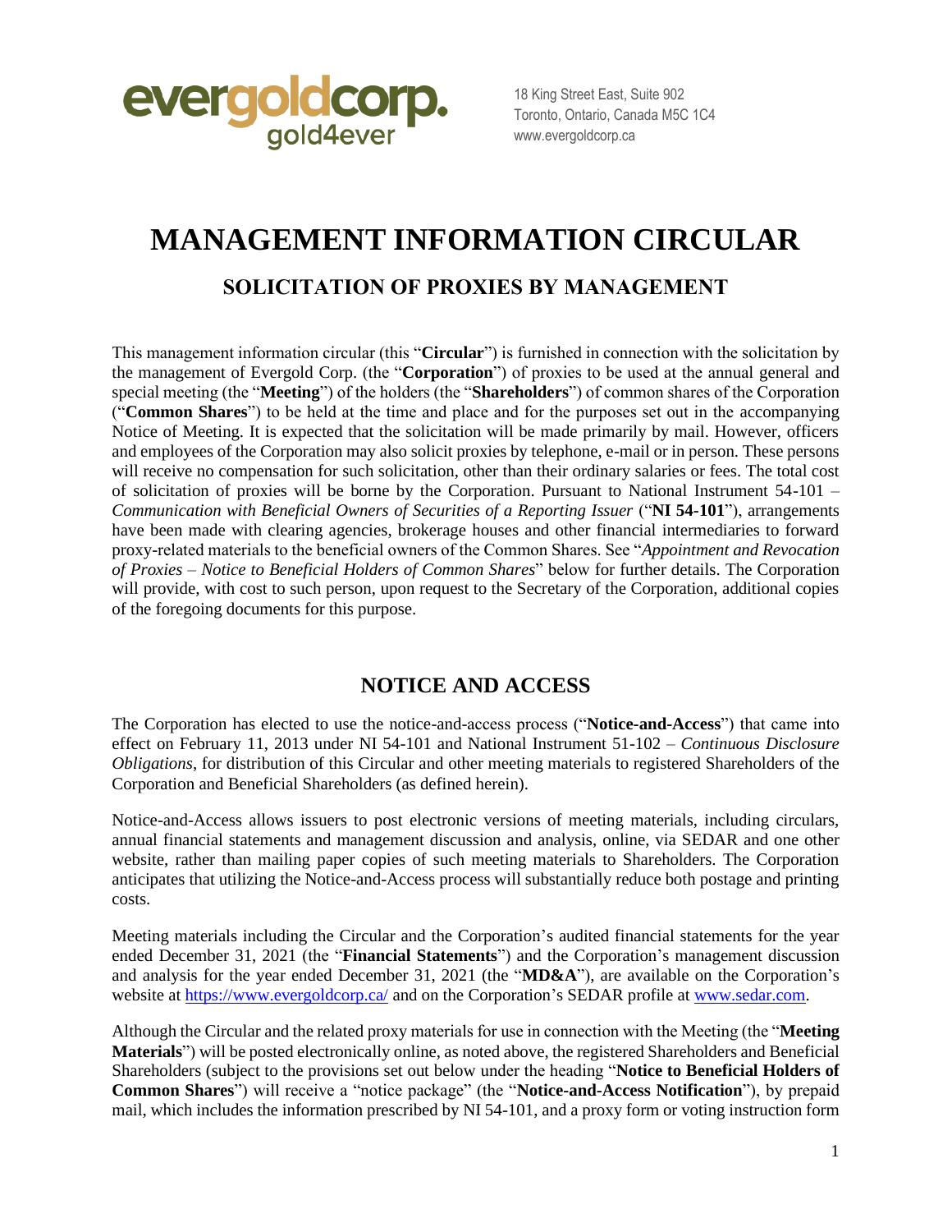evergoldcorp.
gold4ever

18 King Street East, Suite 902
Toronto, Ontario, Canada M5C 1C4
www.evergoldcorp.ca

# MANAGEMENT INFORMATION CIRCULAR

## SOLICITATION OF PROXIES BY MANAGEMENT

This management information circular (this "**Circular**") is furnished in connection with the solicitation by the management of Evergold Corp. (the "**Corporation**") of proxies to be used at the annual general and special meeting (the "**Meeting**") of the holders (the "**Shareholders**") of common shares of the Corporation ("**Common Shares**") to be held at the time and place and for the purposes set out in the accompanying Notice of Meeting. It is expected that the solicitation will be made primarily by mail. However, officers and employees of the Corporation may also solicit proxies by telephone, e-mail or in person. These persons will receive no compensation for such solicitation, other than their ordinary salaries or fees. The total cost of solicitation of proxies will be borne by the Corporation. Pursuant to National Instrument 54-101 – *Communication with Beneficial Owners of Securities of a Reporting Issuer* ("**NI 54-101**"), arrangements have been made with clearing agencies, brokerage houses and other financial intermediaries to forward proxy-related materials to the beneficial owners of the Common Shares. See "*Appointment and Revocation of Proxies – Notice to Beneficial Holders of Common Shares*" below for further details. The Corporation will provide, with cost to such person, upon request to the Secretary of the Corporation, additional copies of the foregoing documents for this purpose.

## NOTICE AND ACCESS

The Corporation has elected to use the notice-and-access process ("**Notice-and-Access**") that came into effect on February 11, 2013 under NI 54-101 and National Instrument 51-102 – *Continuous Disclosure Obligations*, for distribution of this Circular and other meeting materials to registered Shareholders of the Corporation and Beneficial Shareholders (as defined herein).

Notice-and-Access allows issuers to post electronic versions of meeting materials, including circulars, annual financial statements and management discussion and analysis, online, via SEDAR and one other website, rather than mailing paper copies of such meeting materials to Shareholders. The Corporation anticipates that utilizing the Notice-and-Access process will substantially reduce both postage and printing costs.

Meeting materials including the Circular and the Corporation's audited financial statements for the year ended December 31, 2021 (the "**Financial Statements**") and the Corporation's management discussion and analysis for the year ended December 31, 2021 (the "**MD&A**"), are available on the Corporation's website at https://www.evergoldcorp.ca/ and on the Corporation's SEDAR profile at www.sedar.com.

Although the Circular and the related proxy materials for use in connection with the Meeting (the "**Meeting Materials**") will be posted electronically online, as noted above, the registered Shareholders and Beneficial Shareholders (subject to the provisions set out below under the heading "**Notice to Beneficial Holders of Common Shares**") will receive a "notice package" (the "**Notice-and-Access Notification**"), by prepaid mail, which includes the information prescribed by NI 54-101, and a proxy form or voting instruction form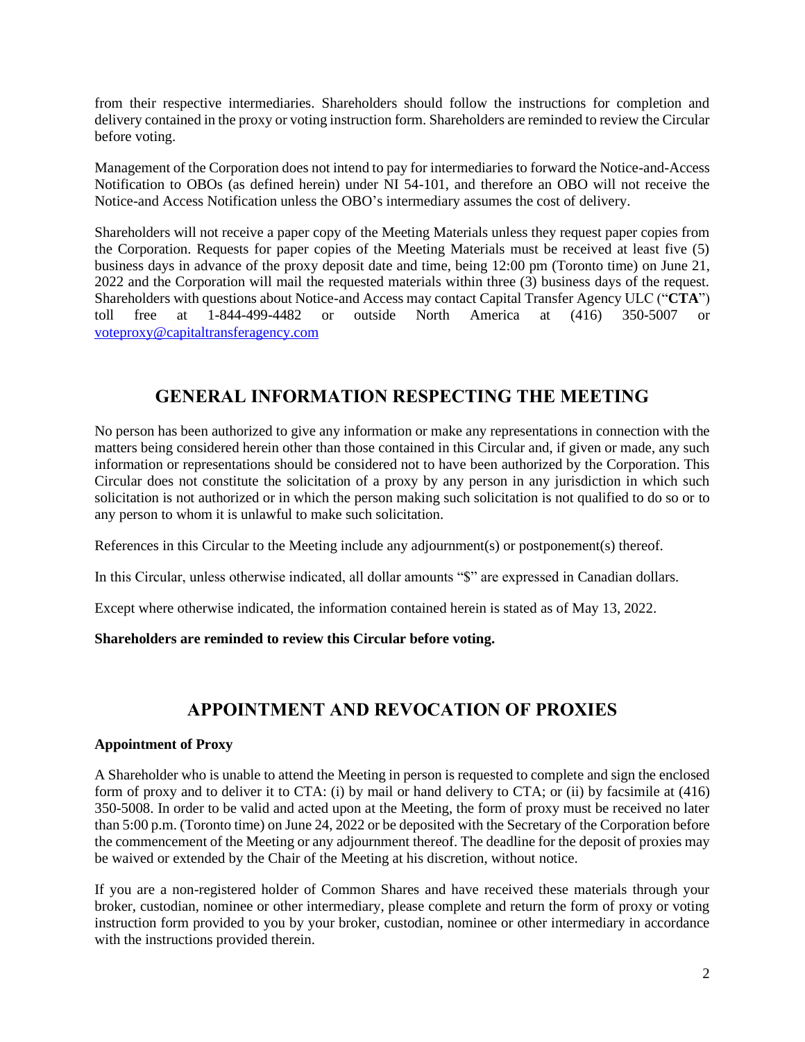from their respective intermediaries. Shareholders should follow the instructions for completion and delivery contained in the proxy or voting instruction form. Shareholders are reminded to review the Circular before voting.

Management of the Corporation does not intend to pay for intermediaries to forward the Notice-and-Access Notification to OBOs (as defined herein) under NI 54-101, and therefore an OBO will not receive the Notice-and Access Notification unless the OBO's intermediary assumes the cost of delivery.

Shareholders will not receive a paper copy of the Meeting Materials unless they request paper copies from the Corporation. Requests for paper copies of the Meeting Materials must be received at least five (5) business days in advance of the proxy deposit date and time, being 12:00 pm (Toronto time) on June 21, 2022 and the Corporation will mail the requested materials within three (3) business days of the request. Shareholders with questions about Notice-and Access may contact Capital Transfer Agency ULC ("**CTA**") toll free at 1-844-499-4482 or outside North America at (416) 350-5007 or voteproxy@capitaltransferagency.com

## GENERAL INFORMATION RESPECTING THE MEETING

No person has been authorized to give any information or make any representations in connection with the matters being considered herein other than those contained in this Circular and, if given or made, any such information or representations should be considered not to have been authorized by the Corporation. This Circular does not constitute the solicitation of a proxy by any person in any jurisdiction in which such solicitation is not authorized or in which the person making such solicitation is not qualified to do so or to any person to whom it is unlawful to make such solicitation.

References in this Circular to the Meeting include any adjournment(s) or postponement(s) thereof.

In this Circular, unless otherwise indicated, all dollar amounts "$" are expressed in Canadian dollars.

Except where otherwise indicated, the information contained herein is stated as of May 13, 2022.

**Shareholders are reminded to review this Circular before voting.**

## APPOINTMENT AND REVOCATION OF PROXIES

### Appointment of Proxy

A Shareholder who is unable to attend the Meeting in person is requested to complete and sign the enclosed form of proxy and to deliver it to CTA: (i) by mail or hand delivery to CTA; or (ii) by facsimile at (416) 350-5008. In order to be valid and acted upon at the Meeting, the form of proxy must be received no later than 5:00 p.m. (Toronto time) on June 24, 2022 or be deposited with the Secretary of the Corporation before the commencement of the Meeting or any adjournment thereof. The deadline for the deposit of proxies may be waived or extended by the Chair of the Meeting at his discretion, without notice.

If you are a non-registered holder of Common Shares and have received these materials through your broker, custodian, nominee or other intermediary, please complete and return the form of proxy or voting instruction form provided to you by your broker, custodian, nominee or other intermediary in accordance with the instructions provided therein.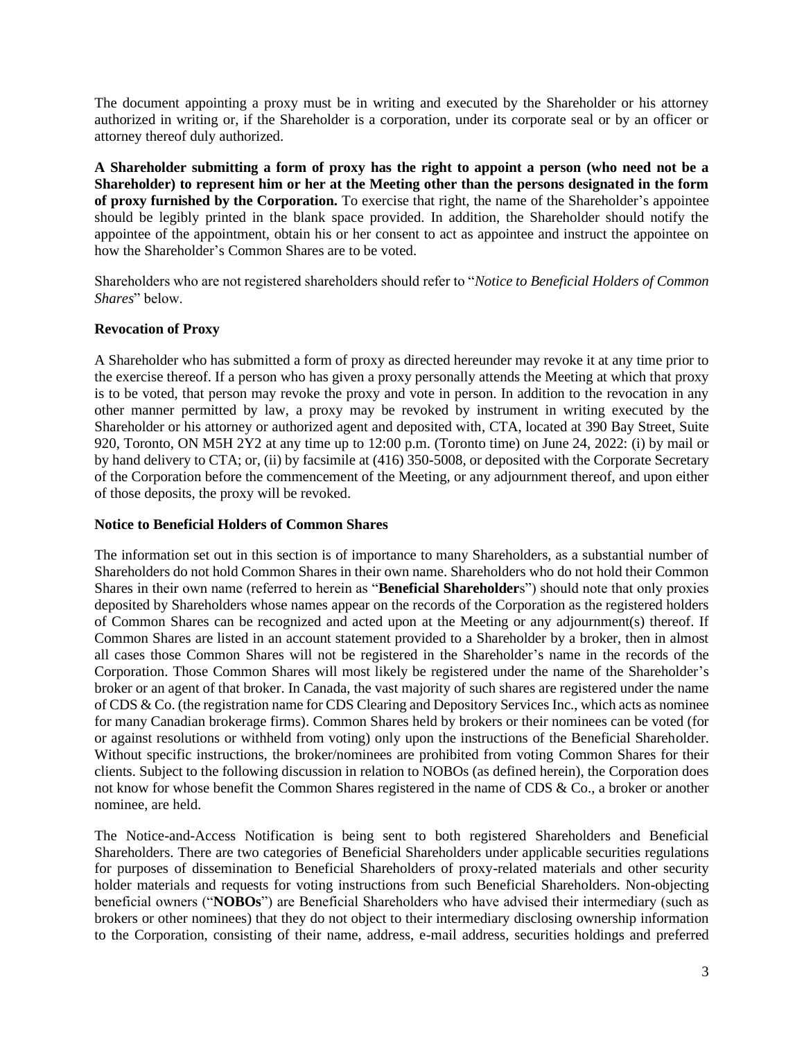The document appointing a proxy must be in writing and executed by the Shareholder or his attorney authorized in writing or, if the Shareholder is a corporation, under its corporate seal or by an officer or attorney thereof duly authorized.

**A Shareholder submitting a form of proxy has the right to appoint a person (who need not be a Shareholder) to represent him or her at the Meeting other than the persons designated in the form of proxy furnished by the Corporation.** To exercise that right, the name of the Shareholder's appointee should be legibly printed in the blank space provided. In addition, the Shareholder should notify the appointee of the appointment, obtain his or her consent to act as appointee and instruct the appointee on how the Shareholder's Common Shares are to be voted.

Shareholders who are not registered shareholders should refer to "*Notice to Beneficial Holders of Common Shares*" below.

**Revocation of Proxy**

A Shareholder who has submitted a form of proxy as directed hereunder may revoke it at any time prior to the exercise thereof. If a person who has given a proxy personally attends the Meeting at which that proxy is to be voted, that person may revoke the proxy and vote in person. In addition to the revocation in any other manner permitted by law, a proxy may be revoked by instrument in writing executed by the Shareholder or his attorney or authorized agent and deposited with, CTA, located at 390 Bay Street, Suite 920, Toronto, ON M5H 2Y2 at any time up to 12:00 p.m. (Toronto time) on June 24, 2022: (i) by mail or by hand delivery to CTA; or, (ii) by facsimile at (416) 350-5008, or deposited with the Corporate Secretary of the Corporation before the commencement of the Meeting, or any adjournment thereof, and upon either of those deposits, the proxy will be revoked.

**Notice to Beneficial Holders of Common Shares**

The information set out in this section is of importance to many Shareholders, as a substantial number of Shareholders do not hold Common Shares in their own name. Shareholders who do not hold their Common Shares in their own name (referred to herein as "**Beneficial Shareholder**s") should note that only proxies deposited by Shareholders whose names appear on the records of the Corporation as the registered holders of Common Shares can be recognized and acted upon at the Meeting or any adjournment(s) thereof. If Common Shares are listed in an account statement provided to a Shareholder by a broker, then in almost all cases those Common Shares will not be registered in the Shareholder's name in the records of the Corporation. Those Common Shares will most likely be registered under the name of the Shareholder's broker or an agent of that broker. In Canada, the vast majority of such shares are registered under the name of CDS & Co. (the registration name for CDS Clearing and Depository Services Inc., which acts as nominee for many Canadian brokerage firms). Common Shares held by brokers or their nominees can be voted (for or against resolutions or withheld from voting) only upon the instructions of the Beneficial Shareholder. Without specific instructions, the broker/nominees are prohibited from voting Common Shares for their clients. Subject to the following discussion in relation to NOBOs (as defined herein), the Corporation does not know for whose benefit the Common Shares registered in the name of CDS & Co., a broker or another nominee, are held.

The Notice-and-Access Notification is being sent to both registered Shareholders and Beneficial Shareholders. There are two categories of Beneficial Shareholders under applicable securities regulations for purposes of dissemination to Beneficial Shareholders of proxy-related materials and other security holder materials and requests for voting instructions from such Beneficial Shareholders. Non-objecting beneficial owners ("**NOBOs**") are Beneficial Shareholders who have advised their intermediary (such as brokers or other nominees) that they do not object to their intermediary disclosing ownership information to the Corporation, consisting of their name, address, e-mail address, securities holdings and preferred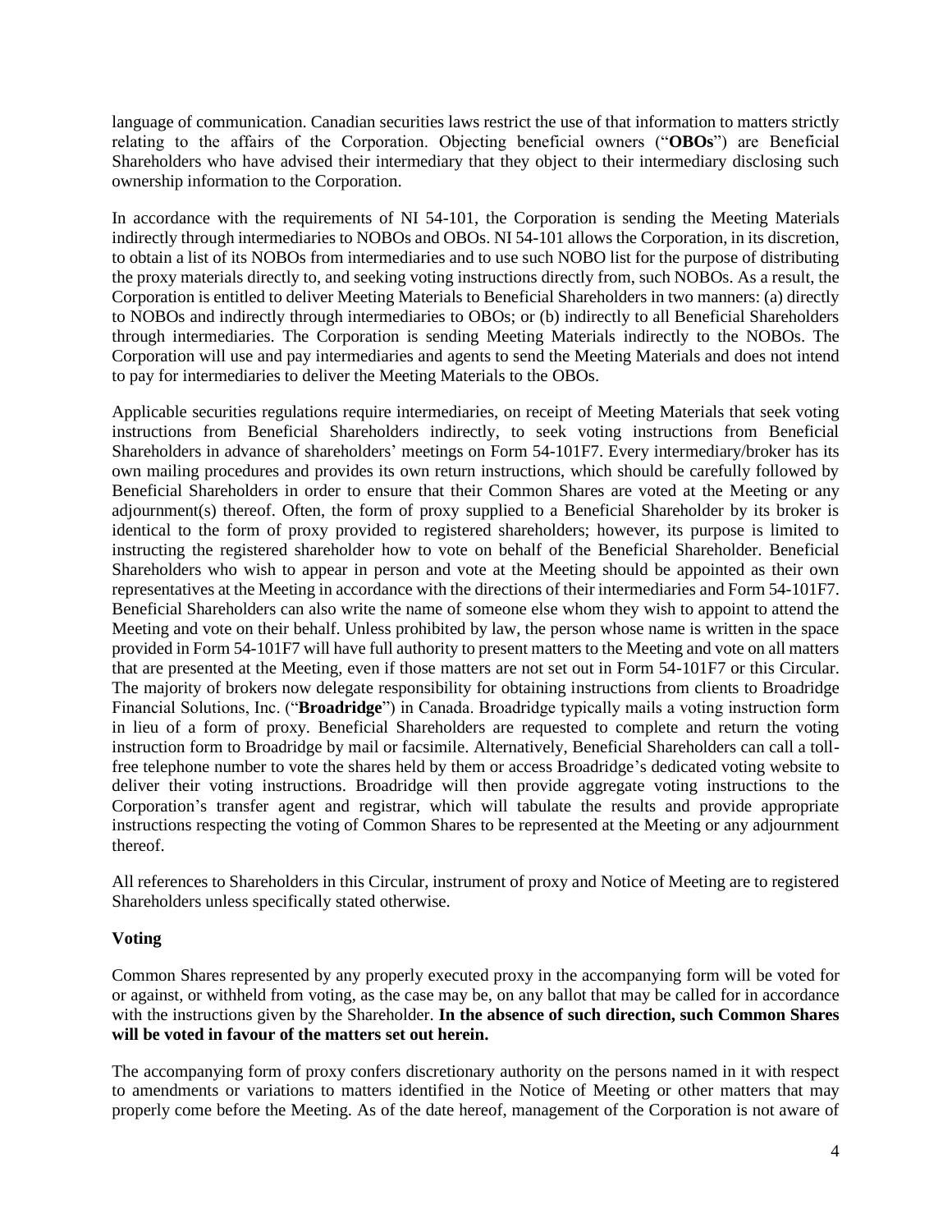language of communication. Canadian securities laws restrict the use of that information to matters strictly relating to the affairs of the Corporation. Objecting beneficial owners ("**OBOs**") are Beneficial Shareholders who have advised their intermediary that they object to their intermediary disclosing such ownership information to the Corporation.

In accordance with the requirements of NI 54-101, the Corporation is sending the Meeting Materials indirectly through intermediaries to NOBOs and OBOs. NI 54-101 allows the Corporation, in its discretion, to obtain a list of its NOBOs from intermediaries and to use such NOBO list for the purpose of distributing the proxy materials directly to, and seeking voting instructions directly from, such NOBOs. As a result, the Corporation is entitled to deliver Meeting Materials to Beneficial Shareholders in two manners: (a) directly to NOBOs and indirectly through intermediaries to OBOs; or (b) indirectly to all Beneficial Shareholders through intermediaries. The Corporation is sending Meeting Materials indirectly to the NOBOs. The Corporation will use and pay intermediaries and agents to send the Meeting Materials and does not intend to pay for intermediaries to deliver the Meeting Materials to the OBOs.

Applicable securities regulations require intermediaries, on receipt of Meeting Materials that seek voting instructions from Beneficial Shareholders indirectly, to seek voting instructions from Beneficial Shareholders in advance of shareholders' meetings on Form 54-101F7. Every intermediary/broker has its own mailing procedures and provides its own return instructions, which should be carefully followed by Beneficial Shareholders in order to ensure that their Common Shares are voted at the Meeting or any adjournment(s) thereof. Often, the form of proxy supplied to a Beneficial Shareholder by its broker is identical to the form of proxy provided to registered shareholders; however, its purpose is limited to instructing the registered shareholder how to vote on behalf of the Beneficial Shareholder. Beneficial Shareholders who wish to appear in person and vote at the Meeting should be appointed as their own representatives at the Meeting in accordance with the directions of their intermediaries and Form 54-101F7. Beneficial Shareholders can also write the name of someone else whom they wish to appoint to attend the Meeting and vote on their behalf. Unless prohibited by law, the person whose name is written in the space provided in Form 54-101F7 will have full authority to present matters to the Meeting and vote on all matters that are presented at the Meeting, even if those matters are not set out in Form 54-101F7 or this Circular. The majority of brokers now delegate responsibility for obtaining instructions from clients to Broadridge Financial Solutions, Inc. ("**Broadridge**") in Canada. Broadridge typically mails a voting instruction form in lieu of a form of proxy. Beneficial Shareholders are requested to complete and return the voting instruction form to Broadridge by mail or facsimile. Alternatively, Beneficial Shareholders can call a toll-free telephone number to vote the shares held by them or access Broadridge's dedicated voting website to deliver their voting instructions. Broadridge will then provide aggregate voting instructions to the Corporation's transfer agent and registrar, which will tabulate the results and provide appropriate instructions respecting the voting of Common Shares to be represented at the Meeting or any adjournment thereof.

All references to Shareholders in this Circular, instrument of proxy and Notice of Meeting are to registered Shareholders unless specifically stated otherwise.

**Voting**

Common Shares represented by any properly executed proxy in the accompanying form will be voted for or against, or withheld from voting, as the case may be, on any ballot that may be called for in accordance with the instructions given by the Shareholder. **In the absence of such direction, such Common Shares will be voted in favour of the matters set out herein.**

The accompanying form of proxy confers discretionary authority on the persons named in it with respect to amendments or variations to matters identified in the Notice of Meeting or other matters that may properly come before the Meeting. As of the date hereof, management of the Corporation is not aware of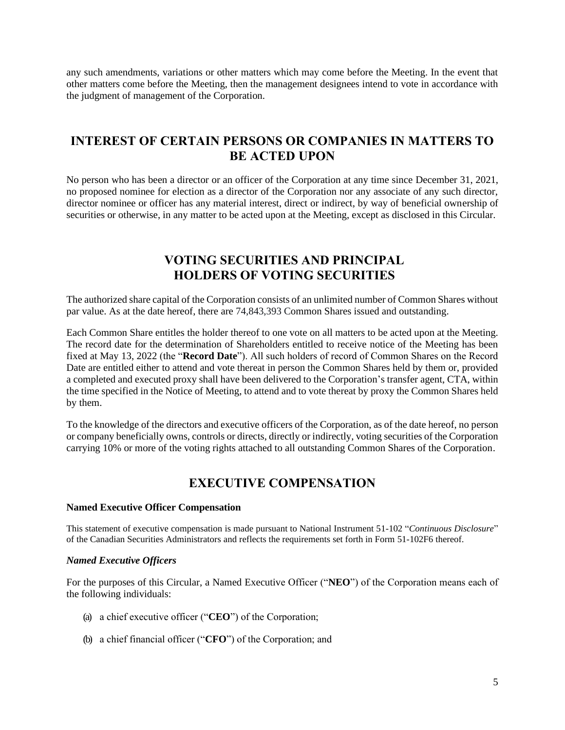any such amendments, variations or other matters which may come before the Meeting. In the event that other matters come before the Meeting, then the management designees intend to vote in accordance with the judgment of management of the Corporation.

## INTEREST OF CERTAIN PERSONS OR COMPANIES IN MATTERS TO BE ACTED UPON

No person who has been a director or an officer of the Corporation at any time since December 31, 2021, no proposed nominee for election as a director of the Corporation nor any associate of any such director, director nominee or officer has any material interest, direct or indirect, by way of beneficial ownership of securities or otherwise, in any matter to be acted upon at the Meeting, except as disclosed in this Circular.

## VOTING SECURITIES AND PRINCIPAL HOLDERS OF VOTING SECURITIES

The authorized share capital of the Corporation consists of an unlimited number of Common Shares without par value. As at the date hereof, there are 74,843,393 Common Shares issued and outstanding.

Each Common Share entitles the holder thereof to one vote on all matters to be acted upon at the Meeting. The record date for the determination of Shareholders entitled to receive notice of the Meeting has been fixed at May 13, 2022 (the "**Record Date**"). All such holders of record of Common Shares on the Record Date are entitled either to attend and vote thereat in person the Common Shares held by them or, provided a completed and executed proxy shall have been delivered to the Corporation's transfer agent, CTA, within the time specified in the Notice of Meeting, to attend and to vote thereat by proxy the Common Shares held by them.

To the knowledge of the directors and executive officers of the Corporation, as of the date hereof, no person or company beneficially owns, controls or directs, directly or indirectly, voting securities of the Corporation carrying 10% or more of the voting rights attached to all outstanding Common Shares of the Corporation.

## EXECUTIVE COMPENSATION

**Named Executive Officer Compensation**

This statement of executive compensation is made pursuant to National Instrument 51-102 "*Continuous Disclosure*" of the Canadian Securities Administrators and reflects the requirements set forth in Form 51-102F6 thereof.

***Named Executive Officers***

For the purposes of this Circular, a Named Executive Officer ("**NEO**") of the Corporation means each of the following individuals:

(a) a chief executive officer ("**CEO**") of the Corporation;

(b) a chief financial officer ("**CFO**") of the Corporation; and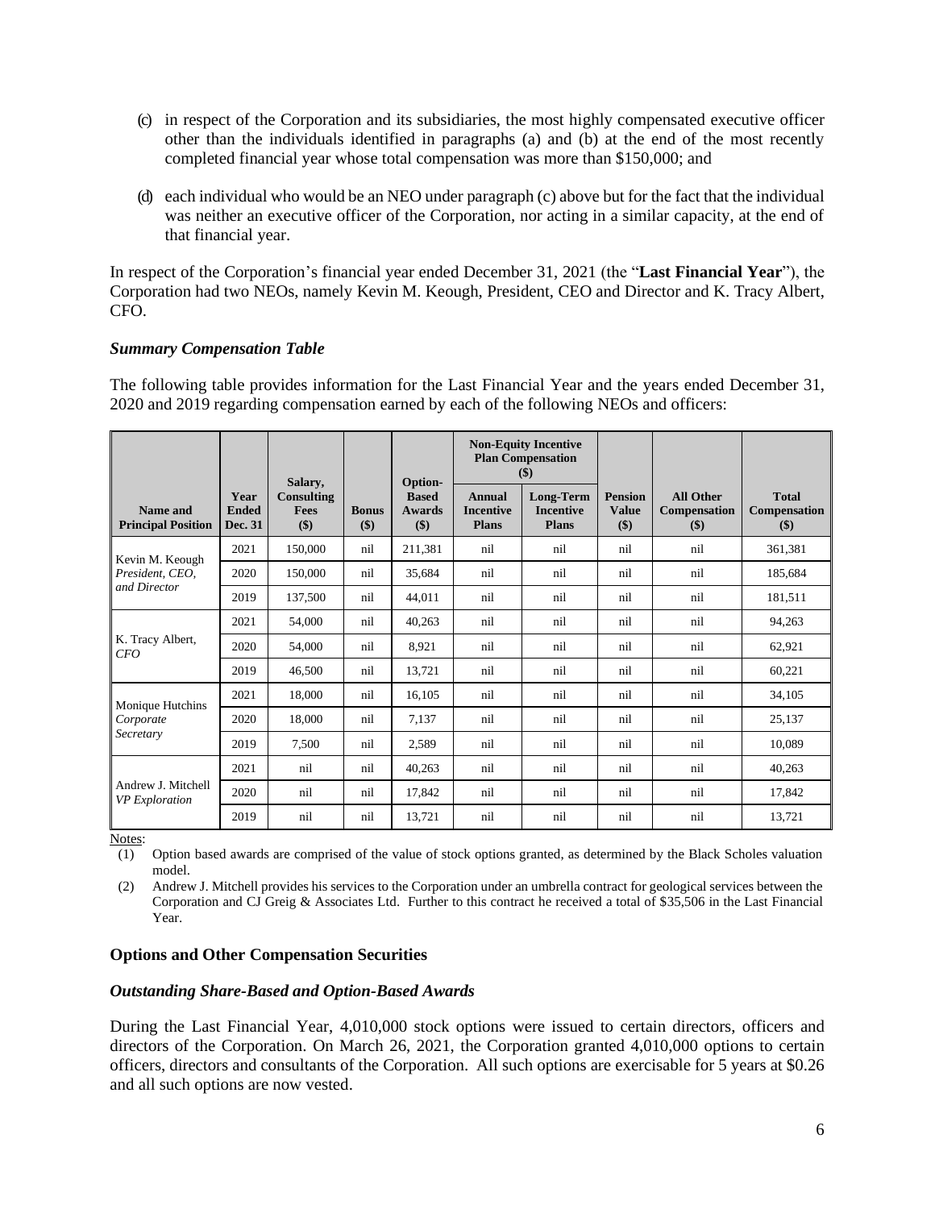(c) in respect of the Corporation and its subsidiaries, the most highly compensated executive officer other than the individuals identified in paragraphs (a) and (b) at the end of the most recently completed financial year whose total compensation was more than $150,000; and

(d) each individual who would be an NEO under paragraph (c) above but for the fact that the individual was neither an executive officer of the Corporation, nor acting in a similar capacity, at the end of that financial year.

In respect of the Corporation's financial year ended December 31, 2021 (the "**Last Financial Year**"), the Corporation had two NEOs, namely Kevin M. Keough, President, CEO and Director and K. Tracy Albert, CFO.

### *Summary Compensation Table*

The following table provides information for the Last Financial Year and the years ended December 31, 2020 and 2019 regarding compensation earned by each of the following NEOs and officers:

| Name and Principal Position | Year Ended Dec. 31 | Salary, Consulting Fees ($) | Bonus ($) | Option-Based Awards ($) | Non-Equity Incentive Plan Compensation ($) | | Pension Value ($) | All Other Compensation ($) | Total Compensation ($) |
|---|---|---|---|---|---|---|---|---|---|
| | | | | | Annual Incentive Plans | Long-Term Incentive Plans | | | |
| Kevin M. Keough *President, CEO, and Director* | 2021 | 150,000 | nil | 211,381 | nil | nil | nil | nil | 361,381 |
| | 2020 | 150,000 | nil | 35,684 | nil | nil | nil | nil | 185,684 |
| | 2019 | 137,500 | nil | 44,011 | nil | nil | nil | nil | 181,511 |
| K. Tracy Albert, *CFO* | 2021 | 54,000 | nil | 40,263 | nil | nil | nil | nil | 94,263 |
| | 2020 | 54,000 | nil | 8,921 | nil | nil | nil | nil | 62,921 |
| | 2019 | 46,500 | nil | 13,721 | nil | nil | nil | nil | 60,221 |
| Monique Hutchins *Corporate Secretary* | 2021 | 18,000 | nil | 16,105 | nil | nil | nil | nil | 34,105 |
| | 2020 | 18,000 | nil | 7,137 | nil | nil | nil | nil | 25,137 |
| | 2019 | 7,500 | nil | 2,589 | nil | nil | nil | nil | 10,089 |
| Andrew J. Mitchell *VP Exploration* | 2021 | nil | nil | 40,263 | nil | nil | nil | nil | 40,263 |
| | 2020 | nil | nil | 17,842 | nil | nil | nil | nil | 17,842 |
| | 2019 | nil | nil | 13,721 | nil | nil | nil | nil | 13,721 |

Notes:

(1) Option based awards are comprised of the value of stock options granted, as determined by the Black Scholes valuation model.

(2) Andrew J. Mitchell provides his services to the Corporation under an umbrella contract for geological services between the Corporation and CJ Greig & Associates Ltd. Further to this contract he received a total of $35,506 in the Last Financial Year.

## Options and Other Compensation Securities

### *Outstanding Share-Based and Option-Based Awards*

During the Last Financial Year, 4,010,000 stock options were issued to certain directors, officers and directors of the Corporation. On March 26, 2021, the Corporation granted 4,010,000 options to certain officers, directors and consultants of the Corporation. All such options are exercisable for 5 years at $0.26 and all such options are now vested.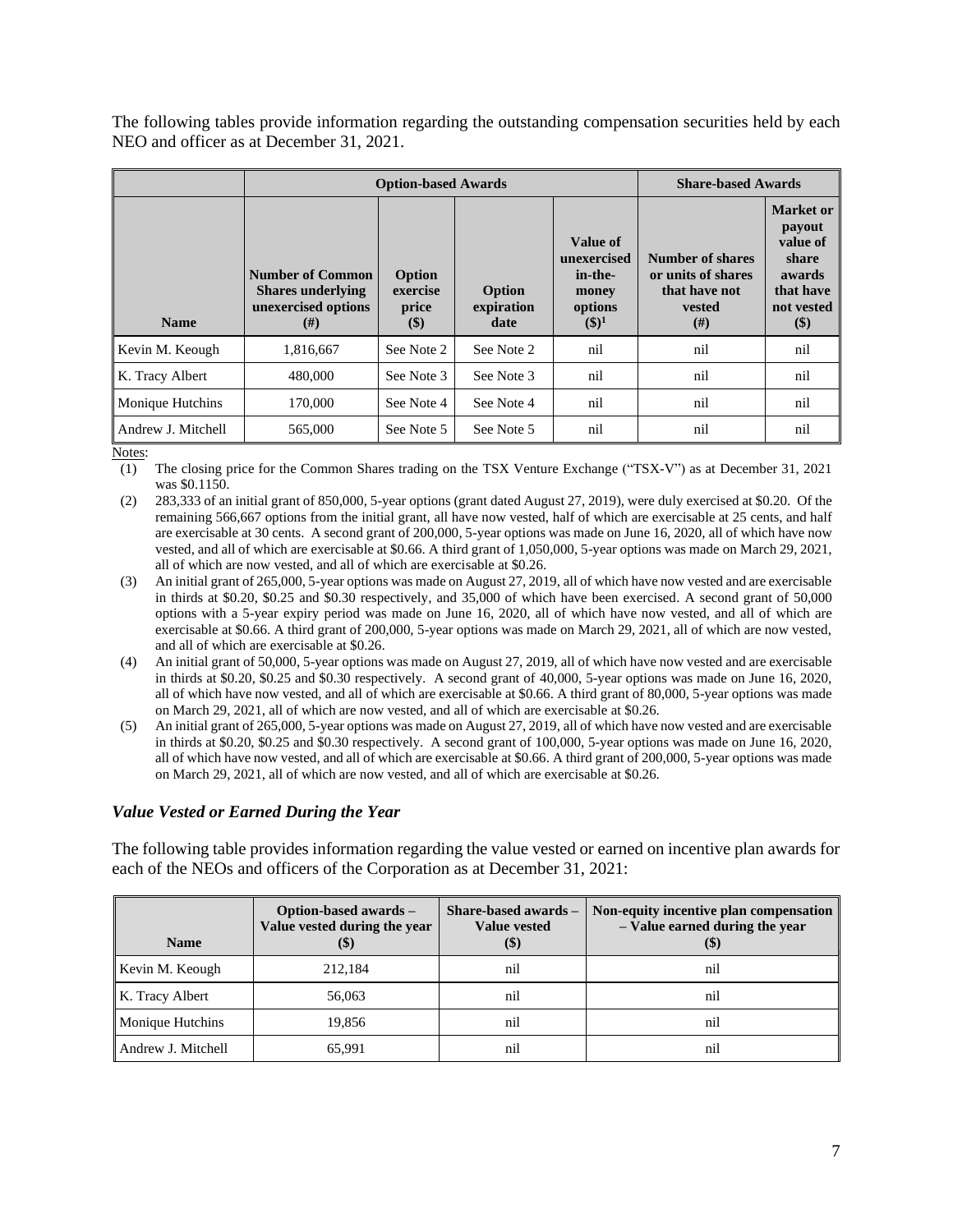The following tables provide information regarding the outstanding compensation securities held by each NEO and officer as at December 31, 2021.

| | **Option-based Awards** | | | | **Share-based Awards** | |
|---|---|---|---|---|---|---|
| **Name** | **Number of Common Shares underlying unexercised options (#)** | **Option exercise price ($)** | **Option expiration date** | **Value of unexercised in-the-money options ($)[1]** | **Number of shares or units of shares that have not vested (#)** | **Market or payout value of share awards that have not vested ($)** |
| Kevin M. Keough | 1,816,667 | See Note 2 | See Note 2 | nil | nil | nil |
| K. Tracy Albert | 480,000 | See Note 3 | See Note 3 | nil | nil | nil |
| Monique Hutchins | 170,000 | See Note 4 | See Note 4 | nil | nil | nil |
| Andrew J. Mitchell | 565,000 | See Note 5 | See Note 5 | nil | nil | nil |

Notes:

(1) The closing price for the Common Shares trading on the TSX Venture Exchange ("TSX-V") as at December 31, 2021 was $0.1150.

(2) 283,333 of an initial grant of 850,000, 5-year options (grant dated August 27, 2019), were duly exercised at $0.20. Of the remaining 566,667 options from the initial grant, all have now vested, half of which are exercisable at 25 cents, and half are exercisable at 30 cents. A second grant of 200,000, 5-year options was made on June 16, 2020, all of which have now vested, and all of which are exercisable at $0.66. A third grant of 1,050,000, 5-year options was made on March 29, 2021, all of which are now vested, and all of which are exercisable at $0.26.

(3) An initial grant of 265,000, 5-year options was made on August 27, 2019, all of which have now vested and are exercisable in thirds at $0.20, $0.25 and $0.30 respectively, and 35,000 of which have been exercised. A second grant of 50,000 options with a 5-year expiry period was made on June 16, 2020, all of which have now vested, and all of which are exercisable at $0.66. A third grant of 200,000, 5-year options was made on March 29, 2021, all of which are now vested, and all of which are exercisable at $0.26.

(4) An initial grant of 50,000, 5-year options was made on August 27, 2019, all of which have now vested and are exercisable in thirds at $0.20, $0.25 and $0.30 respectively. A second grant of 40,000, 5-year options was made on June 16, 2020, all of which have now vested, and all of which are exercisable at $0.66. A third grant of 80,000, 5-year options was made on March 29, 2021, all of which are now vested, and all of which are exercisable at $0.26.

(5) An initial grant of 265,000, 5-year options was made on August 27, 2019, all of which have now vested and are exercisable in thirds at $0.20, $0.25 and $0.30 respectively. A second grant of 100,000, 5-year options was made on June 16, 2020, all of which have now vested, and all of which are exercisable at $0.66. A third grant of 200,000, 5-year options was made on March 29, 2021, all of which are now vested, and all of which are exercisable at $0.26.

### *Value Vested or Earned During the Year*

The following table provides information regarding the value vested or earned on incentive plan awards for each of the NEOs and officers of the Corporation as at December 31, 2021:

| **Name** | **Option-based awards – Value vested during the year ($)** | **Share-based awards – Value vested ($)** | **Non-equity incentive plan compensation – Value earned during the year ($)** |
|---|---|---|---|
| Kevin M. Keough | 212,184 | nil | nil |
| K. Tracy Albert | 56,063 | nil | nil |
| Monique Hutchins | 19,856 | nil | nil |
| Andrew J. Mitchell | 65,991 | nil | nil |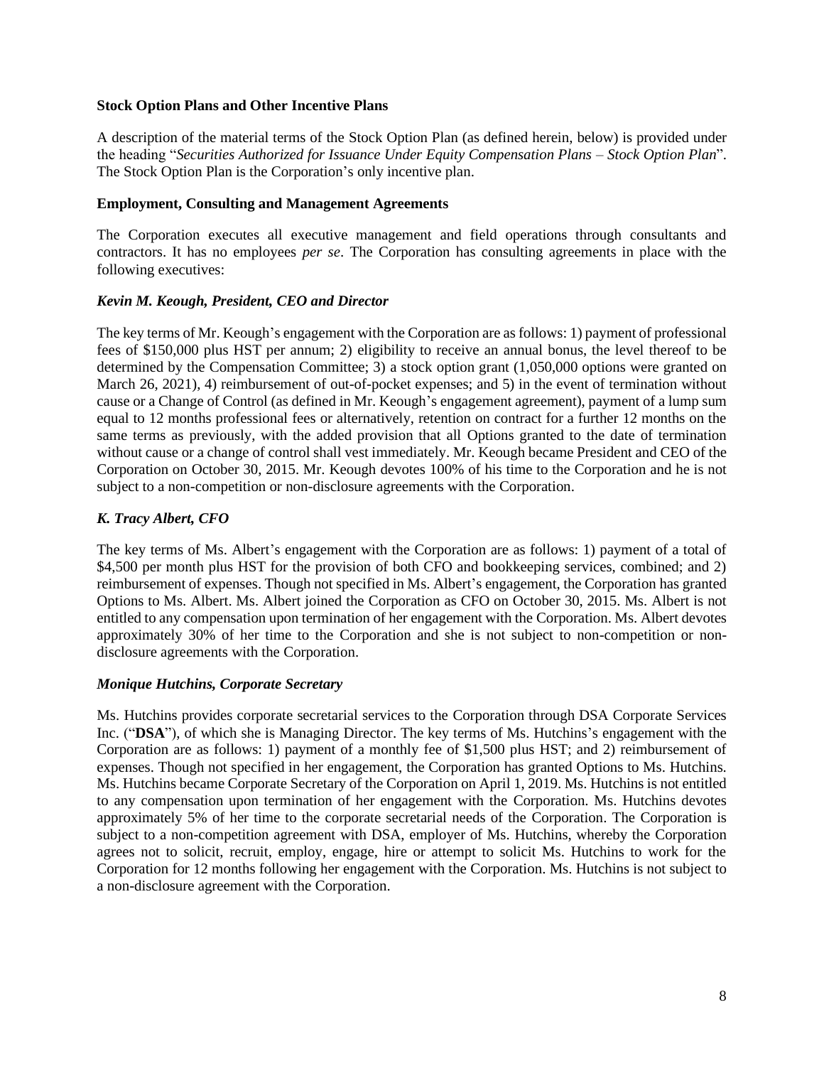**Stock Option Plans and Other Incentive Plans**

A description of the material terms of the Stock Option Plan (as defined herein, below) is provided under the heading "*Securities Authorized for Issuance Under Equity Compensation Plans – Stock Option Plan*". The Stock Option Plan is the Corporation's only incentive plan.

**Employment, Consulting and Management Agreements**

The Corporation executes all executive management and field operations through consultants and contractors. It has no employees *per se*. The Corporation has consulting agreements in place with the following executives:

***Kevin M. Keough, President, CEO and Director***

The key terms of Mr. Keough's engagement with the Corporation are as follows: 1) payment of professional fees of $150,000 plus HST per annum; 2) eligibility to receive an annual bonus, the level thereof to be determined by the Compensation Committee; 3) a stock option grant (1,050,000 options were granted on March 26, 2021), 4) reimbursement of out-of-pocket expenses; and 5) in the event of termination without cause or a Change of Control (as defined in Mr. Keough's engagement agreement), payment of a lump sum equal to 12 months professional fees or alternatively, retention on contract for a further 12 months on the same terms as previously, with the added provision that all Options granted to the date of termination without cause or a change of control shall vest immediately. Mr. Keough became President and CEO of the Corporation on October 30, 2015. Mr. Keough devotes 100% of his time to the Corporation and he is not subject to a non-competition or non-disclosure agreements with the Corporation.

***K. Tracy Albert, CFO***

The key terms of Ms. Albert's engagement with the Corporation are as follows: 1) payment of a total of $4,500 per month plus HST for the provision of both CFO and bookkeeping services, combined; and 2) reimbursement of expenses. Though not specified in Ms. Albert's engagement, the Corporation has granted Options to Ms. Albert. Ms. Albert joined the Corporation as CFO on October 30, 2015. Ms. Albert is not entitled to any compensation upon termination of her engagement with the Corporation. Ms. Albert devotes approximately 30% of her time to the Corporation and she is not subject to non-competition or non-disclosure agreements with the Corporation.

***Monique Hutchins, Corporate Secretary***

Ms. Hutchins provides corporate secretarial services to the Corporation through DSA Corporate Services Inc. ("**DSA**"), of which she is Managing Director. The key terms of Ms. Hutchins's engagement with the Corporation are as follows: 1) payment of a monthly fee of $1,500 plus HST; and 2) reimbursement of expenses. Though not specified in her engagement, the Corporation has granted Options to Ms. Hutchins. Ms. Hutchins became Corporate Secretary of the Corporation on April 1, 2019. Ms. Hutchins is not entitled to any compensation upon termination of her engagement with the Corporation. Ms. Hutchins devotes approximately 5% of her time to the corporate secretarial needs of the Corporation. The Corporation is subject to a non-competition agreement with DSA, employer of Ms. Hutchins, whereby the Corporation agrees not to solicit, recruit, employ, engage, hire or attempt to solicit Ms. Hutchins to work for the Corporation for 12 months following her engagement with the Corporation. Ms. Hutchins is not subject to a non-disclosure agreement with the Corporation.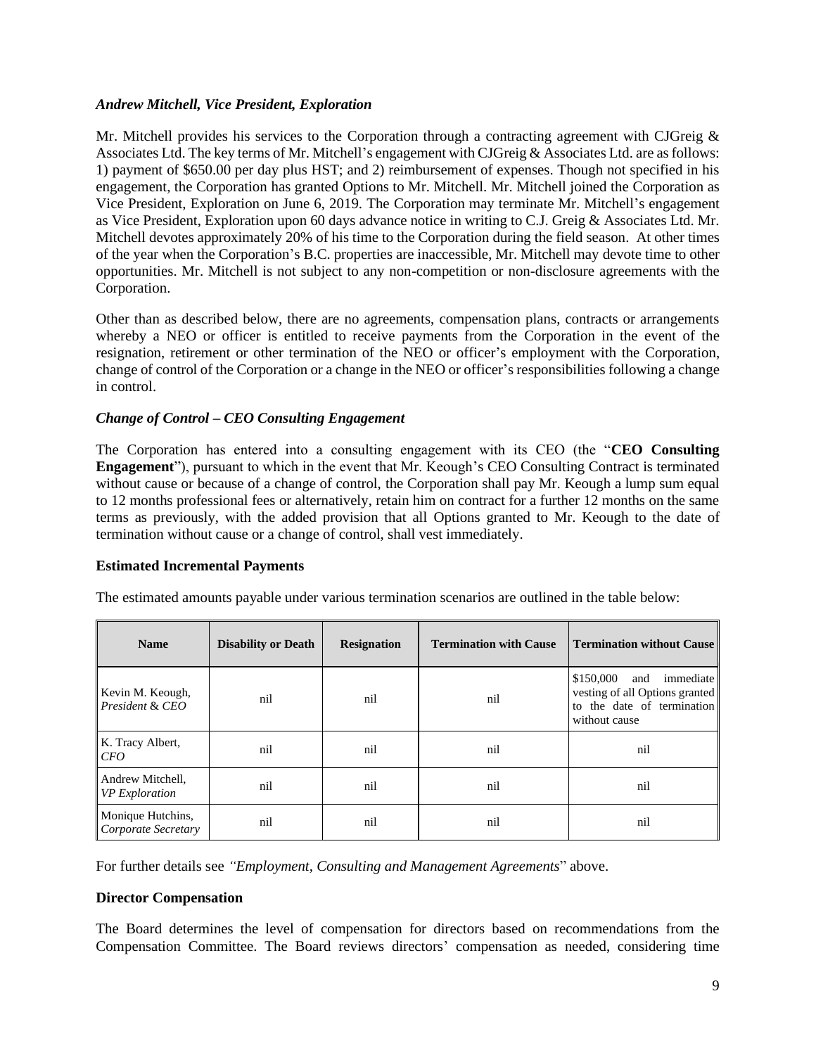***Andrew Mitchell, Vice President, Exploration***

Mr. Mitchell provides his services to the Corporation through a contracting agreement with CJGreig & Associates Ltd. The key terms of Mr. Mitchell's engagement with CJGreig & Associates Ltd. are as follows: 1) payment of $650.00 per day plus HST; and 2) reimbursement of expenses. Though not specified in his engagement, the Corporation has granted Options to Mr. Mitchell. Mr. Mitchell joined the Corporation as Vice President, Exploration on June 6, 2019. The Corporation may terminate Mr. Mitchell's engagement as Vice President, Exploration upon 60 days advance notice in writing to C.J. Greig & Associates Ltd. Mr. Mitchell devotes approximately 20% of his time to the Corporation during the field season. At other times of the year when the Corporation's B.C. properties are inaccessible, Mr. Mitchell may devote time to other opportunities. Mr. Mitchell is not subject to any non-competition or non-disclosure agreements with the Corporation.

Other than as described below, there are no agreements, compensation plans, contracts or arrangements whereby a NEO or officer is entitled to receive payments from the Corporation in the event of the resignation, retirement or other termination of the NEO or officer's employment with the Corporation, change of control of the Corporation or a change in the NEO or officer's responsibilities following a change in control.

***Change of Control – CEO Consulting Engagement***

The Corporation has entered into a consulting engagement with its CEO (the "**CEO Consulting Engagement**"), pursuant to which in the event that Mr. Keough's CEO Consulting Contract is terminated without cause or because of a change of control, the Corporation shall pay Mr. Keough a lump sum equal to 12 months professional fees or alternatively, retain him on contract for a further 12 months on the same terms as previously, with the added provision that all Options granted to Mr. Keough to the date of termination without cause or a change of control, shall vest immediately.

**Estimated Incremental Payments**

The estimated amounts payable under various termination scenarios are outlined in the table below:

| Name | Disability or Death | Resignation | Termination with Cause | Termination without Cause |
|---|---|---|---|---|
| Kevin M. Keough, *President & CEO* | nil | nil | nil | $150,000 and immediate vesting of all Options granted to the date of termination without cause |
| K. Tracy Albert, *CFO* | nil | nil | nil | nil |
| Andrew Mitchell, *VP Exploration* | nil | nil | nil | nil |
| Monique Hutchins, *Corporate Secretary* | nil | nil | nil | nil |

For further details see *"Employment, Consulting and Management Agreements*" above.

**Director Compensation**

The Board determines the level of compensation for directors based on recommendations from the Compensation Committee. The Board reviews directors' compensation as needed, considering time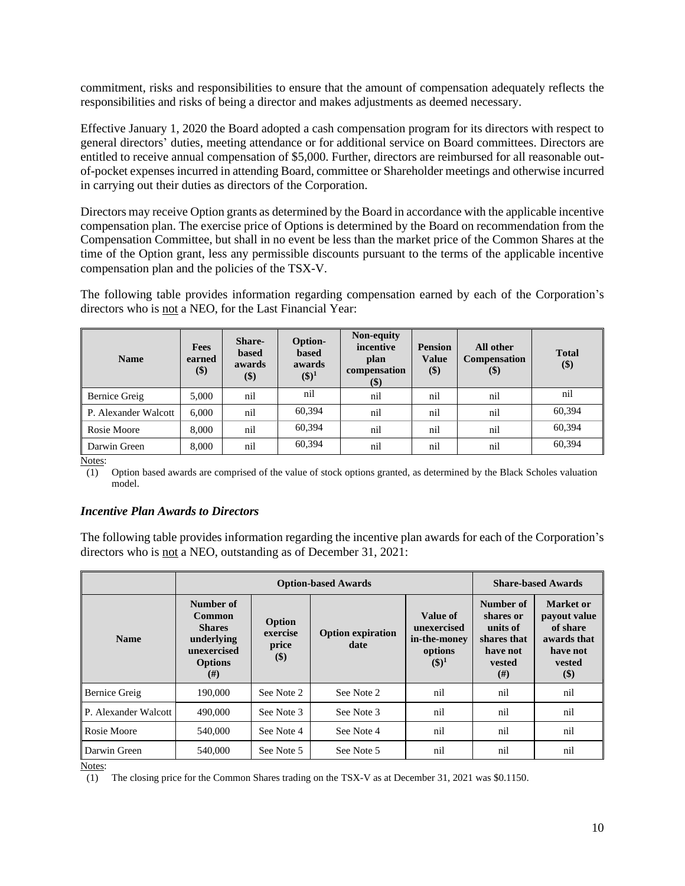commitment, risks and responsibilities to ensure that the amount of compensation adequately reflects the responsibilities and risks of being a director and makes adjustments as deemed necessary.

Effective January 1, 2020 the Board adopted a cash compensation program for its directors with respect to general directors' duties, meeting attendance or for additional service on Board committees. Directors are entitled to receive annual compensation of $5,000. Further, directors are reimbursed for all reasonable out-of-pocket expenses incurred in attending Board, committee or Shareholder meetings and otherwise incurred in carrying out their duties as directors of the Corporation.

Directors may receive Option grants as determined by the Board in accordance with the applicable incentive compensation plan. The exercise price of Options is determined by the Board on recommendation from the Compensation Committee, but shall in no event be less than the market price of the Common Shares at the time of the Option grant, less any permissible discounts pursuant to the terms of the applicable incentive compensation plan and the policies of the TSX-V.

The following table provides information regarding compensation earned by each of the Corporation's directors who is not a NEO, for the Last Financial Year:

| Name | Fees earned ($) | Share-based awards ($) | Option-based awards ($)[1] | Non-equity incentive plan compensation ($) | Pension Value ($) | All other Compensation ($) | Total ($) |
|---|---|---|---|---|---|---|---|
| Bernice Greig | 5,000 | nil | nil | nil | nil | nil | nil |
| P. Alexander Walcott | 6,000 | nil | 60,394 | nil | nil | nil | 60,394 |
| Rosie Moore | 8,000 | nil | 60,394 | nil | nil | nil | 60,394 |
| Darwin Green | 8,000 | nil | 60,394 | nil | nil | nil | 60,394 |

Notes:

(1) Option based awards are comprised of the value of stock options granted, as determined by the Black Scholes valuation model.

### *Incentive Plan Awards to Directors*

The following table provides information regarding the incentive plan awards for each of the Corporation's directors who is not a NEO, outstanding as of December 31, 2021:

| | Option-based Awards | | | | Share-based Awards | |
|---|---|---|---|---|---|---|
| Name | Number of Common Shares underlying unexercised Options (#) | Option exercise price ($) | Option expiration date | Value of unexercised in-the-money options ($)[1] | Number of shares or units of shares that have not vested (#) | Market or payout value of share awards that have not vested ($) |
| Bernice Greig | 190,000 | See Note 2 | See Note 2 | nil | nil | nil |
| P. Alexander Walcott | 490,000 | See Note 3 | See Note 3 | nil | nil | nil |
| Rosie Moore | 540,000 | See Note 4 | See Note 4 | nil | nil | nil |
| Darwin Green | 540,000 | See Note 5 | See Note 5 | nil | nil | nil |

Notes:

(1) The closing price for the Common Shares trading on the TSX-V as at December 31, 2021 was $0.1150.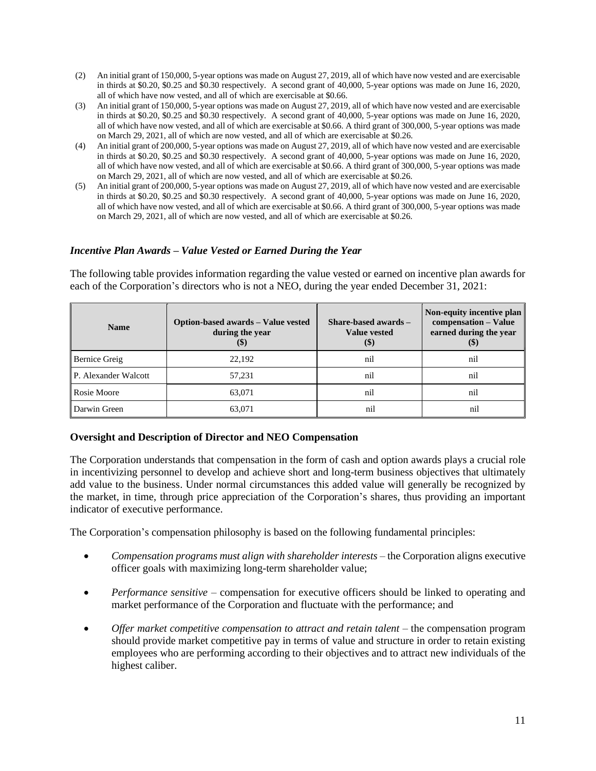(2) An initial grant of 150,000, 5-year options was made on August 27, 2019, all of which have now vested and are exercisable in thirds at $0.20, $0.25 and $0.30 respectively. A second grant of 40,000, 5-year options was made on June 16, 2020, all of which have now vested, and all of which are exercisable at $0.66.

(3) An initial grant of 150,000, 5-year options was made on August 27, 2019, all of which have now vested and are exercisable in thirds at $0.20, $0.25 and $0.30 respectively. A second grant of 40,000, 5-year options was made on June 16, 2020, all of which have now vested, and all of which are exercisable at $0.66. A third grant of 300,000, 5-year options was made on March 29, 2021, all of which are now vested, and all of which are exercisable at $0.26.

(4) An initial grant of 200,000, 5-year options was made on August 27, 2019, all of which have now vested and are exercisable in thirds at $0.20, $0.25 and $0.30 respectively. A second grant of 40,000, 5-year options was made on June 16, 2020, all of which have now vested, and all of which are exercisable at $0.66. A third grant of 300,000, 5-year options was made on March 29, 2021, all of which are now vested, and all of which are exercisable at $0.26.

(5) An initial grant of 200,000, 5-year options was made on August 27, 2019, all of which have now vested and are exercisable in thirds at $0.20, $0.25 and $0.30 respectively. A second grant of 40,000, 5-year options was made on June 16, 2020, all of which have now vested, and all of which are exercisable at $0.66. A third grant of 300,000, 5-year options was made on March 29, 2021, all of which are now vested, and all of which are exercisable at $0.26.

### *Incentive Plan Awards – Value Vested or Earned During the Year*

The following table provides information regarding the value vested or earned on incentive plan awards for each of the Corporation's directors who is not a NEO, during the year ended December 31, 2021:

| Name | Option-based awards – Value vested during the year ($) | Share-based awards – Value vested ($) | Non-equity incentive plan compensation – Value earned during the year ($) |
|---|---|---|---|
| Bernice Greig | 22,192 | nil | nil |
| P. Alexander Walcott | 57,231 | nil | nil |
| Rosie Moore | 63,071 | nil | nil |
| Darwin Green | 63,071 | nil | nil |

### Oversight and Description of Director and NEO Compensation

The Corporation understands that compensation in the form of cash and option awards plays a crucial role in incentivizing personnel to develop and achieve short and long-term business objectives that ultimately add value to the business. Under normal circumstances this added value will generally be recognized by the market, in time, through price appreciation of the Corporation's shares, thus providing an important indicator of executive performance.

The Corporation's compensation philosophy is based on the following fundamental principles:

- *Compensation programs must align with shareholder interests* – the Corporation aligns executive officer goals with maximizing long-term shareholder value;
- *Performance sensitive* – compensation for executive officers should be linked to operating and market performance of the Corporation and fluctuate with the performance; and
- *Offer market competitive compensation to attract and retain talent* – the compensation program should provide market competitive pay in terms of value and structure in order to retain existing employees who are performing according to their objectives and to attract new individuals of the highest caliber.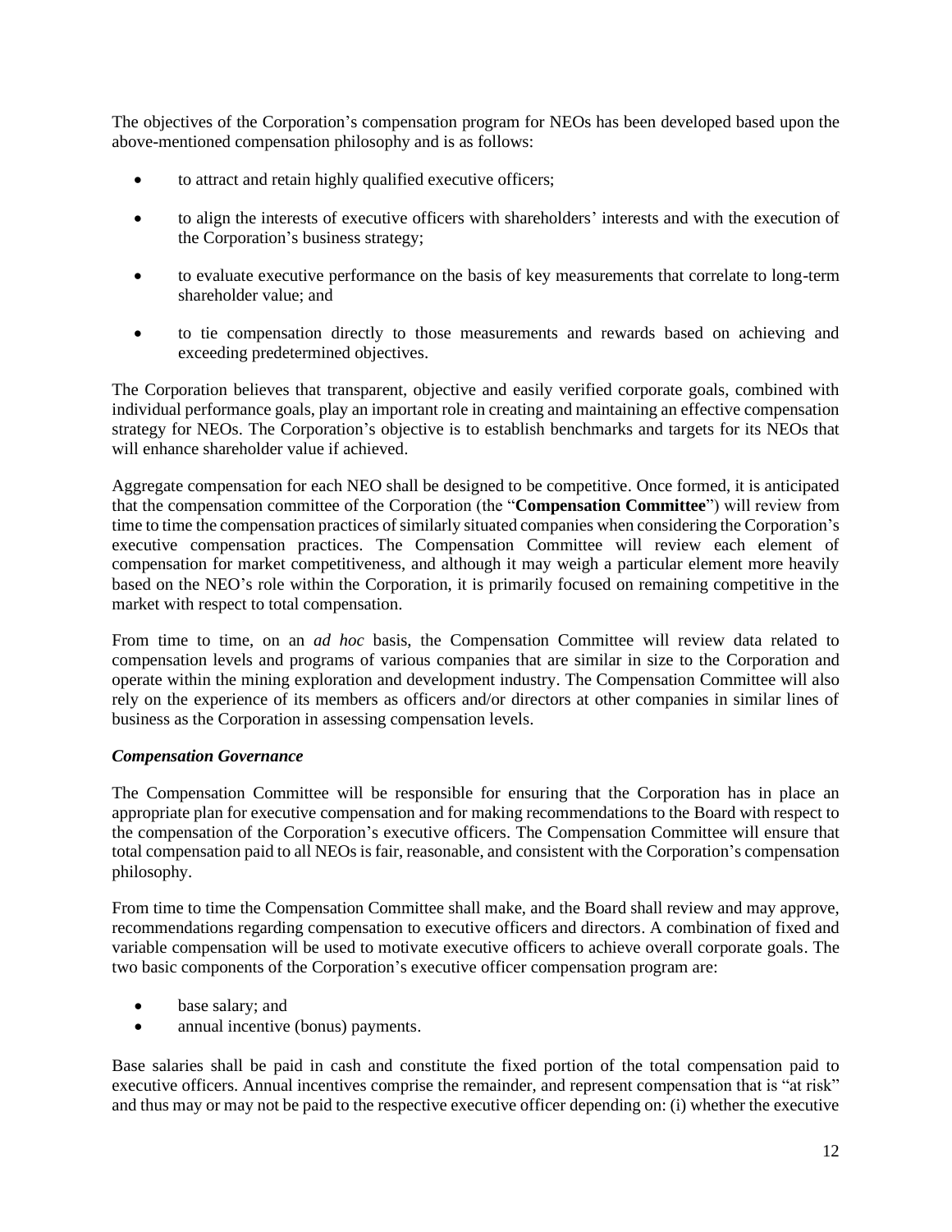The objectives of the Corporation's compensation program for NEOs has been developed based upon the above-mentioned compensation philosophy and is as follows:

- to attract and retain highly qualified executive officers;
- to align the interests of executive officers with shareholders' interests and with the execution of the Corporation's business strategy;
- to evaluate executive performance on the basis of key measurements that correlate to long-term shareholder value; and
- to tie compensation directly to those measurements and rewards based on achieving and exceeding predetermined objectives.

The Corporation believes that transparent, objective and easily verified corporate goals, combined with individual performance goals, play an important role in creating and maintaining an effective compensation strategy for NEOs. The Corporation's objective is to establish benchmarks and targets for its NEOs that will enhance shareholder value if achieved.

Aggregate compensation for each NEO shall be designed to be competitive. Once formed, it is anticipated that the compensation committee of the Corporation (the "**Compensation Committee**") will review from time to time the compensation practices of similarly situated companies when considering the Corporation's executive compensation practices. The Compensation Committee will review each element of compensation for market competitiveness, and although it may weigh a particular element more heavily based on the NEO's role within the Corporation, it is primarily focused on remaining competitive in the market with respect to total compensation.

From time to time, on an *ad hoc* basis, the Compensation Committee will review data related to compensation levels and programs of various companies that are similar in size to the Corporation and operate within the mining exploration and development industry. The Compensation Committee will also rely on the experience of its members as officers and/or directors at other companies in similar lines of business as the Corporation in assessing compensation levels.

***Compensation Governance***

The Compensation Committee will be responsible for ensuring that the Corporation has in place an appropriate plan for executive compensation and for making recommendations to the Board with respect to the compensation of the Corporation's executive officers. The Compensation Committee will ensure that total compensation paid to all NEOs is fair, reasonable, and consistent with the Corporation's compensation philosophy.

From time to time the Compensation Committee shall make, and the Board shall review and may approve, recommendations regarding compensation to executive officers and directors. A combination of fixed and variable compensation will be used to motivate executive officers to achieve overall corporate goals. The two basic components of the Corporation's executive officer compensation program are:

- base salary; and
- annual incentive (bonus) payments.

Base salaries shall be paid in cash and constitute the fixed portion of the total compensation paid to executive officers. Annual incentives comprise the remainder, and represent compensation that is "at risk" and thus may or may not be paid to the respective executive officer depending on: (i) whether the executive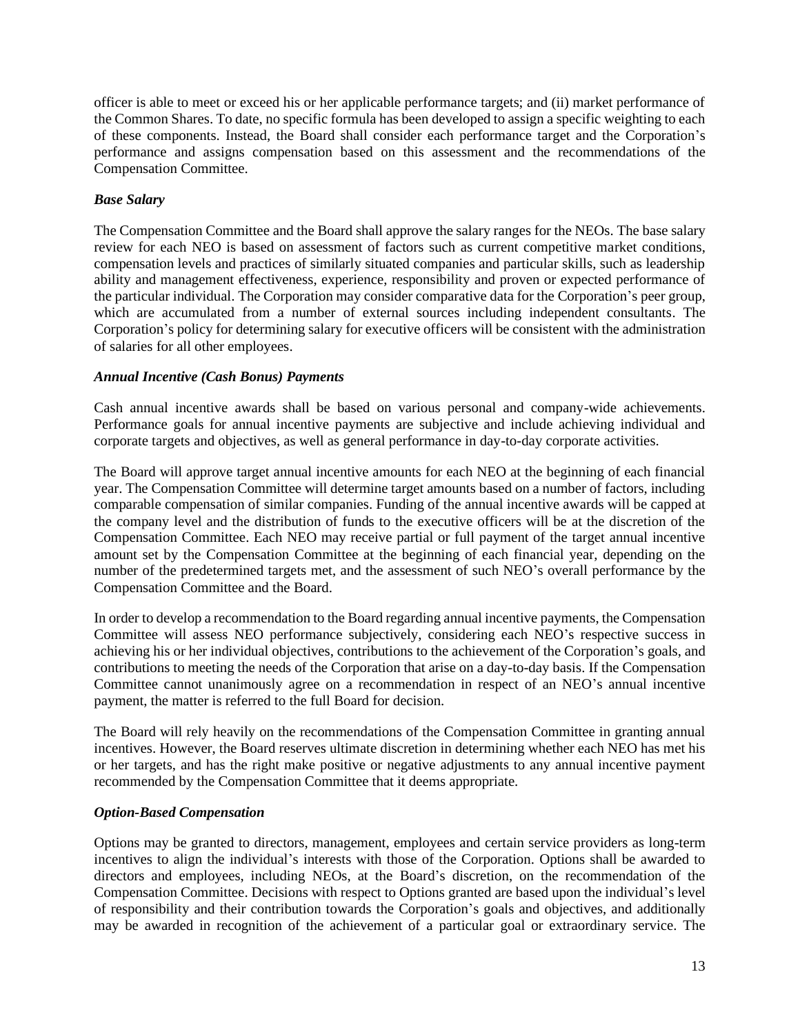officer is able to meet or exceed his or her applicable performance targets; and (ii) market performance of the Common Shares. To date, no specific formula has been developed to assign a specific weighting to each of these components. Instead, the Board shall consider each performance target and the Corporation's performance and assigns compensation based on this assessment and the recommendations of the Compensation Committee.

***Base Salary***

The Compensation Committee and the Board shall approve the salary ranges for the NEOs. The base salary review for each NEO is based on assessment of factors such as current competitive market conditions, compensation levels and practices of similarly situated companies and particular skills, such as leadership ability and management effectiveness, experience, responsibility and proven or expected performance of the particular individual. The Corporation may consider comparative data for the Corporation's peer group, which are accumulated from a number of external sources including independent consultants. The Corporation's policy for determining salary for executive officers will be consistent with the administration of salaries for all other employees.

***Annual Incentive (Cash Bonus) Payments***

Cash annual incentive awards shall be based on various personal and company-wide achievements. Performance goals for annual incentive payments are subjective and include achieving individual and corporate targets and objectives, as well as general performance in day-to-day corporate activities.

The Board will approve target annual incentive amounts for each NEO at the beginning of each financial year. The Compensation Committee will determine target amounts based on a number of factors, including comparable compensation of similar companies. Funding of the annual incentive awards will be capped at the company level and the distribution of funds to the executive officers will be at the discretion of the Compensation Committee. Each NEO may receive partial or full payment of the target annual incentive amount set by the Compensation Committee at the beginning of each financial year, depending on the number of the predetermined targets met, and the assessment of such NEO's overall performance by the Compensation Committee and the Board.

In order to develop a recommendation to the Board regarding annual incentive payments, the Compensation Committee will assess NEO performance subjectively, considering each NEO's respective success in achieving his or her individual objectives, contributions to the achievement of the Corporation's goals, and contributions to meeting the needs of the Corporation that arise on a day-to-day basis. If the Compensation Committee cannot unanimously agree on a recommendation in respect of an NEO's annual incentive payment, the matter is referred to the full Board for decision.

The Board will rely heavily on the recommendations of the Compensation Committee in granting annual incentives. However, the Board reserves ultimate discretion in determining whether each NEO has met his or her targets, and has the right make positive or negative adjustments to any annual incentive payment recommended by the Compensation Committee that it deems appropriate.

***Option-Based Compensation***

Options may be granted to directors, management, employees and certain service providers as long-term incentives to align the individual's interests with those of the Corporation. Options shall be awarded to directors and employees, including NEOs, at the Board's discretion, on the recommendation of the Compensation Committee. Decisions with respect to Options granted are based upon the individual's level of responsibility and their contribution towards the Corporation's goals and objectives, and additionally may be awarded in recognition of the achievement of a particular goal or extraordinary service. The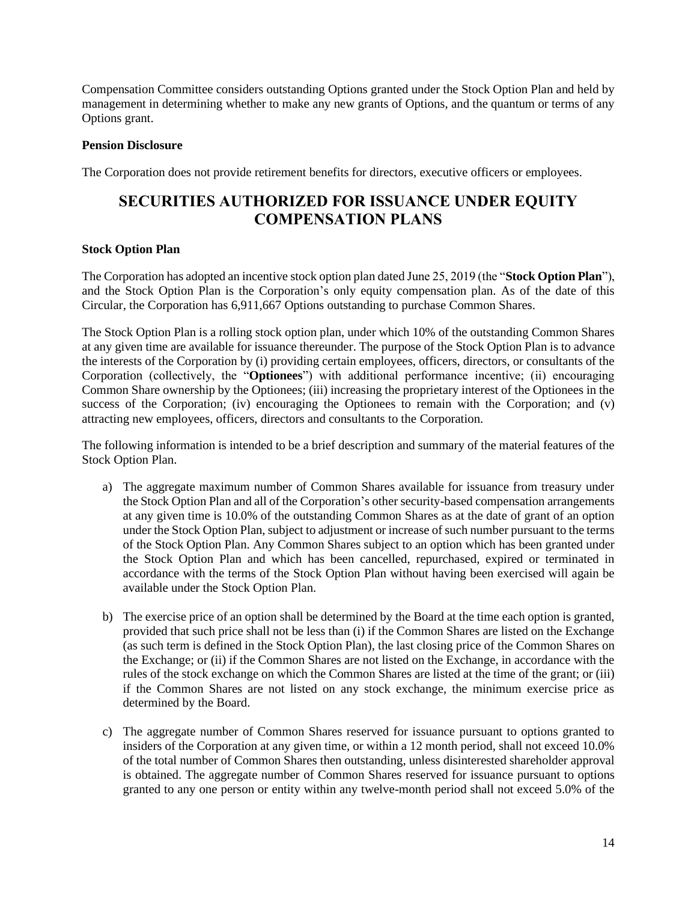Compensation Committee considers outstanding Options granted under the Stock Option Plan and held by management in determining whether to make any new grants of Options, and the quantum or terms of any Options grant.

**Pension Disclosure**

The Corporation does not provide retirement benefits for directors, executive officers or employees.

# SECURITIES AUTHORIZED FOR ISSUANCE UNDER EQUITY COMPENSATION PLANS

**Stock Option Plan**

The Corporation has adopted an incentive stock option plan dated June 25, 2019 (the "**Stock Option Plan**"), and the Stock Option Plan is the Corporation's only equity compensation plan. As of the date of this Circular, the Corporation has 6,911,667 Options outstanding to purchase Common Shares.

The Stock Option Plan is a rolling stock option plan, under which 10% of the outstanding Common Shares at any given time are available for issuance thereunder. The purpose of the Stock Option Plan is to advance the interests of the Corporation by (i) providing certain employees, officers, directors, or consultants of the Corporation (collectively, the "**Optionees**") with additional performance incentive; (ii) encouraging Common Share ownership by the Optionees; (iii) increasing the proprietary interest of the Optionees in the success of the Corporation; (iv) encouraging the Optionees to remain with the Corporation; and (v) attracting new employees, officers, directors and consultants to the Corporation.

The following information is intended to be a brief description and summary of the material features of the Stock Option Plan.

a) The aggregate maximum number of Common Shares available for issuance from treasury under the Stock Option Plan and all of the Corporation's other security-based compensation arrangements at any given time is 10.0% of the outstanding Common Shares as at the date of grant of an option under the Stock Option Plan, subject to adjustment or increase of such number pursuant to the terms of the Stock Option Plan. Any Common Shares subject to an option which has been granted under the Stock Option Plan and which has been cancelled, repurchased, expired or terminated in accordance with the terms of the Stock Option Plan without having been exercised will again be available under the Stock Option Plan.

b) The exercise price of an option shall be determined by the Board at the time each option is granted, provided that such price shall not be less than (i) if the Common Shares are listed on the Exchange (as such term is defined in the Stock Option Plan), the last closing price of the Common Shares on the Exchange; or (ii) if the Common Shares are not listed on the Exchange, in accordance with the rules of the stock exchange on which the Common Shares are listed at the time of the grant; or (iii) if the Common Shares are not listed on any stock exchange, the minimum exercise price as determined by the Board.

c) The aggregate number of Common Shares reserved for issuance pursuant to options granted to insiders of the Corporation at any given time, or within a 12 month period, shall not exceed 10.0% of the total number of Common Shares then outstanding, unless disinterested shareholder approval is obtained. The aggregate number of Common Shares reserved for issuance pursuant to options granted to any one person or entity within any twelve-month period shall not exceed 5.0% of the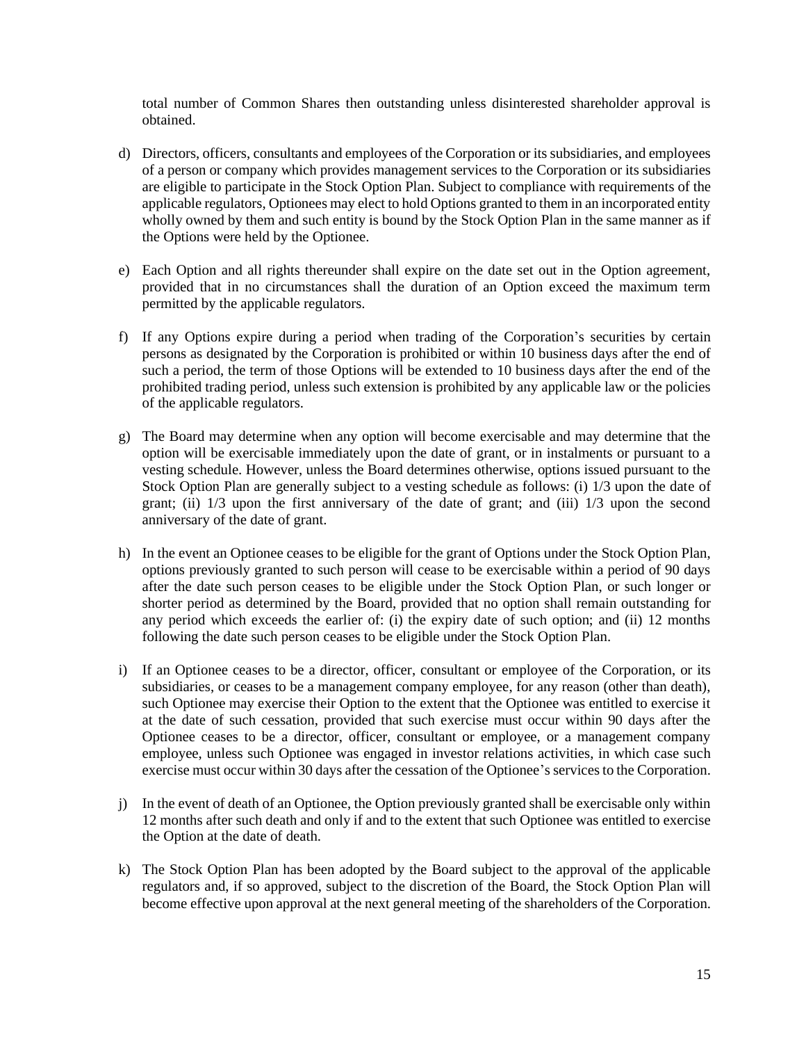total number of Common Shares then outstanding unless disinterested shareholder approval is obtained.

d) Directors, officers, consultants and employees of the Corporation or its subsidiaries, and employees of a person or company which provides management services to the Corporation or its subsidiaries are eligible to participate in the Stock Option Plan. Subject to compliance with requirements of the applicable regulators, Optionees may elect to hold Options granted to them in an incorporated entity wholly owned by them and such entity is bound by the Stock Option Plan in the same manner as if the Options were held by the Optionee.

e) Each Option and all rights thereunder shall expire on the date set out in the Option agreement, provided that in no circumstances shall the duration of an Option exceed the maximum term permitted by the applicable regulators.

f) If any Options expire during a period when trading of the Corporation's securities by certain persons as designated by the Corporation is prohibited or within 10 business days after the end of such a period, the term of those Options will be extended to 10 business days after the end of the prohibited trading period, unless such extension is prohibited by any applicable law or the policies of the applicable regulators.

g) The Board may determine when any option will become exercisable and may determine that the option will be exercisable immediately upon the date of grant, or in instalments or pursuant to a vesting schedule. However, unless the Board determines otherwise, options issued pursuant to the Stock Option Plan are generally subject to a vesting schedule as follows: (i) 1/3 upon the date of grant; (ii) 1/3 upon the first anniversary of the date of grant; and (iii) 1/3 upon the second anniversary of the date of grant.

h) In the event an Optionee ceases to be eligible for the grant of Options under the Stock Option Plan, options previously granted to such person will cease to be exercisable within a period of 90 days after the date such person ceases to be eligible under the Stock Option Plan, or such longer or shorter period as determined by the Board, provided that no option shall remain outstanding for any period which exceeds the earlier of: (i) the expiry date of such option; and (ii) 12 months following the date such person ceases to be eligible under the Stock Option Plan.

i) If an Optionee ceases to be a director, officer, consultant or employee of the Corporation, or its subsidiaries, or ceases to be a management company employee, for any reason (other than death), such Optionee may exercise their Option to the extent that the Optionee was entitled to exercise it at the date of such cessation, provided that such exercise must occur within 90 days after the Optionee ceases to be a director, officer, consultant or employee, or a management company employee, unless such Optionee was engaged in investor relations activities, in which case such exercise must occur within 30 days after the cessation of the Optionee's services to the Corporation.

j) In the event of death of an Optionee, the Option previously granted shall be exercisable only within 12 months after such death and only if and to the extent that such Optionee was entitled to exercise the Option at the date of death.

k) The Stock Option Plan has been adopted by the Board subject to the approval of the applicable regulators and, if so approved, subject to the discretion of the Board, the Stock Option Plan will become effective upon approval at the next general meeting of the shareholders of the Corporation.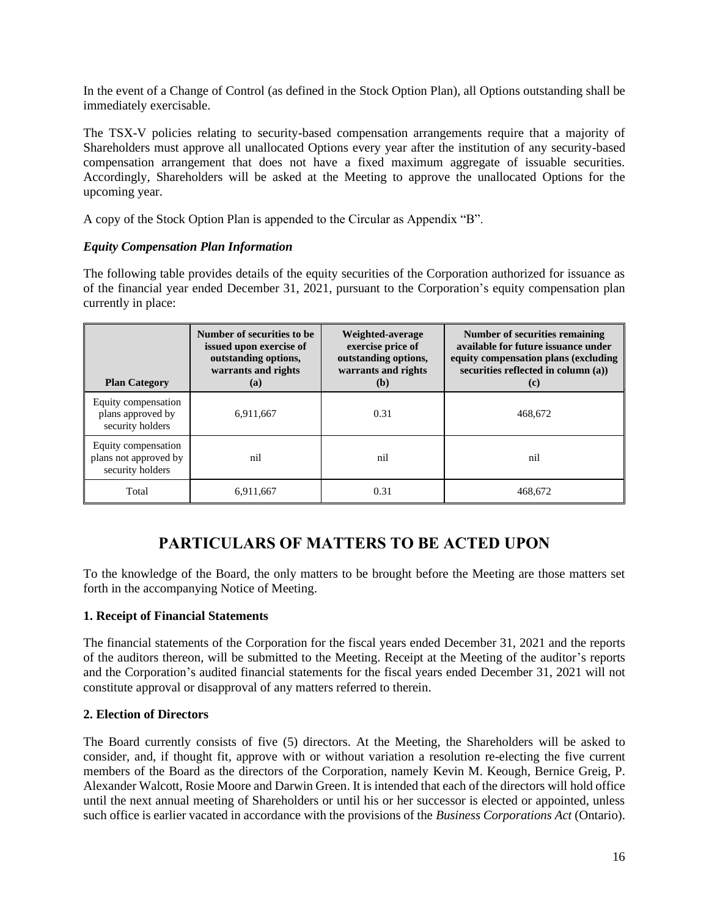In the event of a Change of Control (as defined in the Stock Option Plan), all Options outstanding shall be immediately exercisable.

The TSX-V policies relating to security-based compensation arrangements require that a majority of Shareholders must approve all unallocated Options every year after the institution of any security-based compensation arrangement that does not have a fixed maximum aggregate of issuable securities. Accordingly, Shareholders will be asked at the Meeting to approve the unallocated Options for the upcoming year.

A copy of the Stock Option Plan is appended to the Circular as Appendix "B".

***Equity Compensation Plan Information***

The following table provides details of the equity securities of the Corporation authorized for issuance as of the financial year ended December 31, 2021, pursuant to the Corporation's equity compensation plan currently in place:

| Plan Category | Number of securities to be issued upon exercise of outstanding options, warrants and rights (a) | Weighted-average exercise price of outstanding options, warrants and rights (b) | Number of securities remaining available for future issuance under equity compensation plans (excluding securities reflected in column (a)) (c) |
|---|---|---|---|
| Equity compensation plans approved by security holders | 6,911,667 | 0.31 | 468,672 |
| Equity compensation plans not approved by security holders | nil | nil | nil |
| Total | 6,911,667 | 0.31 | 468,672 |

# PARTICULARS OF MATTERS TO BE ACTED UPON

To the knowledge of the Board, the only matters to be brought before the Meeting are those matters set forth in the accompanying Notice of Meeting.

**1. Receipt of Financial Statements**

The financial statements of the Corporation for the fiscal years ended December 31, 2021 and the reports of the auditors thereon, will be submitted to the Meeting. Receipt at the Meeting of the auditor's reports and the Corporation's audited financial statements for the fiscal years ended December 31, 2021 will not constitute approval or disapproval of any matters referred to therein.

**2. Election of Directors**

The Board currently consists of five (5) directors. At the Meeting, the Shareholders will be asked to consider, and, if thought fit, approve with or without variation a resolution re-electing the five current members of the Board as the directors of the Corporation, namely Kevin M. Keough, Bernice Greig, P. Alexander Walcott, Rosie Moore and Darwin Green. It is intended that each of the directors will hold office until the next annual meeting of Shareholders or until his or her successor is elected or appointed, unless such office is earlier vacated in accordance with the provisions of the *Business Corporations Act* (Ontario).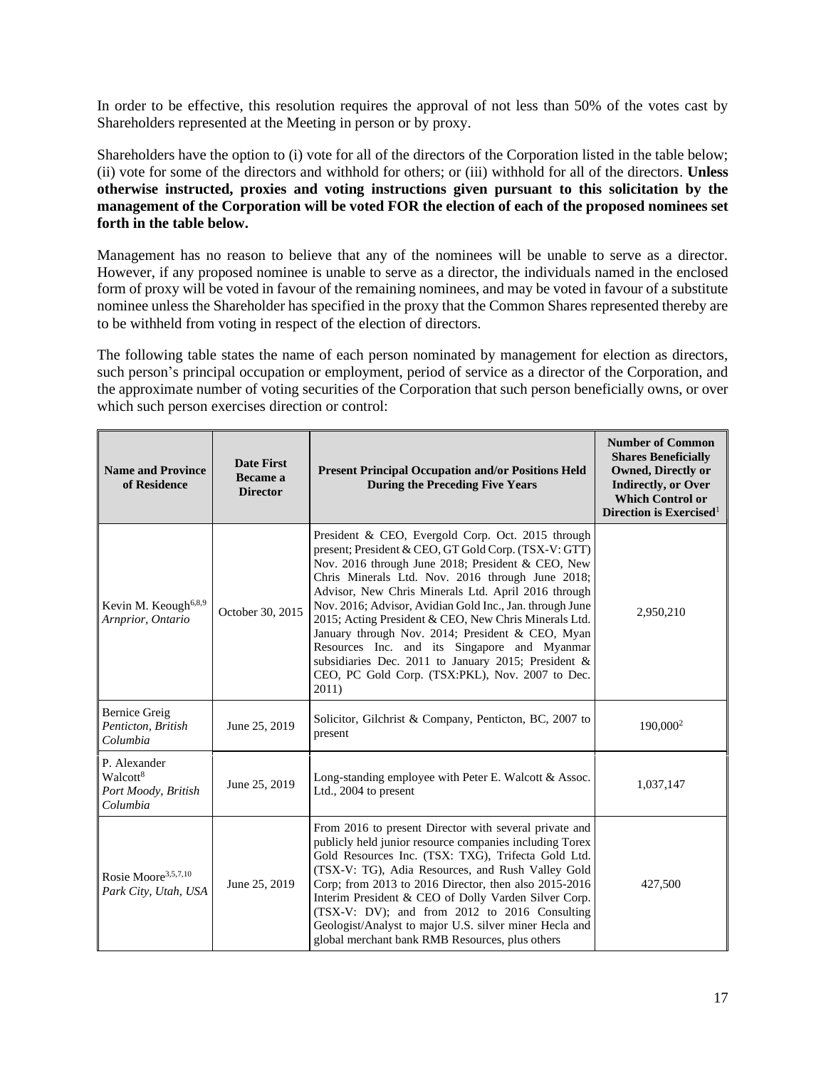In order to be effective, this resolution requires the approval of not less than 50% of the votes cast by Shareholders represented at the Meeting in person or by proxy.

Shareholders have the option to (i) vote for all of the directors of the Corporation listed in the table below; (ii) vote for some of the directors and withhold for others; or (iii) withhold for all of the directors. **Unless otherwise instructed, proxies and voting instructions given pursuant to this solicitation by the management of the Corporation will be voted FOR the election of each of the proposed nominees set forth in the table below.**

Management has no reason to believe that any of the nominees will be unable to serve as a director. However, if any proposed nominee is unable to serve as a director, the individuals named in the enclosed form of proxy will be voted in favour of the remaining nominees, and may be voted in favour of a substitute nominee unless the Shareholder has specified in the proxy that the Common Shares represented thereby are to be withheld from voting in respect of the election of directors.

The following table states the name of each person nominated by management for election as directors, such person's principal occupation or employment, period of service as a director of the Corporation, and the approximate number of voting securities of the Corporation that such person beneficially owns, or over which such person exercises direction or control:

| Name and Province of Residence | Date First Became a Director | Present Principal Occupation and/or Positions Held During the Preceding Five Years | Number of Common Shares Beneficially Owned, Directly or Indirectly, or Over Which Control or Direction is Exercised[1] |
|---|---|---|---|
| Kevin M. Keough[6,8,9] *Arnprior, Ontario* | October 30, 2015 | President & CEO, Evergold Corp. Oct. 2015 through present; President & CEO, GT Gold Corp. (TSX-V: GTT) Nov. 2016 through June 2018; President & CEO, New Chris Minerals Ltd. Nov. 2016 through June 2018; Advisor, New Chris Minerals Ltd. April 2016 through Nov. 2016; Advisor, Avidian Gold Inc., Jan. through June 2015; Acting President & CEO, New Chris Minerals Ltd. January through Nov. 2014; President & CEO, Myan Resources Inc. and its Singapore and Myanmar subsidiaries Dec. 2011 to January 2015; President & CEO, PC Gold Corp. (TSX:PKL), Nov. 2007 to Dec. 2011) | 2,950,210 |
| Bernice Greig *Penticton, British Columbia* | June 25, 2019 | Solicitor, Gilchrist & Company, Penticton, BC, 2007 to present | 190,000[2] |
| P. Alexander Walcott[8] *Port Moody, British Columbia* | June 25, 2019 | Long-standing employee with Peter E. Walcott & Assoc. Ltd., 2004 to present | 1,037,147 |
| Rosie Moore[3,5,7,10] *Park City, Utah, USA* | June 25, 2019 | From 2016 to present Director with several private and publicly held junior resource companies including Torex Gold Resources Inc. (TSX: TXG), Trifecta Gold Ltd. (TSX-V: TG), Adia Resources, and Rush Valley Gold Corp; from 2013 to 2016 Director, then also 2015-2016 Interim President & CEO of Dolly Varden Silver Corp. (TSX-V: DV); and from 2012 to 2016 Consulting Geologist/Analyst to major U.S. silver miner Hecla and global merchant bank RMB Resources, plus others | 427,500 |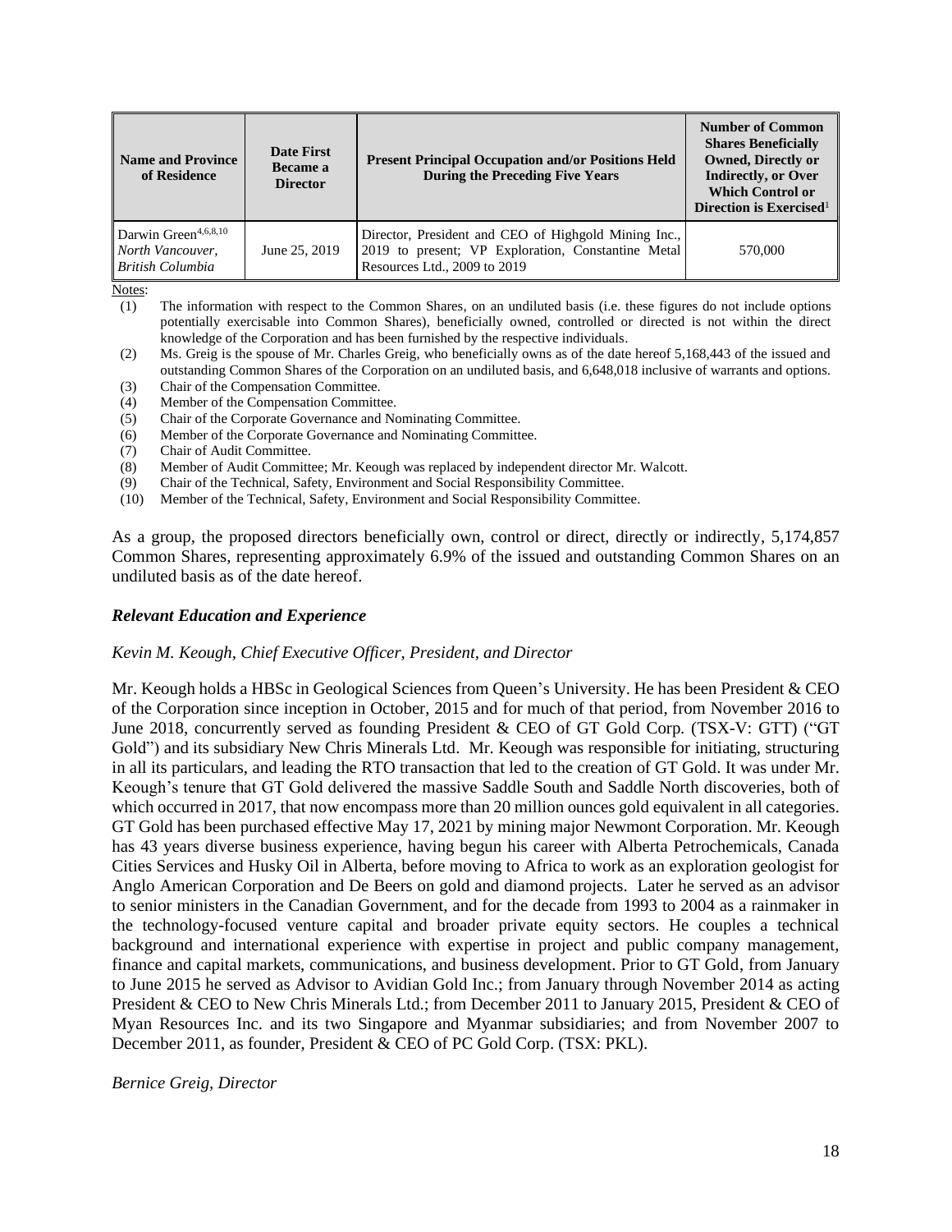| Name and Province of Residence | Date First Became a Director | Present Principal Occupation and/or Positions Held During the Preceding Five Years | Number of Common Shares Beneficially Owned, Directly or Indirectly, or Over Which Control or Direction is Exercised[1] |
|---|---|---|---|
| Darwin Green[4,6,8,10] *North Vancouver, British Columbia* | June 25, 2019 | Director, President and CEO of Highgold Mining Inc., 2019 to present; VP Exploration, Constantine Metal Resources Ltd., 2009 to 2019 | 570,000 |

Notes:

(1) The information with respect to the Common Shares, on an undiluted basis (i.e. these figures do not include options potentially exercisable into Common Shares), beneficially owned, controlled or directed is not within the direct knowledge of the Corporation and has been furnished by the respective individuals.
(2) Ms. Greig is the spouse of Mr. Charles Greig, who beneficially owns as of the date hereof 5,168,443 of the issued and outstanding Common Shares of the Corporation on an undiluted basis, and 6,648,018 inclusive of warrants and options.
(3) Chair of the Compensation Committee.
(4) Member of the Compensation Committee.
(5) Chair of the Corporate Governance and Nominating Committee.
(6) Member of the Corporate Governance and Nominating Committee.
(7) Chair of Audit Committee.
(8) Member of Audit Committee; Mr. Keough was replaced by independent director Mr. Walcott.
(9) Chair of the Technical, Safety, Environment and Social Responsibility Committee.
(10) Member of the Technical, Safety, Environment and Social Responsibility Committee.

As a group, the proposed directors beneficially own, control or direct, directly or indirectly, 5,174,857 Common Shares, representing approximately 6.9% of the issued and outstanding Common Shares on an undiluted basis as of the date hereof.

***Relevant Education and Experience***

*Kevin M. Keough, Chief Executive Officer, President, and Director*

Mr. Keough holds a HBSc in Geological Sciences from Queen's University. He has been President & CEO of the Corporation since inception in October, 2015 and for much of that period, from November 2016 to June 2018, concurrently served as founding President & CEO of GT Gold Corp. (TSX-V: GTT) ("GT Gold") and its subsidiary New Chris Minerals Ltd. Mr. Keough was responsible for initiating, structuring in all its particulars, and leading the RTO transaction that led to the creation of GT Gold. It was under Mr. Keough's tenure that GT Gold delivered the massive Saddle South and Saddle North discoveries, both of which occurred in 2017, that now encompass more than 20 million ounces gold equivalent in all categories. GT Gold has been purchased effective May 17, 2021 by mining major Newmont Corporation. Mr. Keough has 43 years diverse business experience, having begun his career with Alberta Petrochemicals, Canada Cities Services and Husky Oil in Alberta, before moving to Africa to work as an exploration geologist for Anglo American Corporation and De Beers on gold and diamond projects. Later he served as an advisor to senior ministers in the Canadian Government, and for the decade from 1993 to 2004 as a rainmaker in the technology-focused venture capital and broader private equity sectors. He couples a technical background and international experience with expertise in project and public company management, finance and capital markets, communications, and business development. Prior to GT Gold, from January to June 2015 he served as Advisor to Avidian Gold Inc.; from January through November 2014 as acting President & CEO to New Chris Minerals Ltd.; from December 2011 to January 2015, President & CEO of Myan Resources Inc. and its two Singapore and Myanmar subsidiaries; and from November 2007 to December 2011, as founder, President & CEO of PC Gold Corp. (TSX: PKL).

*Bernice Greig, Director*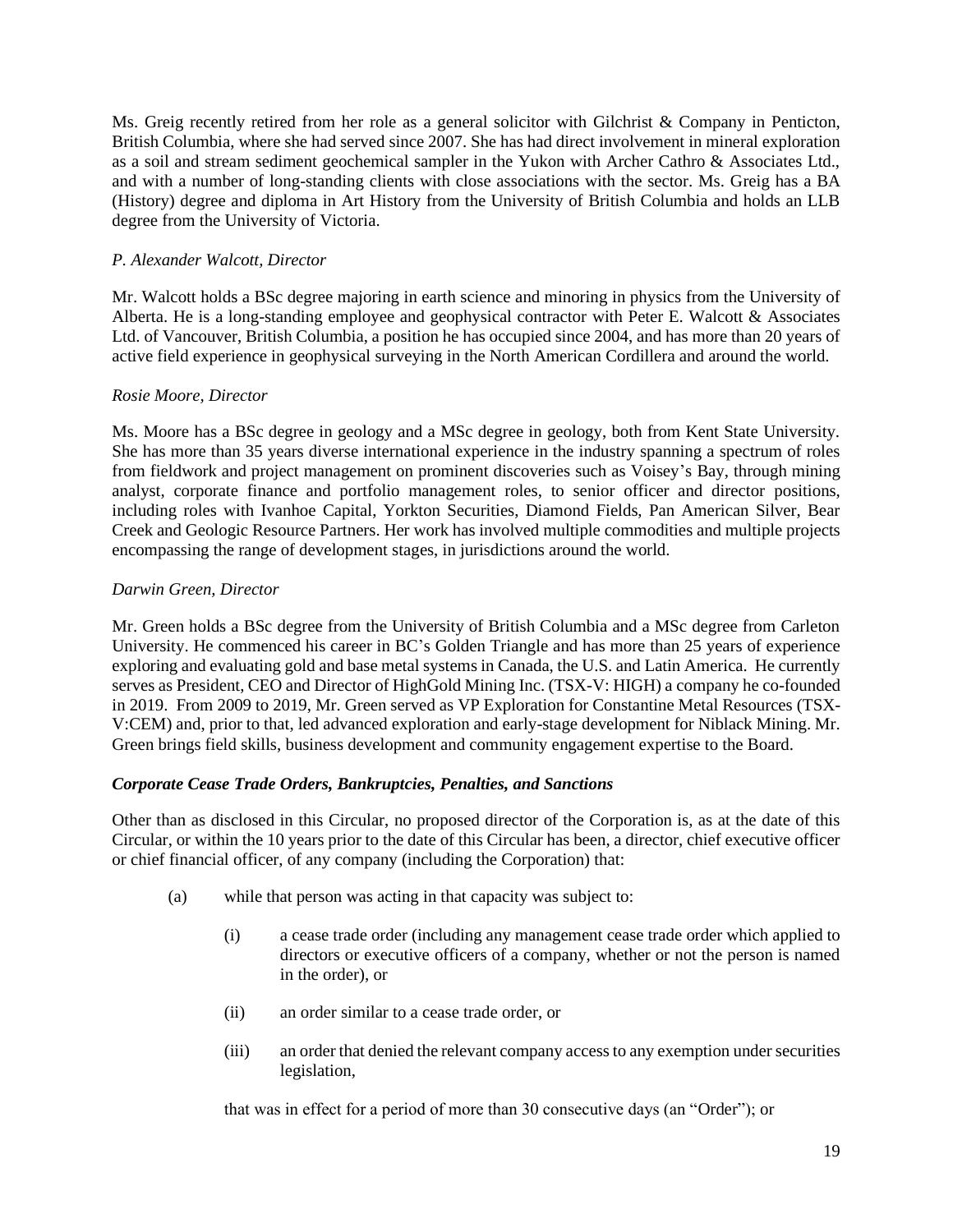Ms. Greig recently retired from her role as a general solicitor with Gilchrist & Company in Penticton, British Columbia, where she had served since 2007. She has had direct involvement in mineral exploration as a soil and stream sediment geochemical sampler in the Yukon with Archer Cathro & Associates Ltd., and with a number of long-standing clients with close associations with the sector. Ms. Greig has a BA (History) degree and diploma in Art History from the University of British Columbia and holds an LLB degree from the University of Victoria.

*P. Alexander Walcott, Director*

Mr. Walcott holds a BSc degree majoring in earth science and minoring in physics from the University of Alberta. He is a long-standing employee and geophysical contractor with Peter E. Walcott & Associates Ltd. of Vancouver, British Columbia, a position he has occupied since 2004, and has more than 20 years of active field experience in geophysical surveying in the North American Cordillera and around the world.

*Rosie Moore, Director*

Ms. Moore has a BSc degree in geology and a MSc degree in geology, both from Kent State University. She has more than 35 years diverse international experience in the industry spanning a spectrum of roles from fieldwork and project management on prominent discoveries such as Voisey's Bay, through mining analyst, corporate finance and portfolio management roles, to senior officer and director positions, including roles with Ivanhoe Capital, Yorkton Securities, Diamond Fields, Pan American Silver, Bear Creek and Geologic Resource Partners. Her work has involved multiple commodities and multiple projects encompassing the range of development stages, in jurisdictions around the world.

*Darwin Green, Director*

Mr. Green holds a BSc degree from the University of British Columbia and a MSc degree from Carleton University. He commenced his career in BC's Golden Triangle and has more than 25 years of experience exploring and evaluating gold and base metal systems in Canada, the U.S. and Latin America. He currently serves as President, CEO and Director of HighGold Mining Inc. (TSX-V: HIGH) a company he co-founded in 2019. From 2009 to 2019, Mr. Green served as VP Exploration for Constantine Metal Resources (TSX-V:CEM) and, prior to that, led advanced exploration and early-stage development for Niblack Mining. Mr. Green brings field skills, business development and community engagement expertise to the Board.

***Corporate Cease Trade Orders, Bankruptcies, Penalties, and Sanctions***

Other than as disclosed in this Circular, no proposed director of the Corporation is, as at the date of this Circular, or within the 10 years prior to the date of this Circular has been, a director, chief executive officer or chief financial officer, of any company (including the Corporation) that:

(a) while that person was acting in that capacity was subject to:

   (i) a cease trade order (including any management cease trade order which applied to directors or executive officers of a company, whether or not the person is named in the order), or

   (ii) an order similar to a cease trade order, or

   (iii) an order that denied the relevant company access to any exemption under securities legislation,

   that was in effect for a period of more than 30 consecutive days (an "Order"); or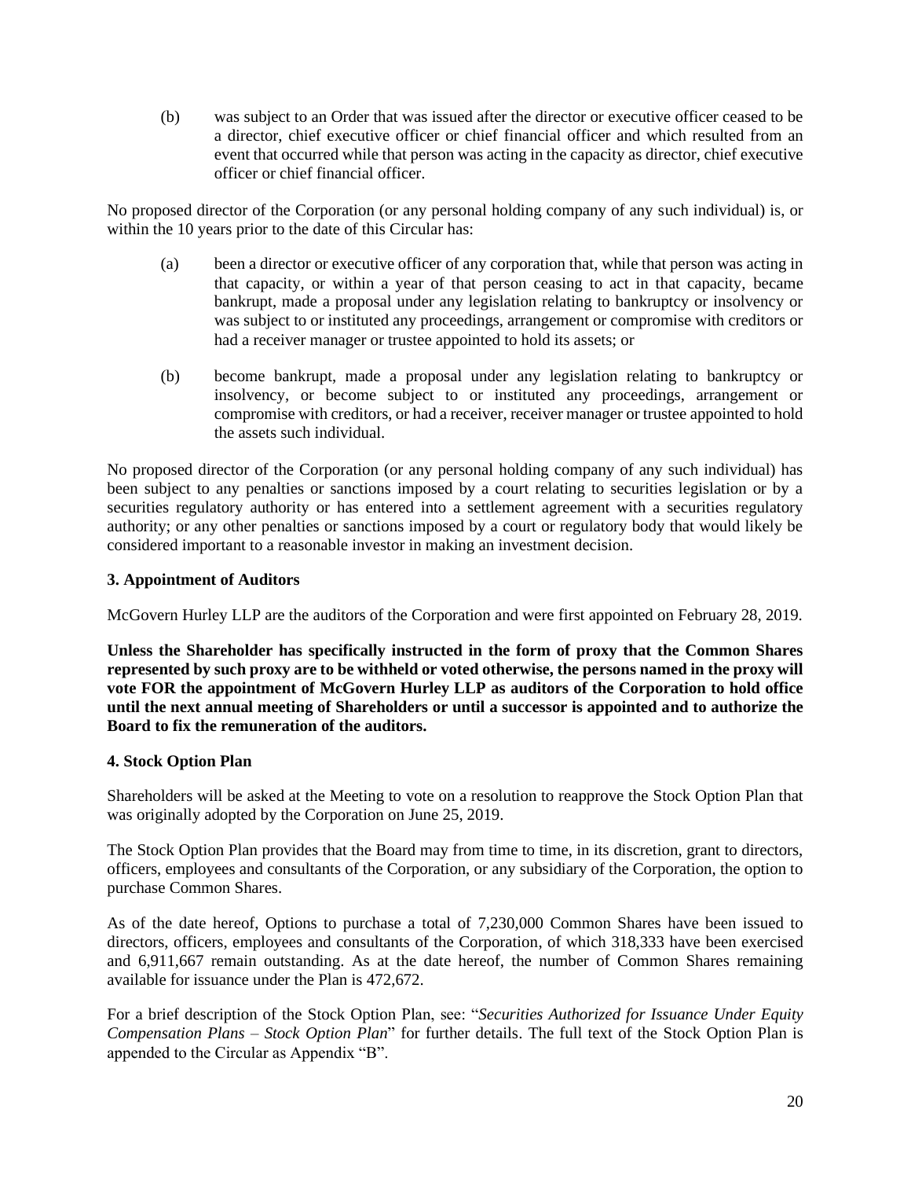(b) was subject to an Order that was issued after the director or executive officer ceased to be a director, chief executive officer or chief financial officer and which resulted from an event that occurred while that person was acting in the capacity as director, chief executive officer or chief financial officer.

No proposed director of the Corporation (or any personal holding company of any such individual) is, or within the 10 years prior to the date of this Circular has:

(a) been a director or executive officer of any corporation that, while that person was acting in that capacity, or within a year of that person ceasing to act in that capacity, became bankrupt, made a proposal under any legislation relating to bankruptcy or insolvency or was subject to or instituted any proceedings, arrangement or compromise with creditors or had a receiver manager or trustee appointed to hold its assets; or

(b) become bankrupt, made a proposal under any legislation relating to bankruptcy or insolvency, or become subject to or instituted any proceedings, arrangement or compromise with creditors, or had a receiver, receiver manager or trustee appointed to hold the assets such individual.

No proposed director of the Corporation (or any personal holding company of any such individual) has been subject to any penalties or sanctions imposed by a court relating to securities legislation or by a securities regulatory authority or has entered into a settlement agreement with a securities regulatory authority; or any other penalties or sanctions imposed by a court or regulatory body that would likely be considered important to a reasonable investor in making an investment decision.

**3. Appointment of Auditors**

McGovern Hurley LLP are the auditors of the Corporation and were first appointed on February 28, 2019.

**Unless the Shareholder has specifically instructed in the form of proxy that the Common Shares represented by such proxy are to be withheld or voted otherwise, the persons named in the proxy will vote FOR the appointment of McGovern Hurley LLP as auditors of the Corporation to hold office until the next annual meeting of Shareholders or until a successor is appointed and to authorize the Board to fix the remuneration of the auditors.**

**4. Stock Option Plan**

Shareholders will be asked at the Meeting to vote on a resolution to reapprove the Stock Option Plan that was originally adopted by the Corporation on June 25, 2019.

The Stock Option Plan provides that the Board may from time to time, in its discretion, grant to directors, officers, employees and consultants of the Corporation, or any subsidiary of the Corporation, the option to purchase Common Shares.

As of the date hereof, Options to purchase a total of 7,230,000 Common Shares have been issued to directors, officers, employees and consultants of the Corporation, of which 318,333 have been exercised and 6,911,667 remain outstanding. As at the date hereof, the number of Common Shares remaining available for issuance under the Plan is 472,672.

For a brief description of the Stock Option Plan, see: "*Securities Authorized for Issuance Under Equity Compensation Plans – Stock Option Plan*" for further details. The full text of the Stock Option Plan is appended to the Circular as Appendix "B".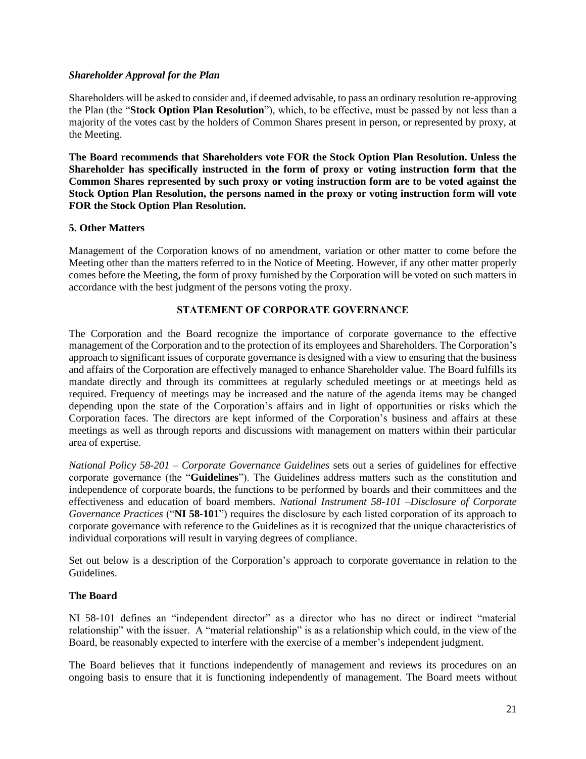***Shareholder Approval for the Plan***

Shareholders will be asked to consider and, if deemed advisable, to pass an ordinary resolution re-approving the Plan (the "**Stock Option Plan Resolution**"), which, to be effective, must be passed by not less than a majority of the votes cast by the holders of Common Shares present in person, or represented by proxy, at the Meeting.

**The Board recommends that Shareholders vote FOR the Stock Option Plan Resolution. Unless the Shareholder has specifically instructed in the form of proxy or voting instruction form that the Common Shares represented by such proxy or voting instruction form are to be voted against the Stock Option Plan Resolution, the persons named in the proxy or voting instruction form will vote FOR the Stock Option Plan Resolution.**

**5. Other Matters**

Management of the Corporation knows of no amendment, variation or other matter to come before the Meeting other than the matters referred to in the Notice of Meeting. However, if any other matter properly comes before the Meeting, the form of proxy furnished by the Corporation will be voted on such matters in accordance with the best judgment of the persons voting the proxy.

## STATEMENT OF CORPORATE GOVERNANCE

The Corporation and the Board recognize the importance of corporate governance to the effective management of the Corporation and to the protection of its employees and Shareholders. The Corporation's approach to significant issues of corporate governance is designed with a view to ensuring that the business and affairs of the Corporation are effectively managed to enhance Shareholder value. The Board fulfills its mandate directly and through its committees at regularly scheduled meetings or at meetings held as required. Frequency of meetings may be increased and the nature of the agenda items may be changed depending upon the state of the Corporation's affairs and in light of opportunities or risks which the Corporation faces. The directors are kept informed of the Corporation's business and affairs at these meetings as well as through reports and discussions with management on matters within their particular area of expertise.

*National Policy 58-201 – Corporate Governance Guidelines* sets out a series of guidelines for effective corporate governance (the "**Guidelines**"). The Guidelines address matters such as the constitution and independence of corporate boards, the functions to be performed by boards and their committees and the effectiveness and education of board members. *National Instrument 58-101 –Disclosure of Corporate Governance Practices* ("**NI 58-101**") requires the disclosure by each listed corporation of its approach to corporate governance with reference to the Guidelines as it is recognized that the unique characteristics of individual corporations will result in varying degrees of compliance.

Set out below is a description of the Corporation's approach to corporate governance in relation to the Guidelines.

**The Board**

NI 58-101 defines an "independent director" as a director who has no direct or indirect "material relationship" with the issuer. A "material relationship" is as a relationship which could, in the view of the Board, be reasonably expected to interfere with the exercise of a member's independent judgment.

The Board believes that it functions independently of management and reviews its procedures on an ongoing basis to ensure that it is functioning independently of management. The Board meets without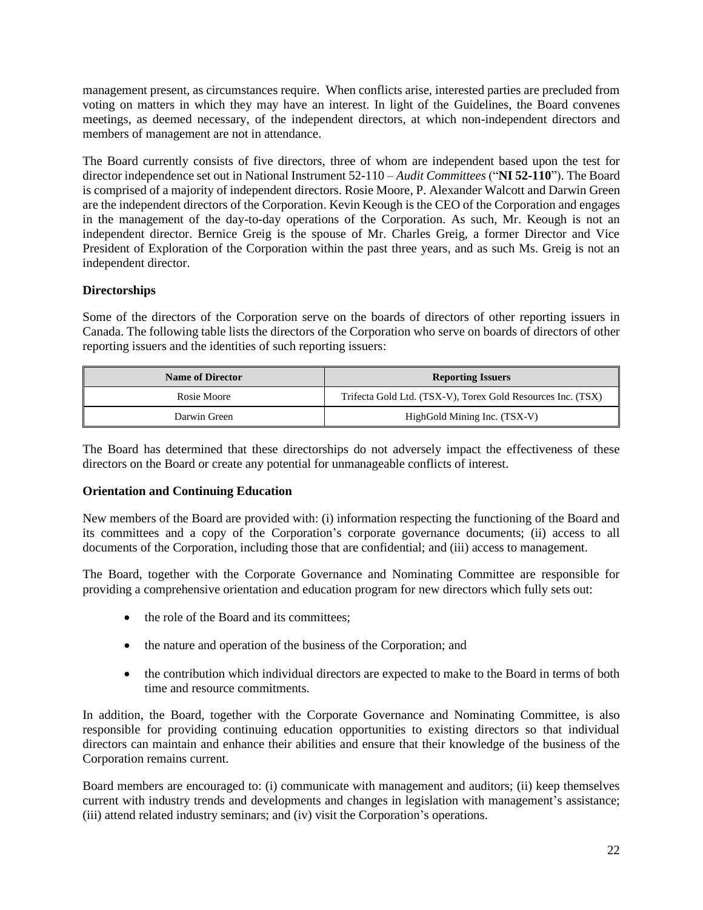management present, as circumstances require. When conflicts arise, interested parties are precluded from voting on matters in which they may have an interest. In light of the Guidelines, the Board convenes meetings, as deemed necessary, of the independent directors, at which non-independent directors and members of management are not in attendance.

The Board currently consists of five directors, three of whom are independent based upon the test for director independence set out in National Instrument 52-110 – *Audit Committees* ("**NI 52-110**"). The Board is comprised of a majority of independent directors. Rosie Moore, P. Alexander Walcott and Darwin Green are the independent directors of the Corporation. Kevin Keough is the CEO of the Corporation and engages in the management of the day-to-day operations of the Corporation. As such, Mr. Keough is not an independent director. Bernice Greig is the spouse of Mr. Charles Greig, a former Director and Vice President of Exploration of the Corporation within the past three years, and as such Ms. Greig is not an independent director.

### Directorships

Some of the directors of the Corporation serve on the boards of directors of other reporting issuers in Canada. The following table lists the directors of the Corporation who serve on boards of directors of other reporting issuers and the identities of such reporting issuers:

| Name of Director | Reporting Issuers |
|---|---|
| Rosie Moore | Trifecta Gold Ltd. (TSX-V), Torex Gold Resources Inc. (TSX) |
| Darwin Green | HighGold Mining Inc. (TSX-V) |

The Board has determined that these directorships do not adversely impact the effectiveness of these directors on the Board or create any potential for unmanageable conflicts of interest.

### Orientation and Continuing Education

New members of the Board are provided with: (i) information respecting the functioning of the Board and its committees and a copy of the Corporation's corporate governance documents; (ii) access to all documents of the Corporation, including those that are confidential; and (iii) access to management.

The Board, together with the Corporate Governance and Nominating Committee are responsible for providing a comprehensive orientation and education program for new directors which fully sets out:

- the role of the Board and its committees;
- the nature and operation of the business of the Corporation; and
- the contribution which individual directors are expected to make to the Board in terms of both time and resource commitments.

In addition, the Board, together with the Corporate Governance and Nominating Committee, is also responsible for providing continuing education opportunities to existing directors so that individual directors can maintain and enhance their abilities and ensure that their knowledge of the business of the Corporation remains current.

Board members are encouraged to: (i) communicate with management and auditors; (ii) keep themselves current with industry trends and developments and changes in legislation with management's assistance; (iii) attend related industry seminars; and (iv) visit the Corporation's operations.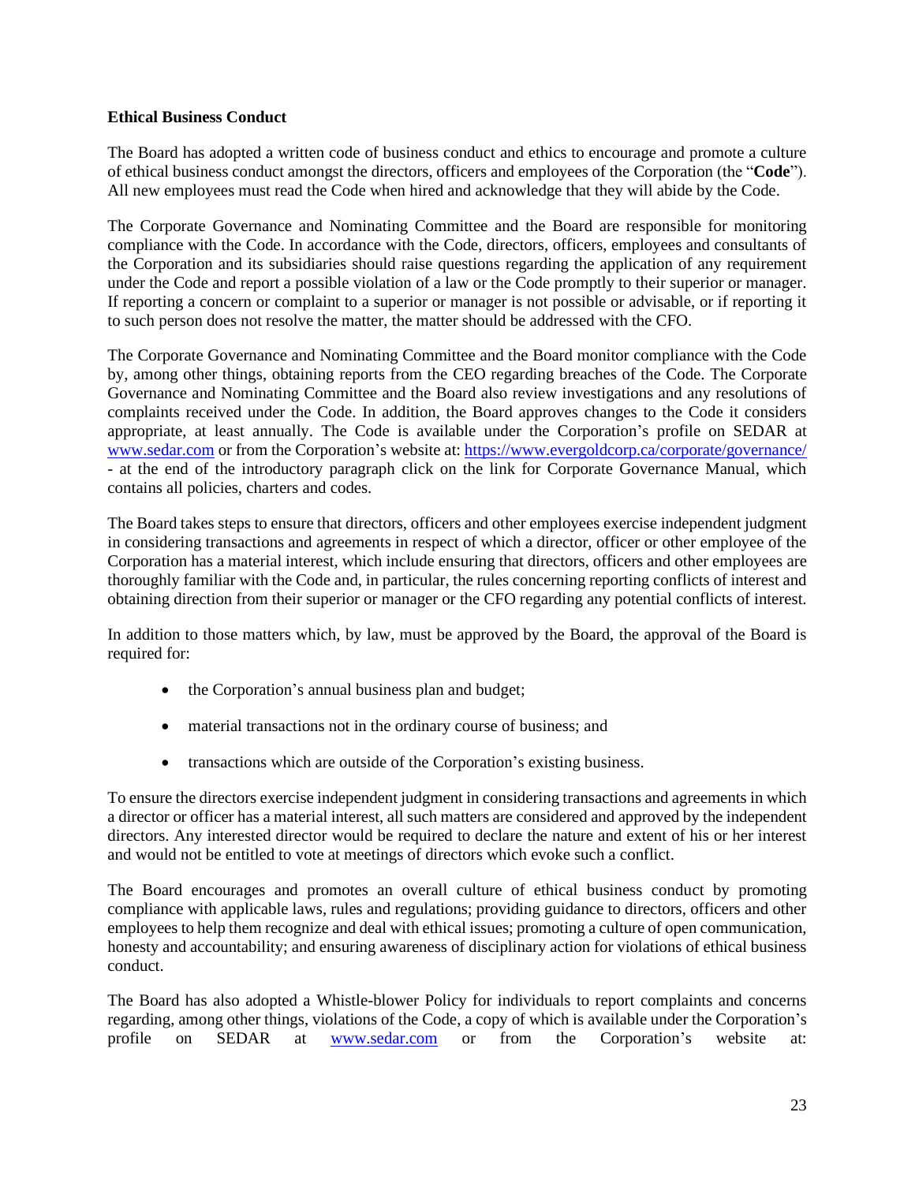**Ethical Business Conduct**

The Board has adopted a written code of business conduct and ethics to encourage and promote a culture of ethical business conduct amongst the directors, officers and employees of the Corporation (the "**Code**"). All new employees must read the Code when hired and acknowledge that they will abide by the Code.

The Corporate Governance and Nominating Committee and the Board are responsible for monitoring compliance with the Code. In accordance with the Code, directors, officers, employees and consultants of the Corporation and its subsidiaries should raise questions regarding the application of any requirement under the Code and report a possible violation of a law or the Code promptly to their superior or manager. If reporting a concern or complaint to a superior or manager is not possible or advisable, or if reporting it to such person does not resolve the matter, the matter should be addressed with the CFO.

The Corporate Governance and Nominating Committee and the Board monitor compliance with the Code by, among other things, obtaining reports from the CEO regarding breaches of the Code. The Corporate Governance and Nominating Committee and the Board also review investigations and any resolutions of complaints received under the Code. In addition, the Board approves changes to the Code it considers appropriate, at least annually. The Code is available under the Corporation's profile on SEDAR at www.sedar.com or from the Corporation's website at: https://www.evergoldcorp.ca/corporate/governance/ - at the end of the introductory paragraph click on the link for Corporate Governance Manual, which contains all policies, charters and codes.

The Board takes steps to ensure that directors, officers and other employees exercise independent judgment in considering transactions and agreements in respect of which a director, officer or other employee of the Corporation has a material interest, which include ensuring that directors, officers and other employees are thoroughly familiar with the Code and, in particular, the rules concerning reporting conflicts of interest and obtaining direction from their superior or manager or the CFO regarding any potential conflicts of interest.

In addition to those matters which, by law, must be approved by the Board, the approval of the Board is required for:

- the Corporation's annual business plan and budget;
- material transactions not in the ordinary course of business; and
- transactions which are outside of the Corporation's existing business.

To ensure the directors exercise independent judgment in considering transactions and agreements in which a director or officer has a material interest, all such matters are considered and approved by the independent directors. Any interested director would be required to declare the nature and extent of his or her interest and would not be entitled to vote at meetings of directors which evoke such a conflict.

The Board encourages and promotes an overall culture of ethical business conduct by promoting compliance with applicable laws, rules and regulations; providing guidance to directors, officers and other employees to help them recognize and deal with ethical issues; promoting a culture of open communication, honesty and accountability; and ensuring awareness of disciplinary action for violations of ethical business conduct.

The Board has also adopted a Whistle-blower Policy for individuals to report complaints and concerns regarding, among other things, violations of the Code, a copy of which is available under the Corporation's profile on SEDAR at www.sedar.com or from the Corporation's website at: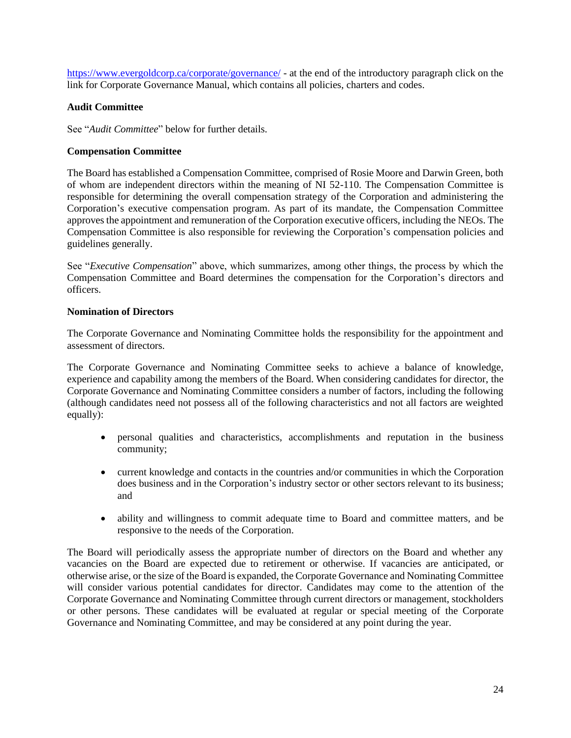https://www.evergoldcorp.ca/corporate/governance/ - at the end of the introductory paragraph click on the link for Corporate Governance Manual, which contains all policies, charters and codes.

**Audit Committee**

See "*Audit Committee*" below for further details.

**Compensation Committee**

The Board has established a Compensation Committee, comprised of Rosie Moore and Darwin Green, both of whom are independent directors within the meaning of NI 52-110. The Compensation Committee is responsible for determining the overall compensation strategy of the Corporation and administering the Corporation's executive compensation program. As part of its mandate, the Compensation Committee approves the appointment and remuneration of the Corporation executive officers, including the NEOs. The Compensation Committee is also responsible for reviewing the Corporation's compensation policies and guidelines generally.

See "*Executive Compensation*" above, which summarizes, among other things, the process by which the Compensation Committee and Board determines the compensation for the Corporation's directors and officers.

**Nomination of Directors**

The Corporate Governance and Nominating Committee holds the responsibility for the appointment and assessment of directors.

The Corporate Governance and Nominating Committee seeks to achieve a balance of knowledge, experience and capability among the members of the Board. When considering candidates for director, the Corporate Governance and Nominating Committee considers a number of factors, including the following (although candidates need not possess all of the following characteristics and not all factors are weighted equally):

- personal qualities and characteristics, accomplishments and reputation in the business community;
- current knowledge and contacts in the countries and/or communities in which the Corporation does business and in the Corporation's industry sector or other sectors relevant to its business; and
- ability and willingness to commit adequate time to Board and committee matters, and be responsive to the needs of the Corporation.

The Board will periodically assess the appropriate number of directors on the Board and whether any vacancies on the Board are expected due to retirement or otherwise. If vacancies are anticipated, or otherwise arise, or the size of the Board is expanded, the Corporate Governance and Nominating Committee will consider various potential candidates for director. Candidates may come to the attention of the Corporate Governance and Nominating Committee through current directors or management, stockholders or other persons. These candidates will be evaluated at regular or special meeting of the Corporate Governance and Nominating Committee, and may be considered at any point during the year.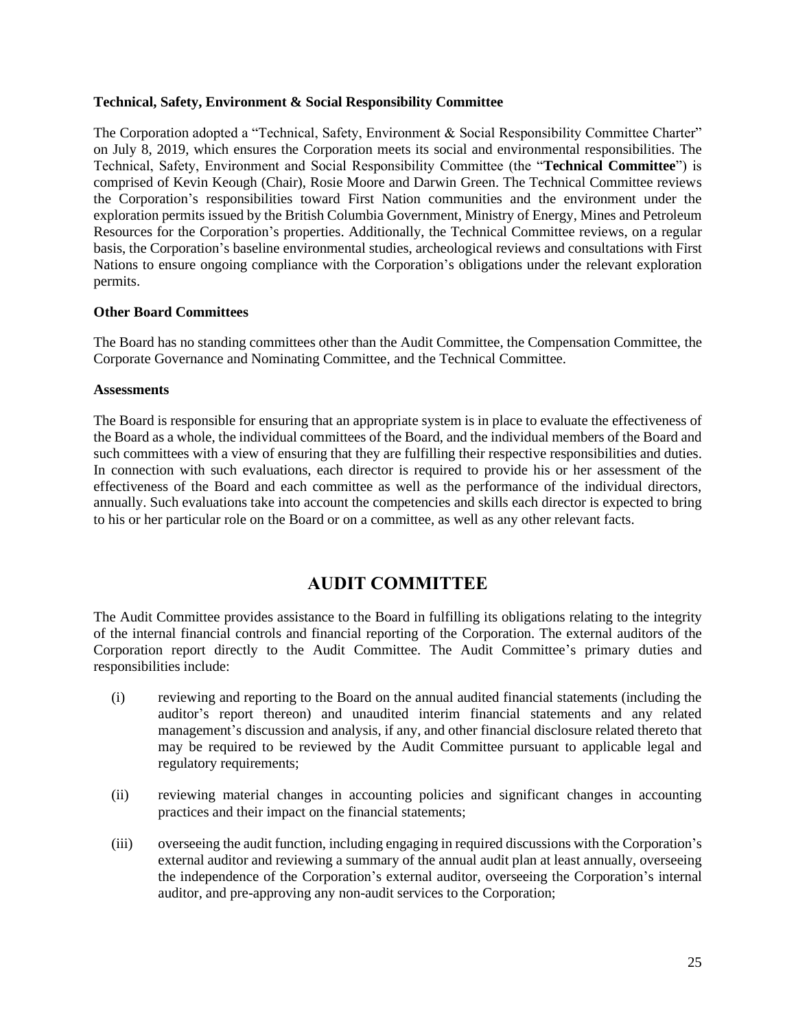**Technical, Safety, Environment & Social Responsibility Committee**

The Corporation adopted a "Technical, Safety, Environment & Social Responsibility Committee Charter" on July 8, 2019, which ensures the Corporation meets its social and environmental responsibilities. The Technical, Safety, Environment and Social Responsibility Committee (the "**Technical Committee**") is comprised of Kevin Keough (Chair), Rosie Moore and Darwin Green. The Technical Committee reviews the Corporation's responsibilities toward First Nation communities and the environment under the exploration permits issued by the British Columbia Government, Ministry of Energy, Mines and Petroleum Resources for the Corporation's properties. Additionally, the Technical Committee reviews, on a regular basis, the Corporation's baseline environmental studies, archeological reviews and consultations with First Nations to ensure ongoing compliance with the Corporation's obligations under the relevant exploration permits.

**Other Board Committees**

The Board has no standing committees other than the Audit Committee, the Compensation Committee, the Corporate Governance and Nominating Committee, and the Technical Committee.

**Assessments**

The Board is responsible for ensuring that an appropriate system is in place to evaluate the effectiveness of the Board as a whole, the individual committees of the Board, and the individual members of the Board and such committees with a view of ensuring that they are fulfilling their respective responsibilities and duties. In connection with such evaluations, each director is required to provide his or her assessment of the effectiveness of the Board and each committee as well as the performance of the individual directors, annually. Such evaluations take into account the competencies and skills each director is expected to bring to his or her particular role on the Board or on a committee, as well as any other relevant facts.

## AUDIT COMMITTEE

The Audit Committee provides assistance to the Board in fulfilling its obligations relating to the integrity of the internal financial controls and financial reporting of the Corporation. The external auditors of the Corporation report directly to the Audit Committee. The Audit Committee's primary duties and responsibilities include:

(i) reviewing and reporting to the Board on the annual audited financial statements (including the auditor's report thereon) and unaudited interim financial statements and any related management's discussion and analysis, if any, and other financial disclosure related thereto that may be required to be reviewed by the Audit Committee pursuant to applicable legal and regulatory requirements;

(ii) reviewing material changes in accounting policies and significant changes in accounting practices and their impact on the financial statements;

(iii) overseeing the audit function, including engaging in required discussions with the Corporation's external auditor and reviewing a summary of the annual audit plan at least annually, overseeing the independence of the Corporation's external auditor, overseeing the Corporation's internal auditor, and pre-approving any non-audit services to the Corporation;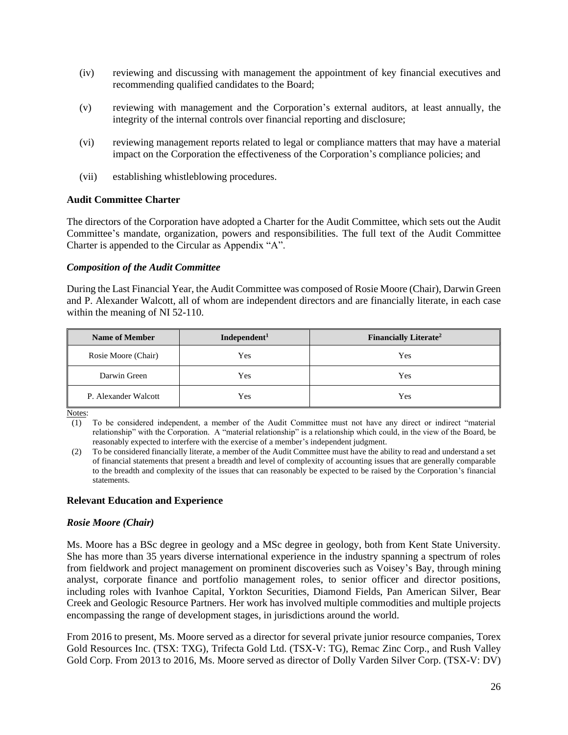(iv) reviewing and discussing with management the appointment of key financial executives and recommending qualified candidates to the Board;

(v) reviewing with management and the Corporation's external auditors, at least annually, the integrity of the internal controls over financial reporting and disclosure;

(vi) reviewing management reports related to legal or compliance matters that may have a material impact on the Corporation the effectiveness of the Corporation's compliance policies; and

(vii) establishing whistleblowing procedures.

**Audit Committee Charter**

The directors of the Corporation have adopted a Charter for the Audit Committee, which sets out the Audit Committee's mandate, organization, powers and responsibilities. The full text of the Audit Committee Charter is appended to the Circular as Appendix "A".

***Composition of the Audit Committee***

During the Last Financial Year, the Audit Committee was composed of Rosie Moore (Chair), Darwin Green and P. Alexander Walcott, all of whom are independent directors and are financially literate, in each case within the meaning of NI 52-110.

| Name of Member | Independent[1] | Financially Literate[2] |
|---|---|---|
| Rosie Moore (Chair) | Yes | Yes |
| Darwin Green | Yes | Yes |
| P. Alexander Walcott | Yes | Yes |

Notes:

(1) To be considered independent, a member of the Audit Committee must not have any direct or indirect "material relationship" with the Corporation. A "material relationship" is a relationship which could, in the view of the Board, be reasonably expected to interfere with the exercise of a member's independent judgment.

(2) To be considered financially literate, a member of the Audit Committee must have the ability to read and understand a set of financial statements that present a breadth and level of complexity of accounting issues that are generally comparable to the breadth and complexity of the issues that can reasonably be expected to be raised by the Corporation's financial statements.

**Relevant Education and Experience**

***Rosie Moore (Chair)***

Ms. Moore has a BSc degree in geology and a MSc degree in geology, both from Kent State University. She has more than 35 years diverse international experience in the industry spanning a spectrum of roles from fieldwork and project management on prominent discoveries such as Voisey's Bay, through mining analyst, corporate finance and portfolio management roles, to senior officer and director positions, including roles with Ivanhoe Capital, Yorkton Securities, Diamond Fields, Pan American Silver, Bear Creek and Geologic Resource Partners. Her work has involved multiple commodities and multiple projects encompassing the range of development stages, in jurisdictions around the world.

From 2016 to present, Ms. Moore served as a director for several private junior resource companies, Torex Gold Resources Inc. (TSX: TXG), Trifecta Gold Ltd. (TSX-V: TG), Remac Zinc Corp., and Rush Valley Gold Corp. From 2013 to 2016, Ms. Moore served as director of Dolly Varden Silver Corp. (TSX-V: DV)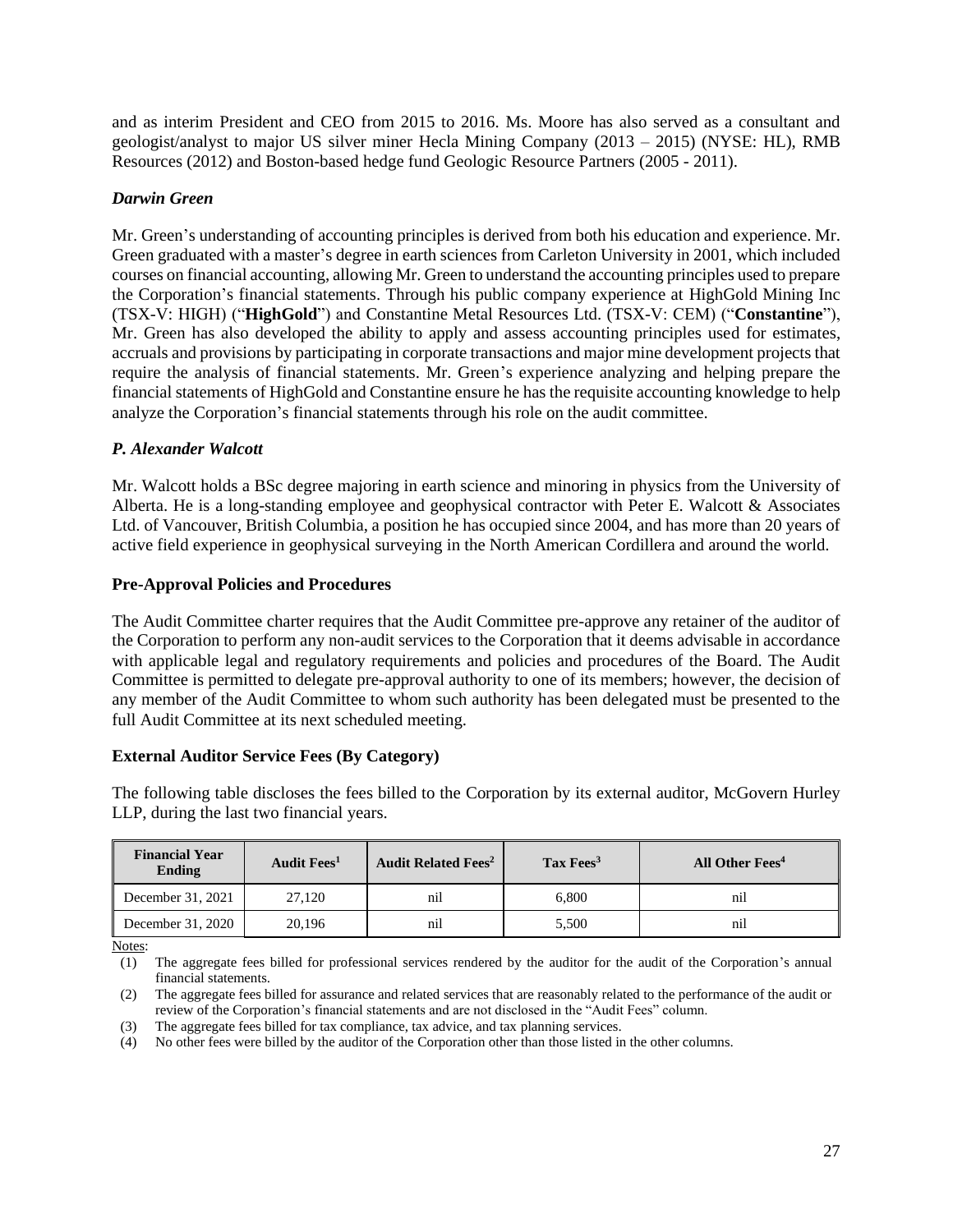and as interim President and CEO from 2015 to 2016. Ms. Moore has also served as a consultant and geologist/analyst to major US silver miner Hecla Mining Company (2013 – 2015) (NYSE: HL), RMB Resources (2012) and Boston-based hedge fund Geologic Resource Partners (2005 - 2011).

***Darwin Green***

Mr. Green's understanding of accounting principles is derived from both his education and experience. Mr. Green graduated with a master's degree in earth sciences from Carleton University in 2001, which included courses on financial accounting, allowing Mr. Green to understand the accounting principles used to prepare the Corporation's financial statements. Through his public company experience at HighGold Mining Inc (TSX-V: HIGH) ("**HighGold**") and Constantine Metal Resources Ltd. (TSX-V: CEM) ("**Constantine**"), Mr. Green has also developed the ability to apply and assess accounting principles used for estimates, accruals and provisions by participating in corporate transactions and major mine development projects that require the analysis of financial statements. Mr. Green's experience analyzing and helping prepare the financial statements of HighGold and Constantine ensure he has the requisite accounting knowledge to help analyze the Corporation's financial statements through his role on the audit committee.

***P. Alexander Walcott***

Mr. Walcott holds a BSc degree majoring in earth science and minoring in physics from the University of Alberta. He is a long-standing employee and geophysical contractor with Peter E. Walcott & Associates Ltd. of Vancouver, British Columbia, a position he has occupied since 2004, and has more than 20 years of active field experience in geophysical surveying in the North American Cordillera and around the world.

**Pre-Approval Policies and Procedures**

The Audit Committee charter requires that the Audit Committee pre-approve any retainer of the auditor of the Corporation to perform any non-audit services to the Corporation that it deems advisable in accordance with applicable legal and regulatory requirements and policies and procedures of the Board. The Audit Committee is permitted to delegate pre-approval authority to one of its members; however, the decision of any member of the Audit Committee to whom such authority has been delegated must be presented to the full Audit Committee at its next scheduled meeting.

**External Auditor Service Fees (By Category)**

The following table discloses the fees billed to the Corporation by its external auditor, McGovern Hurley LLP, during the last two financial years.

| Financial Year Ending | Audit Fees[1] | Audit Related Fees[2] | Tax Fees[3] | All Other Fees[4] |
|---|---|---|---|---|
| December 31, 2021 | 27,120 | nil | 6,800 | nil |
| December 31, 2020 | 20,196 | nil | 5,500 | nil |

Notes:

(1) The aggregate fees billed for professional services rendered by the auditor for the audit of the Corporation's annual financial statements.

(2) The aggregate fees billed for assurance and related services that are reasonably related to the performance of the audit or review of the Corporation's financial statements and are not disclosed in the "Audit Fees" column.

(3) The aggregate fees billed for tax compliance, tax advice, and tax planning services.

(4) No other fees were billed by the auditor of the Corporation other than those listed in the other columns.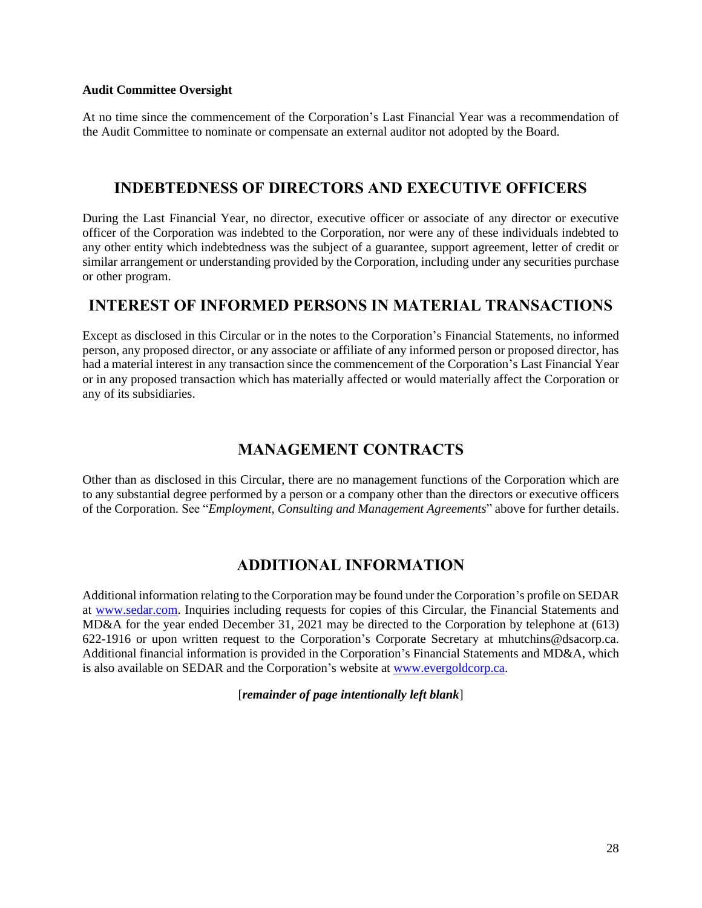**Audit Committee Oversight**

At no time since the commencement of the Corporation's Last Financial Year was a recommendation of the Audit Committee to nominate or compensate an external auditor not adopted by the Board.

## INDEBTEDNESS OF DIRECTORS AND EXECUTIVE OFFICERS

During the Last Financial Year, no director, executive officer or associate of any director or executive officer of the Corporation was indebted to the Corporation, nor were any of these individuals indebted to any other entity which indebtedness was the subject of a guarantee, support agreement, letter of credit or similar arrangement or understanding provided by the Corporation, including under any securities purchase or other program.

## INTEREST OF INFORMED PERSONS IN MATERIAL TRANSACTIONS

Except as disclosed in this Circular or in the notes to the Corporation's Financial Statements, no informed person, any proposed director, or any associate or affiliate of any informed person or proposed director, has had a material interest in any transaction since the commencement of the Corporation's Last Financial Year or in any proposed transaction which has materially affected or would materially affect the Corporation or any of its subsidiaries.

## MANAGEMENT CONTRACTS

Other than as disclosed in this Circular, there are no management functions of the Corporation which are to any substantial degree performed by a person or a company other than the directors or executive officers of the Corporation. See "*Employment, Consulting and Management Agreements*" above for further details.

## ADDITIONAL INFORMATION

Additional information relating to the Corporation may be found under the Corporation's profile on SEDAR at [www.sedar.com](http://www.sedar.com). Inquiries including requests for copies of this Circular, the Financial Statements and MD&A for the year ended December 31, 2021 may be directed to the Corporation by telephone at (613) 622-1916 or upon written request to the Corporation's Corporate Secretary at mhutchins@dsacorp.ca. Additional financial information is provided in the Corporation's Financial Statements and MD&A, which is also available on SEDAR and the Corporation's website at [www.evergoldcorp.ca](http://www.evergoldcorp.ca).

[***remainder of page intentionally left blank***]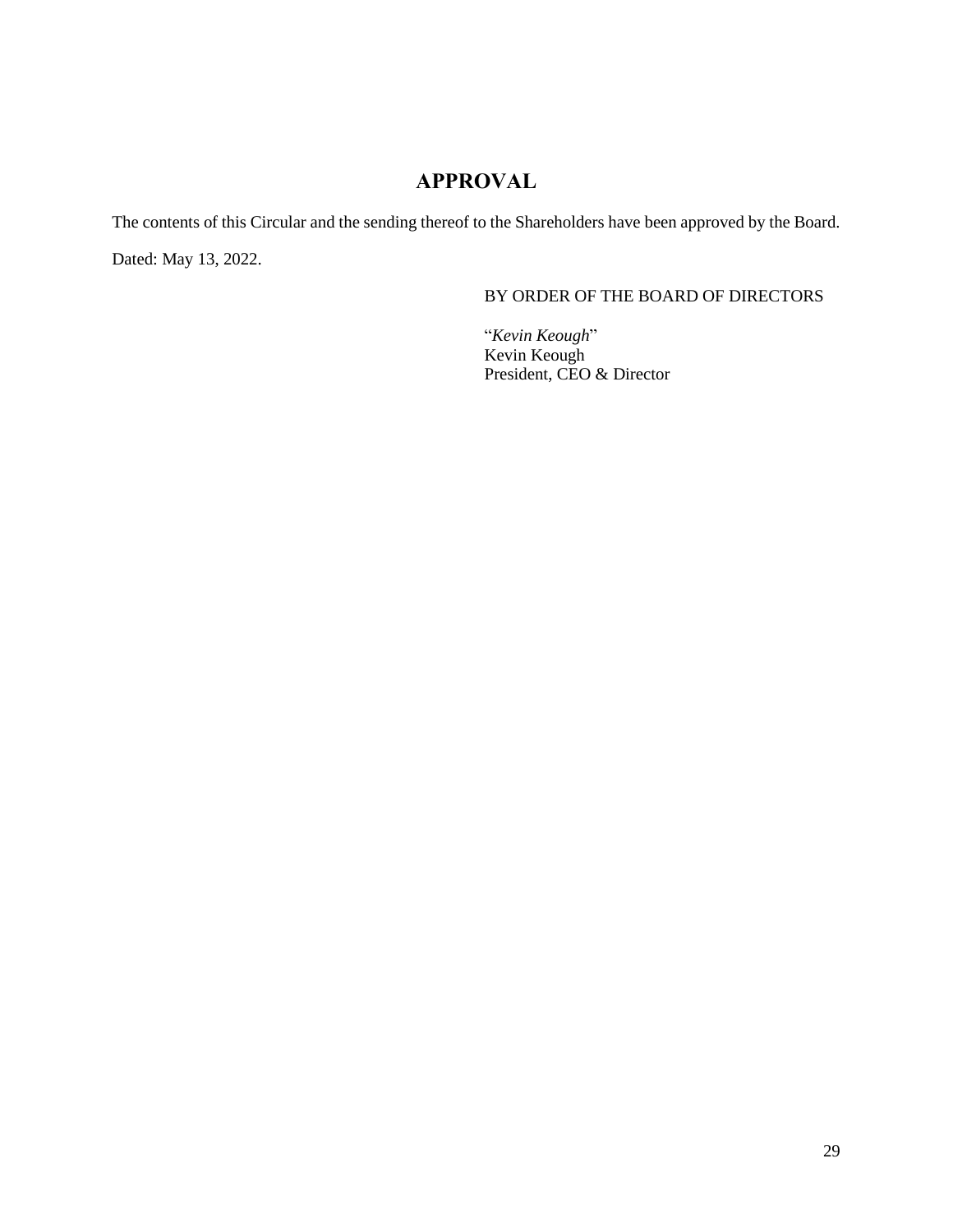# APPROVAL

The contents of this Circular and the sending thereof to the Shareholders have been approved by the Board.

Dated: May 13, 2022.

BY ORDER OF THE BOARD OF DIRECTORS

"*Kevin Keough*"
Kevin Keough
President, CEO & Director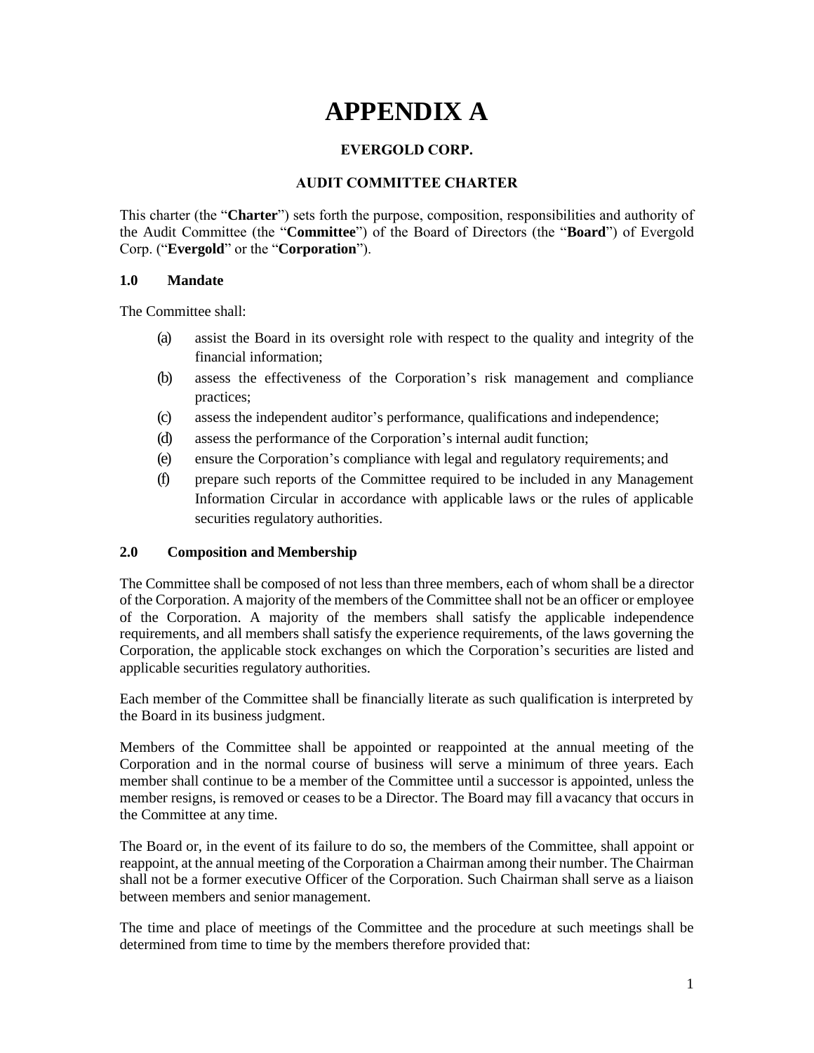# APPENDIX A

**EVERGOLD CORP.**

**AUDIT COMMITTEE CHARTER**

This charter (the "**Charter**") sets forth the purpose, composition, responsibilities and authority of the Audit Committee (the "**Committee**") of the Board of Directors (the "**Board**") of Evergold Corp. ("**Evergold**" or the "**Corporation**").

### 1.0 Mandate

The Committee shall:

(a) assist the Board in its oversight role with respect to the quality and integrity of the financial information;

(b) assess the effectiveness of the Corporation's risk management and compliance practices;

(c) assess the independent auditor's performance, qualifications and independence;

(d) assess the performance of the Corporation's internal audit function;

(e) ensure the Corporation's compliance with legal and regulatory requirements; and

(f) prepare such reports of the Committee required to be included in any Management Information Circular in accordance with applicable laws or the rules of applicable securities regulatory authorities.

### 2.0 Composition and Membership

The Committee shall be composed of not less than three members, each of whom shall be a director of the Corporation. A majority of the members of the Committee shall not be an officer or employee of the Corporation. A majority of the members shall satisfy the applicable independence requirements, and all members shall satisfy the experience requirements, of the laws governing the Corporation, the applicable stock exchanges on which the Corporation's securities are listed and applicable securities regulatory authorities.

Each member of the Committee shall be financially literate as such qualification is interpreted by the Board in its business judgment.

Members of the Committee shall be appointed or reappointed at the annual meeting of the Corporation and in the normal course of business will serve a minimum of three years. Each member shall continue to be a member of the Committee until a successor is appointed, unless the member resigns, is removed or ceases to be a Director. The Board may fill a vacancy that occurs in the Committee at any time.

The Board or, in the event of its failure to do so, the members of the Committee, shall appoint or reappoint, at the annual meeting of the Corporation a Chairman among their number. The Chairman shall not be a former executive Officer of the Corporation. Such Chairman shall serve as a liaison between members and senior management.

The time and place of meetings of the Committee and the procedure at such meetings shall be determined from time to time by the members therefore provided that: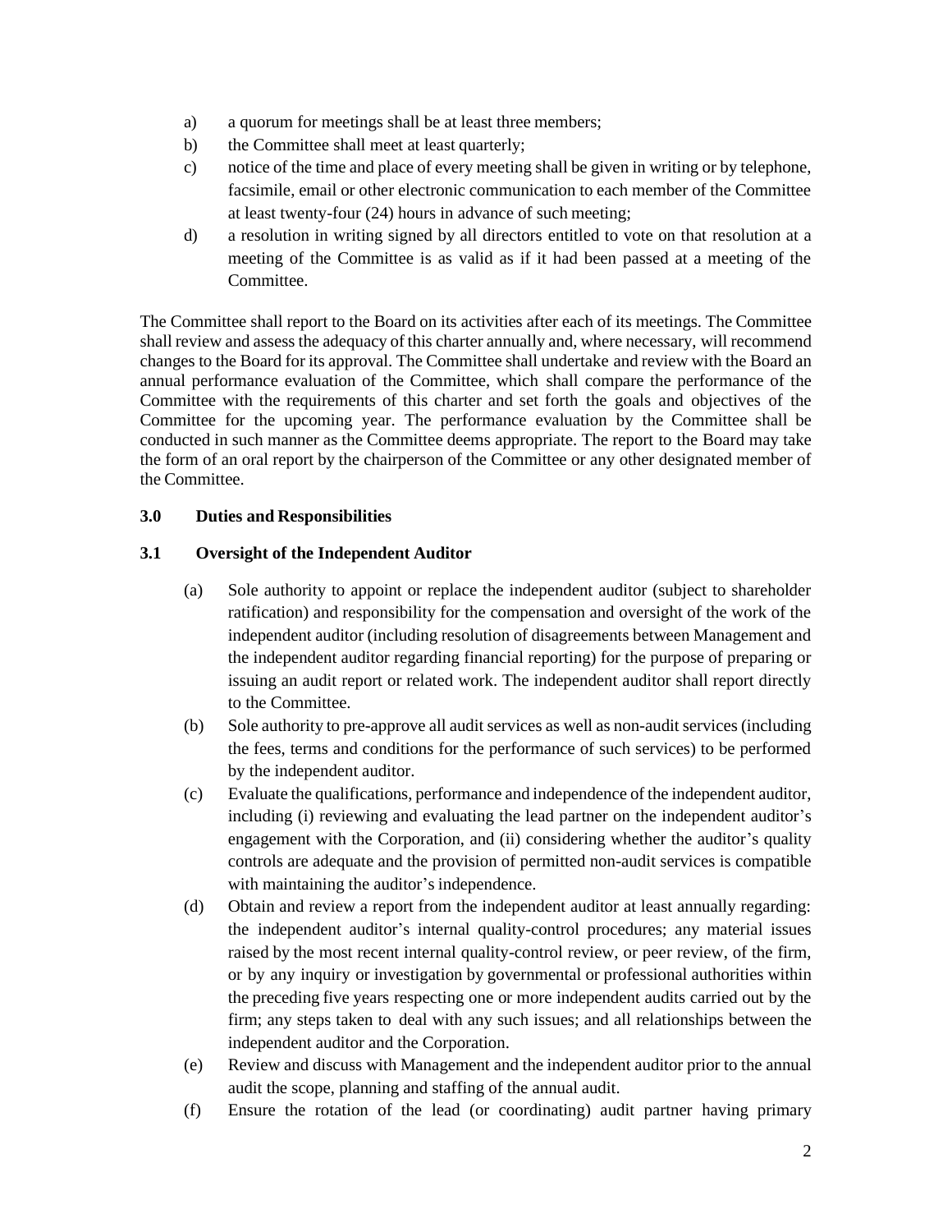a) a quorum for meetings shall be at least three members;
b) the Committee shall meet at least quarterly;
c) notice of the time and place of every meeting shall be given in writing or by telephone, facsimile, email or other electronic communication to each member of the Committee at least twenty-four (24) hours in advance of such meeting;
d) a resolution in writing signed by all directors entitled to vote on that resolution at a meeting of the Committee is as valid as if it had been passed at a meeting of the Committee.

The Committee shall report to the Board on its activities after each of its meetings. The Committee shall review and assess the adequacy of this charter annually and, where necessary, will recommend changes to the Board for its approval. The Committee shall undertake and review with the Board an annual performance evaluation of the Committee, which shall compare the performance of the Committee with the requirements of this charter and set forth the goals and objectives of the Committee for the upcoming year. The performance evaluation by the Committee shall be conducted in such manner as the Committee deems appropriate. The report to the Board may take the form of an oral report by the chairperson of the Committee or any other designated member of the Committee.

**3.0 Duties and Responsibilities**

**3.1 Oversight of the Independent Auditor**

(a) Sole authority to appoint or replace the independent auditor (subject to shareholder ratification) and responsibility for the compensation and oversight of the work of the independent auditor (including resolution of disagreements between Management and the independent auditor regarding financial reporting) for the purpose of preparing or issuing an audit report or related work. The independent auditor shall report directly to the Committee.

(b) Sole authority to pre-approve all audit services as well as non-audit services (including the fees, terms and conditions for the performance of such services) to be performed by the independent auditor.

(c) Evaluate the qualifications, performance and independence of the independent auditor, including (i) reviewing and evaluating the lead partner on the independent auditor's engagement with the Corporation, and (ii) considering whether the auditor's quality controls are adequate and the provision of permitted non-audit services is compatible with maintaining the auditor's independence.

(d) Obtain and review a report from the independent auditor at least annually regarding: the independent auditor's internal quality-control procedures; any material issues raised by the most recent internal quality-control review, or peer review, of the firm, or by any inquiry or investigation by governmental or professional authorities within the preceding five years respecting one or more independent audits carried out by the firm; any steps taken to deal with any such issues; and all relationships between the independent auditor and the Corporation.

(e) Review and discuss with Management and the independent auditor prior to the annual audit the scope, planning and staffing of the annual audit.

(f) Ensure the rotation of the lead (or coordinating) audit partner having primary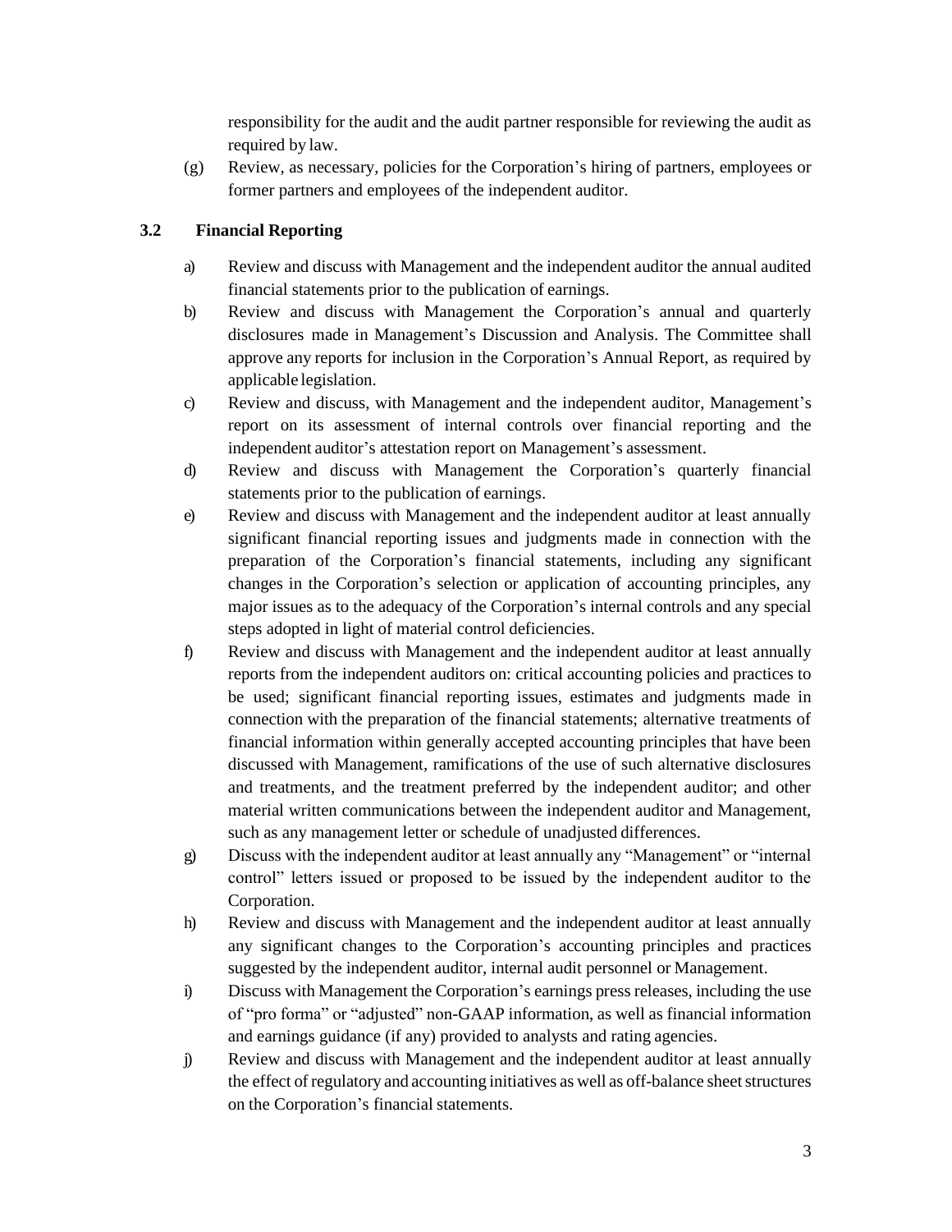responsibility for the audit and the audit partner responsible for reviewing the audit as required by law.

(g) Review, as necessary, policies for the Corporation's hiring of partners, employees or former partners and employees of the independent auditor.

### 3.2 Financial Reporting

a) Review and discuss with Management and the independent auditor the annual audited financial statements prior to the publication of earnings.

b) Review and discuss with Management the Corporation's annual and quarterly disclosures made in Management's Discussion and Analysis. The Committee shall approve any reports for inclusion in the Corporation's Annual Report, as required by applicable legislation.

c) Review and discuss, with Management and the independent auditor, Management's report on its assessment of internal controls over financial reporting and the independent auditor's attestation report on Management's assessment.

d) Review and discuss with Management the Corporation's quarterly financial statements prior to the publication of earnings.

e) Review and discuss with Management and the independent auditor at least annually significant financial reporting issues and judgments made in connection with the preparation of the Corporation's financial statements, including any significant changes in the Corporation's selection or application of accounting principles, any major issues as to the adequacy of the Corporation's internal controls and any special steps adopted in light of material control deficiencies.

f) Review and discuss with Management and the independent auditor at least annually reports from the independent auditors on: critical accounting policies and practices to be used; significant financial reporting issues, estimates and judgments made in connection with the preparation of the financial statements; alternative treatments of financial information within generally accepted accounting principles that have been discussed with Management, ramifications of the use of such alternative disclosures and treatments, and the treatment preferred by the independent auditor; and other material written communications between the independent auditor and Management, such as any management letter or schedule of unadjusted differences.

g) Discuss with the independent auditor at least annually any "Management" or "internal control" letters issued or proposed to be issued by the independent auditor to the Corporation.

h) Review and discuss with Management and the independent auditor at least annually any significant changes to the Corporation's accounting principles and practices suggested by the independent auditor, internal audit personnel or Management.

i) Discuss with Management the Corporation's earnings press releases, including the use of "pro forma" or "adjusted" non-GAAP information, as well as financial information and earnings guidance (if any) provided to analysts and rating agencies.

j) Review and discuss with Management and the independent auditor at least annually the effect of regulatory and accounting initiatives as well as off-balance sheet structures on the Corporation's financial statements.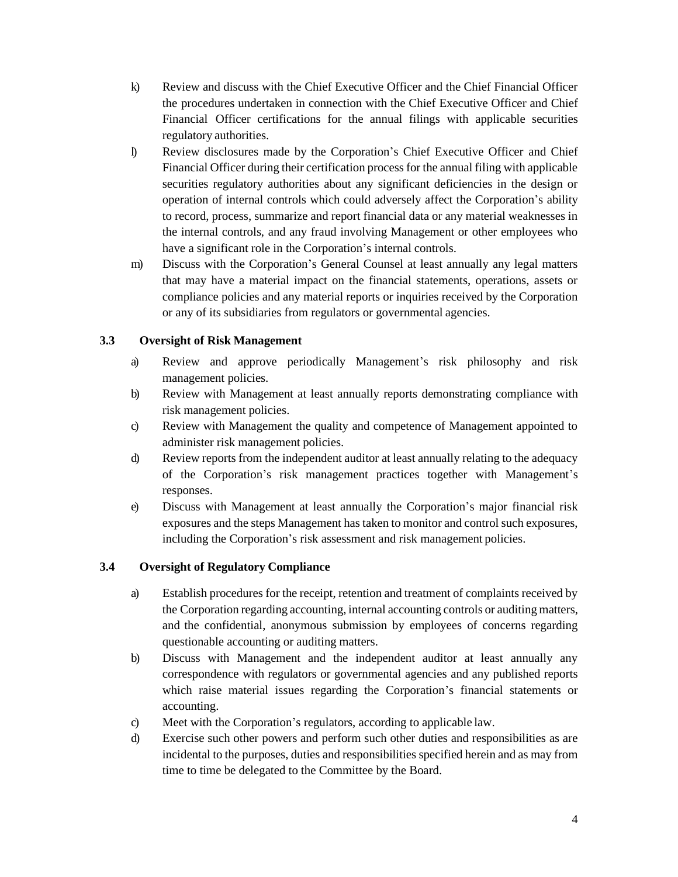k) Review and discuss with the Chief Executive Officer and the Chief Financial Officer the procedures undertaken in connection with the Chief Executive Officer and Chief Financial Officer certifications for the annual filings with applicable securities regulatory authorities.

l) Review disclosures made by the Corporation's Chief Executive Officer and Chief Financial Officer during their certification process for the annual filing with applicable securities regulatory authorities about any significant deficiencies in the design or operation of internal controls which could adversely affect the Corporation's ability to record, process, summarize and report financial data or any material weaknesses in the internal controls, and any fraud involving Management or other employees who have a significant role in the Corporation's internal controls.

m) Discuss with the Corporation's General Counsel at least annually any legal matters that may have a material impact on the financial statements, operations, assets or compliance policies and any material reports or inquiries received by the Corporation or any of its subsidiaries from regulators or governmental agencies.

### 3.3 Oversight of Risk Management

a) Review and approve periodically Management's risk philosophy and risk management policies.

b) Review with Management at least annually reports demonstrating compliance with risk management policies.

c) Review with Management the quality and competence of Management appointed to administer risk management policies.

d) Review reports from the independent auditor at least annually relating to the adequacy of the Corporation's risk management practices together with Management's responses.

e) Discuss with Management at least annually the Corporation's major financial risk exposures and the steps Management has taken to monitor and control such exposures, including the Corporation's risk assessment and risk management policies.

### 3.4 Oversight of Regulatory Compliance

a) Establish procedures for the receipt, retention and treatment of complaints received by the Corporation regarding accounting, internal accounting controls or auditing matters, and the confidential, anonymous submission by employees of concerns regarding questionable accounting or auditing matters.

b) Discuss with Management and the independent auditor at least annually any correspondence with regulators or governmental agencies and any published reports which raise material issues regarding the Corporation's financial statements or accounting.

c) Meet with the Corporation's regulators, according to applicable law.

d) Exercise such other powers and perform such other duties and responsibilities as are incidental to the purposes, duties and responsibilities specified herein and as may from time to time be delegated to the Committee by the Board.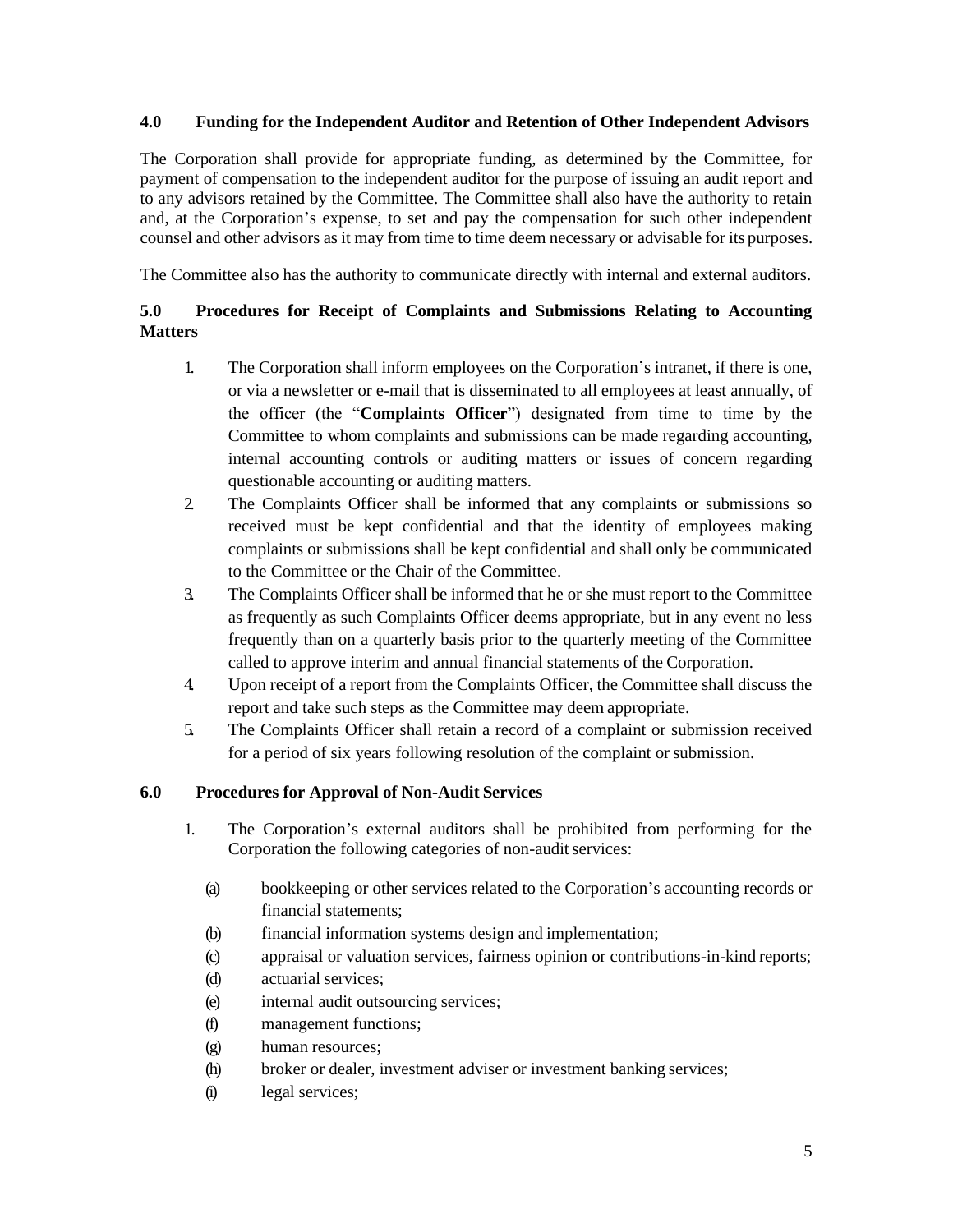## 4.0 Funding for the Independent Auditor and Retention of Other Independent Advisors

The Corporation shall provide for appropriate funding, as determined by the Committee, for payment of compensation to the independent auditor for the purpose of issuing an audit report and to any advisors retained by the Committee. The Committee shall also have the authority to retain and, at the Corporation's expense, to set and pay the compensation for such other independent counsel and other advisors as it may from time to time deem necessary or advisable for its purposes.

The Committee also has the authority to communicate directly with internal and external auditors.

## 5.0 Procedures for Receipt of Complaints and Submissions Relating to Accounting Matters

1. The Corporation shall inform employees on the Corporation's intranet, if there is one, or via a newsletter or e-mail that is disseminated to all employees at least annually, of the officer (the "**Complaints Officer**") designated from time to time by the Committee to whom complaints and submissions can be made regarding accounting, internal accounting controls or auditing matters or issues of concern regarding questionable accounting or auditing matters.
2. The Complaints Officer shall be informed that any complaints or submissions so received must be kept confidential and that the identity of employees making complaints or submissions shall be kept confidential and shall only be communicated to the Committee or the Chair of the Committee.
3. The Complaints Officer shall be informed that he or she must report to the Committee as frequently as such Complaints Officer deems appropriate, but in any event no less frequently than on a quarterly basis prior to the quarterly meeting of the Committee called to approve interim and annual financial statements of the Corporation.
4. Upon receipt of a report from the Complaints Officer, the Committee shall discuss the report and take such steps as the Committee may deem appropriate.
5. The Complaints Officer shall retain a record of a complaint or submission received for a period of six years following resolution of the complaint or submission.

## 6.0 Procedures for Approval of Non-Audit Services

1. The Corporation's external auditors shall be prohibited from performing for the Corporation the following categories of non-audit services:
   - (a) bookkeeping or other services related to the Corporation's accounting records or financial statements;
   - (b) financial information systems design and implementation;
   - (c) appraisal or valuation services, fairness opinion or contributions-in-kind reports;
   - (d) actuarial services;
   - (e) internal audit outsourcing services;
   - (f) management functions;
   - (g) human resources;
   - (h) broker or dealer, investment adviser or investment banking services;
   - (i) legal services;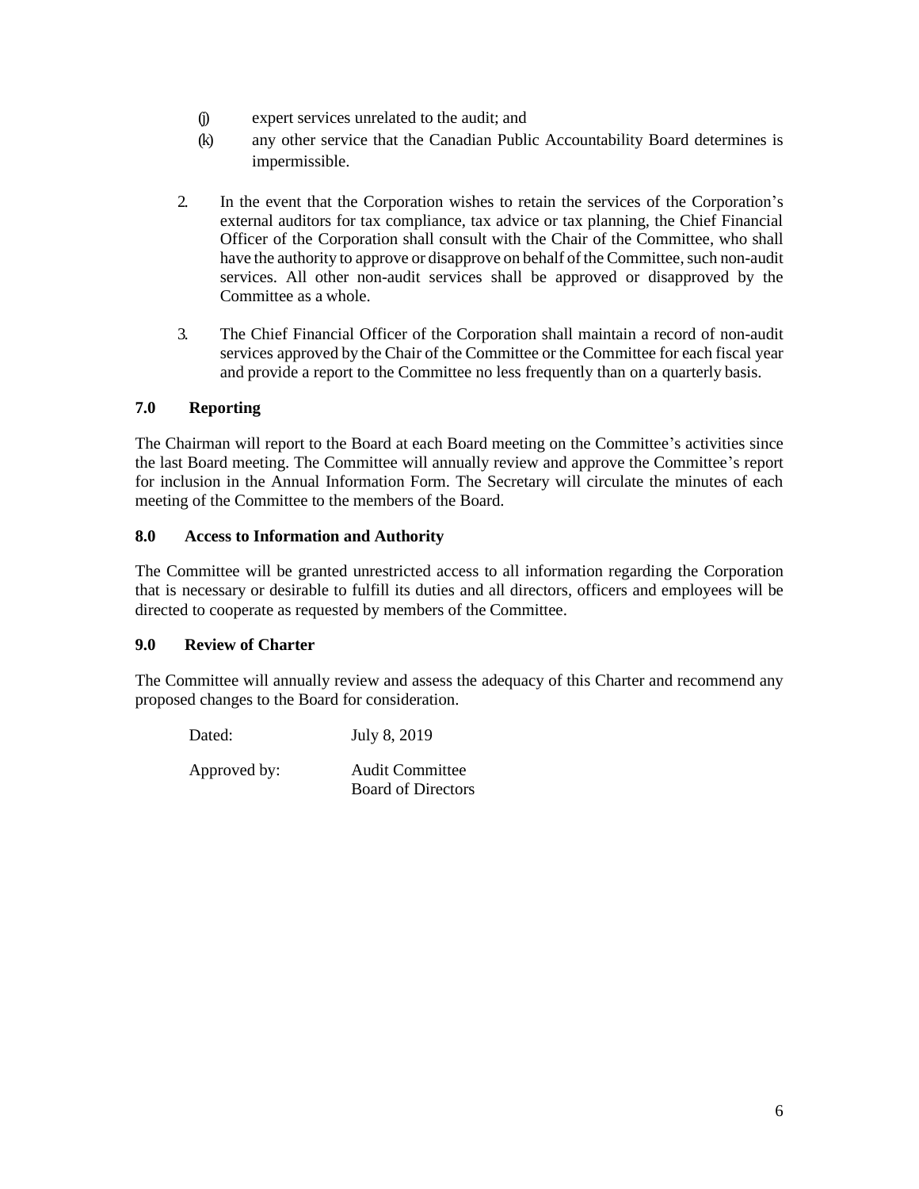(j) expert services unrelated to the audit; and

(k) any other service that the Canadian Public Accountability Board determines is impermissible.

2. In the event that the Corporation wishes to retain the services of the Corporation's external auditors for tax compliance, tax advice or tax planning, the Chief Financial Officer of the Corporation shall consult with the Chair of the Committee, who shall have the authority to approve or disapprove on behalf of the Committee, such non-audit services. All other non-audit services shall be approved or disapproved by the Committee as a whole.

3. The Chief Financial Officer of the Corporation shall maintain a record of non-audit services approved by the Chair of the Committee or the Committee for each fiscal year and provide a report to the Committee no less frequently than on a quarterly basis.

## 7.0 Reporting

The Chairman will report to the Board at each Board meeting on the Committee's activities since the last Board meeting. The Committee will annually review and approve the Committee's report for inclusion in the Annual Information Form. The Secretary will circulate the minutes of each meeting of the Committee to the members of the Board.

## 8.0 Access to Information and Authority

The Committee will be granted unrestricted access to all information regarding the Corporation that is necessary or desirable to fulfill its duties and all directors, officers and employees will be directed to cooperate as requested by members of the Committee.

## 9.0 Review of Charter

The Committee will annually review and assess the adequacy of this Charter and recommend any proposed changes to the Board for consideration.

Dated: July 8, 2019

Approved by: Audit Committee
Board of Directors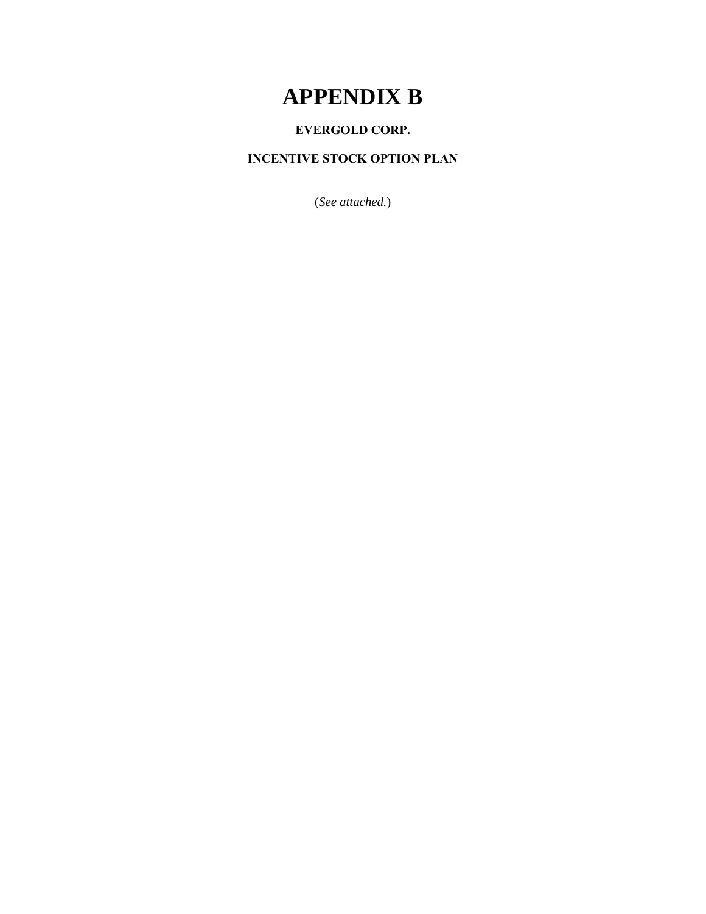# APPENDIX B

**EVERGOLD CORP.**

**INCENTIVE STOCK OPTION PLAN**

(*See attached.*)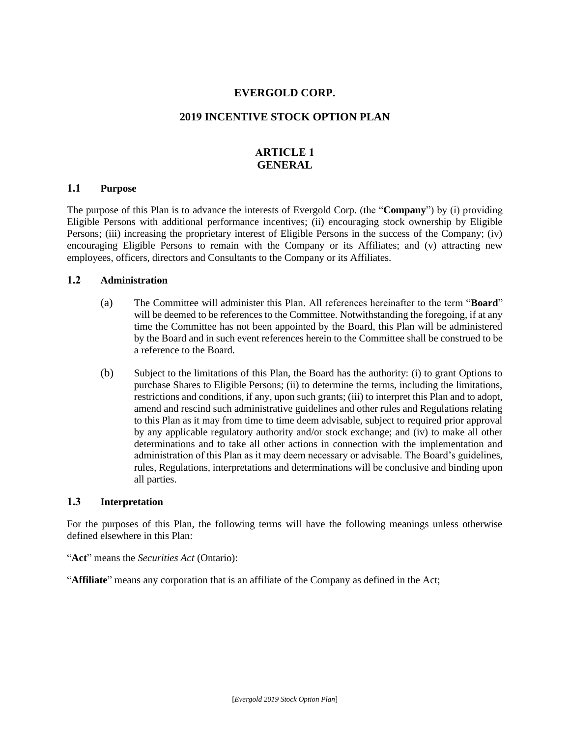# EVERGOLD CORP.

## 2019 INCENTIVE STOCK OPTION PLAN

## ARTICLE 1
## GENERAL

### 1.1 Purpose

The purpose of this Plan is to advance the interests of Evergold Corp. (the "**Company**") by (i) providing Eligible Persons with additional performance incentives; (ii) encouraging stock ownership by Eligible Persons; (iii) increasing the proprietary interest of Eligible Persons in the success of the Company; (iv) encouraging Eligible Persons to remain with the Company or its Affiliates; and (v) attracting new employees, officers, directors and Consultants to the Company or its Affiliates.

### 1.2 Administration

(a) The Committee will administer this Plan. All references hereinafter to the term "**Board**" will be deemed to be references to the Committee. Notwithstanding the foregoing, if at any time the Committee has not been appointed by the Board, this Plan will be administered by the Board and in such event references herein to the Committee shall be construed to be a reference to the Board.

(b) Subject to the limitations of this Plan, the Board has the authority: (i) to grant Options to purchase Shares to Eligible Persons; (ii) to determine the terms, including the limitations, restrictions and conditions, if any, upon such grants; (iii) to interpret this Plan and to adopt, amend and rescind such administrative guidelines and other rules and Regulations relating to this Plan as it may from time to time deem advisable, subject to required prior approval by any applicable regulatory authority and/or stock exchange; and (iv) to make all other determinations and to take all other actions in connection with the implementation and administration of this Plan as it may deem necessary or advisable. The Board's guidelines, rules, Regulations, interpretations and determinations will be conclusive and binding upon all parties.

### 1.3 Interpretation

For the purposes of this Plan, the following terms will have the following meanings unless otherwise defined elsewhere in this Plan:

"**Act**" means the *Securities Act* (Ontario):

"**Affiliate**" means any corporation that is an affiliate of the Company as defined in the Act;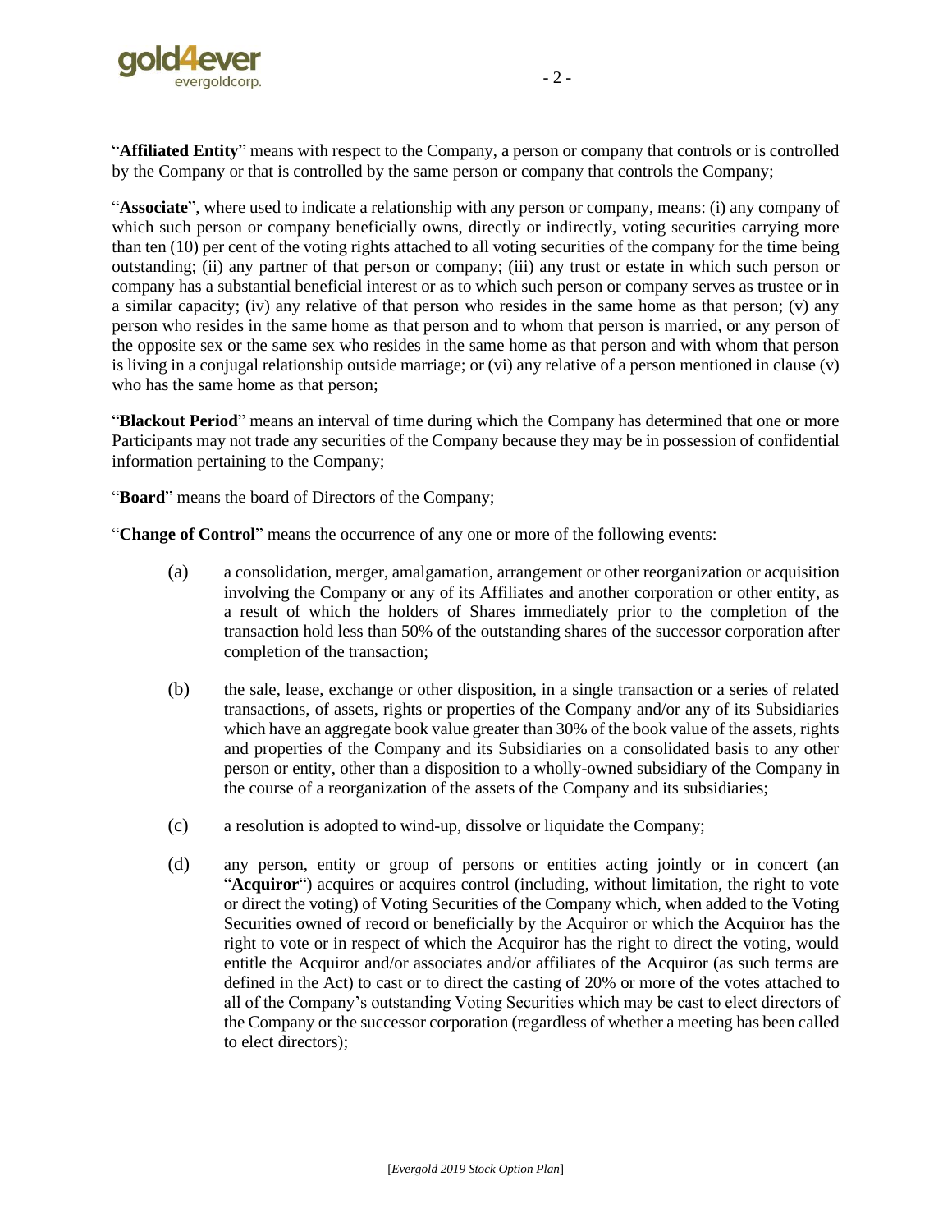"**Affiliated Entity**" means with respect to the Company, a person or company that controls or is controlled by the Company or that is controlled by the same person or company that controls the Company;

"**Associate**", where used to indicate a relationship with any person or company, means: (i) any company of which such person or company beneficially owns, directly or indirectly, voting securities carrying more than ten (10) per cent of the voting rights attached to all voting securities of the company for the time being outstanding; (ii) any partner of that person or company; (iii) any trust or estate in which such person or company has a substantial beneficial interest or as to which such person or company serves as trustee or in a similar capacity; (iv) any relative of that person who resides in the same home as that person; (v) any person who resides in the same home as that person and to whom that person is married, or any person of the opposite sex or the same sex who resides in the same home as that person and with whom that person is living in a conjugal relationship outside marriage; or (vi) any relative of a person mentioned in clause (v) who has the same home as that person;

"**Blackout Period**" means an interval of time during which the Company has determined that one or more Participants may not trade any securities of the Company because they may be in possession of confidential information pertaining to the Company;

"**Board**" means the board of Directors of the Company;

"**Change of Control**" means the occurrence of any one or more of the following events:

(a) a consolidation, merger, amalgamation, arrangement or other reorganization or acquisition involving the Company or any of its Affiliates and another corporation or other entity, as a result of which the holders of Shares immediately prior to the completion of the transaction hold less than 50% of the outstanding shares of the successor corporation after completion of the transaction;

(b) the sale, lease, exchange or other disposition, in a single transaction or a series of related transactions, of assets, rights or properties of the Company and/or any of its Subsidiaries which have an aggregate book value greater than 30% of the book value of the assets, rights and properties of the Company and its Subsidiaries on a consolidated basis to any other person or entity, other than a disposition to a wholly-owned subsidiary of the Company in the course of a reorganization of the assets of the Company and its subsidiaries;

(c) a resolution is adopted to wind-up, dissolve or liquidate the Company;

(d) any person, entity or group of persons or entities acting jointly or in concert (an "**Acquiror**") acquires or acquires control (including, without limitation, the right to vote or direct the voting) of Voting Securities of the Company which, when added to the Voting Securities owned of record or beneficially by the Acquiror or which the Acquiror has the right to vote or in respect of which the Acquiror has the right to direct the voting, would entitle the Acquiror and/or associates and/or affiliates of the Acquiror (as such terms are defined in the Act) to cast or to direct the casting of 20% or more of the votes attached to all of the Company's outstanding Voting Securities which may be cast to elect directors of the Company or the successor corporation (regardless of whether a meeting has been called to elect directors);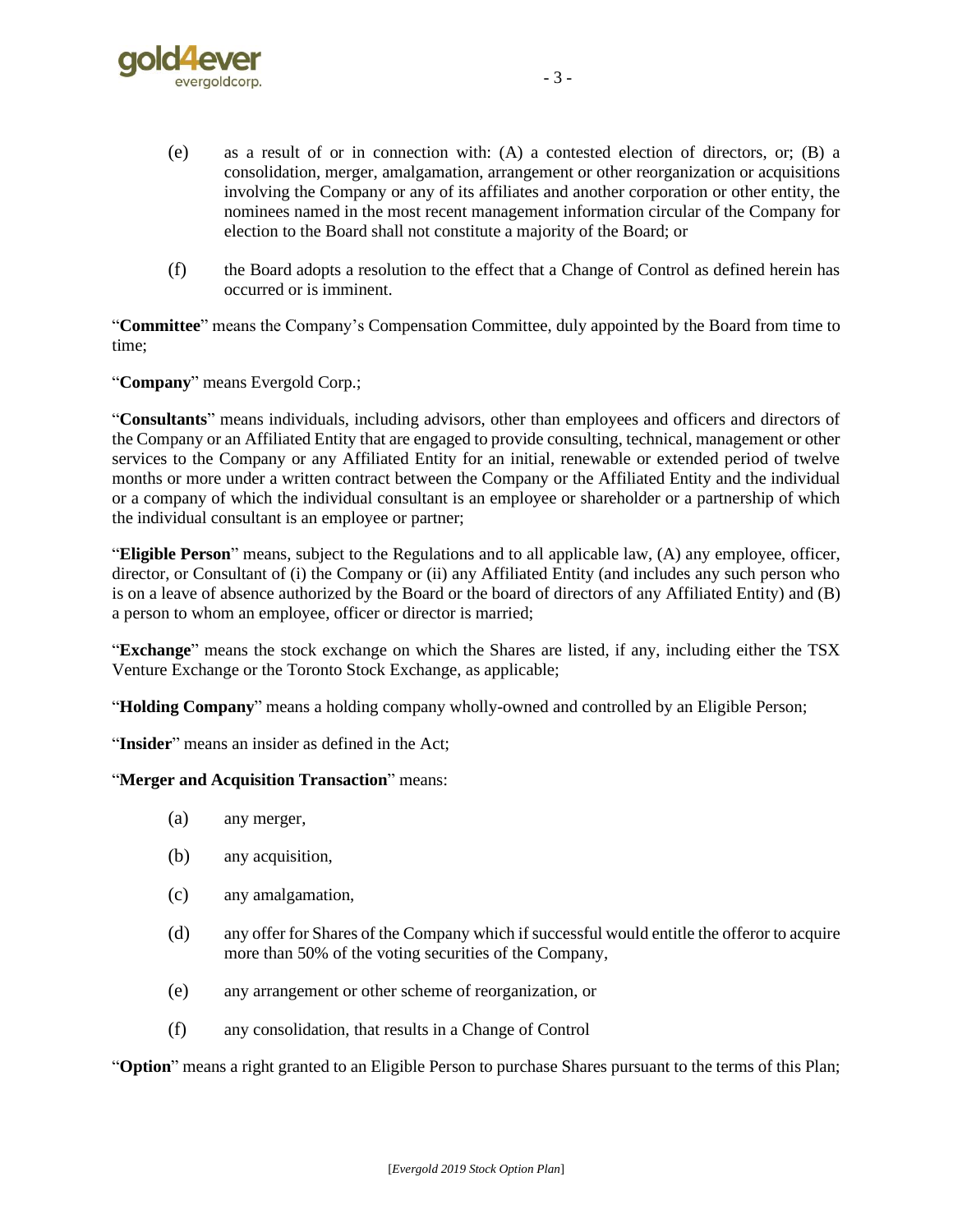(e) as a result of or in connection with: (A) a contested election of directors, or; (B) a consolidation, merger, amalgamation, arrangement or other reorganization or acquisitions involving the Company or any of its affiliates and another corporation or other entity, the nominees named in the most recent management information circular of the Company for election to the Board shall not constitute a majority of the Board; or

(f) the Board adopts a resolution to the effect that a Change of Control as defined herein has occurred or is imminent.

"**Committee**" means the Company's Compensation Committee, duly appointed by the Board from time to time;

"**Company**" means Evergold Corp.;

"**Consultants**" means individuals, including advisors, other than employees and officers and directors of the Company or an Affiliated Entity that are engaged to provide consulting, technical, management or other services to the Company or any Affiliated Entity for an initial, renewable or extended period of twelve months or more under a written contract between the Company or the Affiliated Entity and the individual or a company of which the individual consultant is an employee or shareholder or a partnership of which the individual consultant is an employee or partner;

"**Eligible Person**" means, subject to the Regulations and to all applicable law, (A) any employee, officer, director, or Consultant of (i) the Company or (ii) any Affiliated Entity (and includes any such person who is on a leave of absence authorized by the Board or the board of directors of any Affiliated Entity) and (B) a person to whom an employee, officer or director is married;

"**Exchange**" means the stock exchange on which the Shares are listed, if any, including either the TSX Venture Exchange or the Toronto Stock Exchange, as applicable;

"**Holding Company**" means a holding company wholly-owned and controlled by an Eligible Person;

"**Insider**" means an insider as defined in the Act;

"**Merger and Acquisition Transaction**" means:

(a) any merger,

(b) any acquisition,

(c) any amalgamation,

(d) any offer for Shares of the Company which if successful would entitle the offeror to acquire more than 50% of the voting securities of the Company,

(e) any arrangement or other scheme of reorganization, or

(f) any consolidation, that results in a Change of Control

"**Option**" means a right granted to an Eligible Person to purchase Shares pursuant to the terms of this Plan;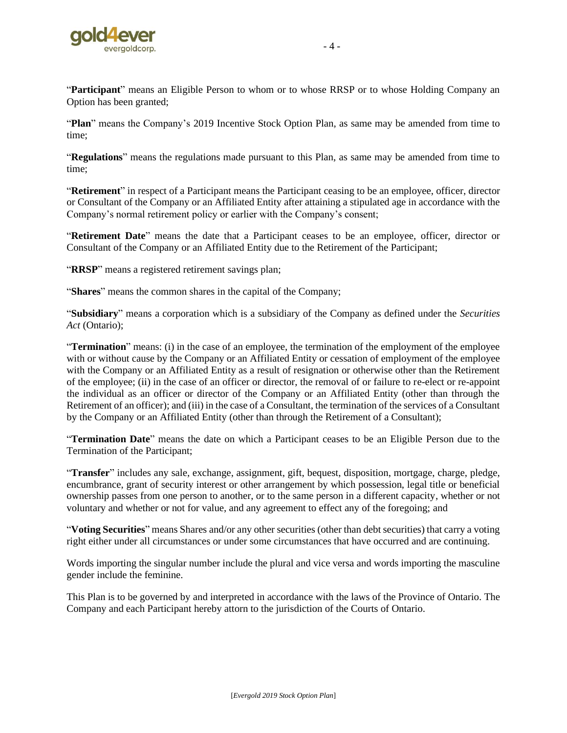"**Participant**" means an Eligible Person to whom or to whose RRSP or to whose Holding Company an Option has been granted;

"**Plan**" means the Company's 2019 Incentive Stock Option Plan, as same may be amended from time to time;

"**Regulations**" means the regulations made pursuant to this Plan, as same may be amended from time to time;

"**Retirement**" in respect of a Participant means the Participant ceasing to be an employee, officer, director or Consultant of the Company or an Affiliated Entity after attaining a stipulated age in accordance with the Company's normal retirement policy or earlier with the Company's consent;

"**Retirement Date**" means the date that a Participant ceases to be an employee, officer, director or Consultant of the Company or an Affiliated Entity due to the Retirement of the Participant;

"**RRSP**" means a registered retirement savings plan;

"**Shares**" means the common shares in the capital of the Company;

"**Subsidiary**" means a corporation which is a subsidiary of the Company as defined under the *Securities Act* (Ontario);

"**Termination**" means: (i) in the case of an employee, the termination of the employment of the employee with or without cause by the Company or an Affiliated Entity or cessation of employment of the employee with the Company or an Affiliated Entity as a result of resignation or otherwise other than the Retirement of the employee; (ii) in the case of an officer or director, the removal of or failure to re-elect or re-appoint the individual as an officer or director of the Company or an Affiliated Entity (other than through the Retirement of an officer); and (iii) in the case of a Consultant, the termination of the services of a Consultant by the Company or an Affiliated Entity (other than through the Retirement of a Consultant);

"**Termination Date**" means the date on which a Participant ceases to be an Eligible Person due to the Termination of the Participant;

"**Transfer**" includes any sale, exchange, assignment, gift, bequest, disposition, mortgage, charge, pledge, encumbrance, grant of security interest or other arrangement by which possession, legal title or beneficial ownership passes from one person to another, or to the same person in a different capacity, whether or not voluntary and whether or not for value, and any agreement to effect any of the foregoing; and

"**Voting Securities**" means Shares and/or any other securities (other than debt securities) that carry a voting right either under all circumstances or under some circumstances that have occurred and are continuing.

Words importing the singular number include the plural and vice versa and words importing the masculine gender include the feminine.

This Plan is to be governed by and interpreted in accordance with the laws of the Province of Ontario. The Company and each Participant hereby attorn to the jurisdiction of the Courts of Ontario.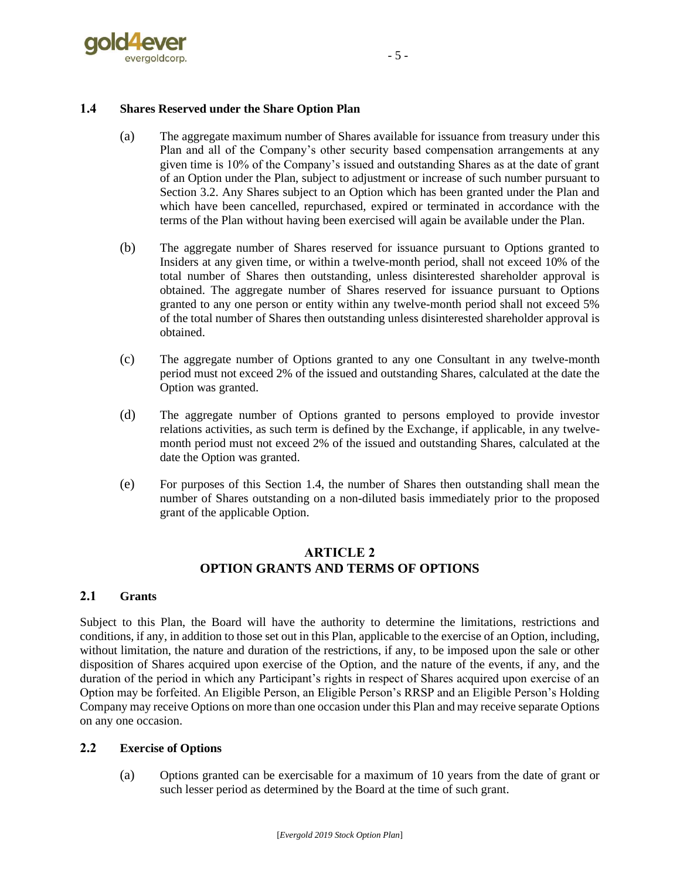### 1.4 Shares Reserved under the Share Option Plan

(a) The aggregate maximum number of Shares available for issuance from treasury under this Plan and all of the Company's other security based compensation arrangements at any given time is 10% of the Company's issued and outstanding Shares as at the date of grant of an Option under the Plan, subject to adjustment or increase of such number pursuant to Section 3.2. Any Shares subject to an Option which has been granted under the Plan and which have been cancelled, repurchased, expired or terminated in accordance with the terms of the Plan without having been exercised will again be available under the Plan.

(b) The aggregate number of Shares reserved for issuance pursuant to Options granted to Insiders at any given time, or within a twelve-month period, shall not exceed 10% of the total number of Shares then outstanding, unless disinterested shareholder approval is obtained. The aggregate number of Shares reserved for issuance pursuant to Options granted to any one person or entity within any twelve-month period shall not exceed 5% of the total number of Shares then outstanding unless disinterested shareholder approval is obtained.

(c) The aggregate number of Options granted to any one Consultant in any twelve-month period must not exceed 2% of the issued and outstanding Shares, calculated at the date the Option was granted.

(d) The aggregate number of Options granted to persons employed to provide investor relations activities, as such term is defined by the Exchange, if applicable, in any twelve-month period must not exceed 2% of the issued and outstanding Shares, calculated at the date the Option was granted.

(e) For purposes of this Section 1.4, the number of Shares then outstanding shall mean the number of Shares outstanding on a non-diluted basis immediately prior to the proposed grant of the applicable Option.

## ARTICLE 2
## OPTION GRANTS AND TERMS OF OPTIONS

### 2.1 Grants

Subject to this Plan, the Board will have the authority to determine the limitations, restrictions and conditions, if any, in addition to those set out in this Plan, applicable to the exercise of an Option, including, without limitation, the nature and duration of the restrictions, if any, to be imposed upon the sale or other disposition of Shares acquired upon exercise of the Option, and the nature of the events, if any, and the duration of the period in which any Participant's rights in respect of Shares acquired upon exercise of an Option may be forfeited. An Eligible Person, an Eligible Person's RRSP and an Eligible Person's Holding Company may receive Options on more than one occasion under this Plan and may receive separate Options on any one occasion.

### 2.2 Exercise of Options

(a) Options granted can be exercisable for a maximum of 10 years from the date of grant or such lesser period as determined by the Board at the time of such grant.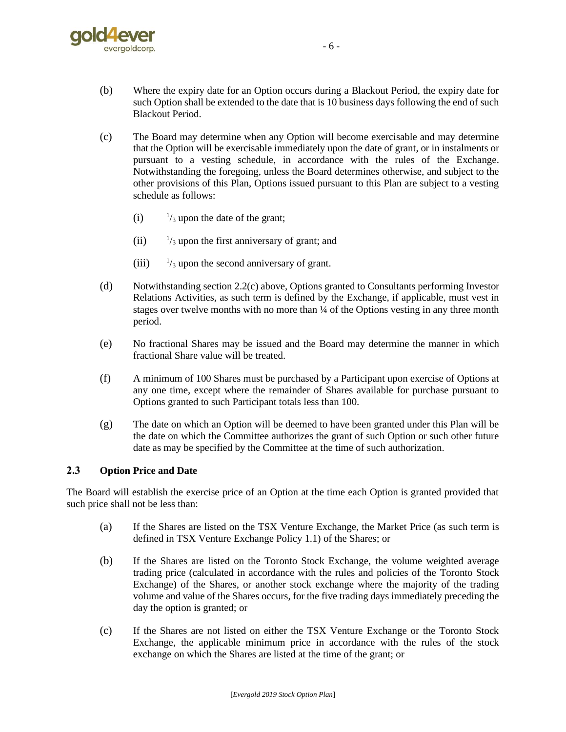(b) Where the expiry date for an Option occurs during a Blackout Period, the expiry date for such Option shall be extended to the date that is 10 business days following the end of such Blackout Period.

(c) The Board may determine when any Option will become exercisable and may determine that the Option will be exercisable immediately upon the date of grant, or in instalments or pursuant to a vesting schedule, in accordance with the rules of the Exchange. Notwithstanding the foregoing, unless the Board determines otherwise, and subject to the other provisions of this Plan, Options issued pursuant to this Plan are subject to a vesting schedule as follows:

   (i) $^{1}/_{3}$ upon the date of the grant;

   (ii) $^{1}/_{3}$ upon the first anniversary of grant; and

   (iii) $^{1}/_{3}$ upon the second anniversary of grant.

(d) Notwithstanding section 2.2(c) above, Options granted to Consultants performing Investor Relations Activities, as such term is defined by the Exchange, if applicable, must vest in stages over twelve months with no more than ¼ of the Options vesting in any three month period.

(e) No fractional Shares may be issued and the Board may determine the manner in which fractional Share value will be treated.

(f) A minimum of 100 Shares must be purchased by a Participant upon exercise of Options at any one time, except where the remainder of Shares available for purchase pursuant to Options granted to such Participant totals less than 100.

(g) The date on which an Option will be deemed to have been granted under this Plan will be the date on which the Committee authorizes the grant of such Option or such other future date as may be specified by the Committee at the time of such authorization.

### 2.3 Option Price and Date

The Board will establish the exercise price of an Option at the time each Option is granted provided that such price shall not be less than:

(a) If the Shares are listed on the TSX Venture Exchange, the Market Price (as such term is defined in TSX Venture Exchange Policy 1.1) of the Shares; or

(b) If the Shares are listed on the Toronto Stock Exchange, the volume weighted average trading price (calculated in accordance with the rules and policies of the Toronto Stock Exchange) of the Shares, or another stock exchange where the majority of the trading volume and value of the Shares occurs, for the five trading days immediately preceding the day the option is granted; or

(c) If the Shares are not listed on either the TSX Venture Exchange or the Toronto Stock Exchange, the applicable minimum price in accordance with the rules of the stock exchange on which the Shares are listed at the time of the grant; or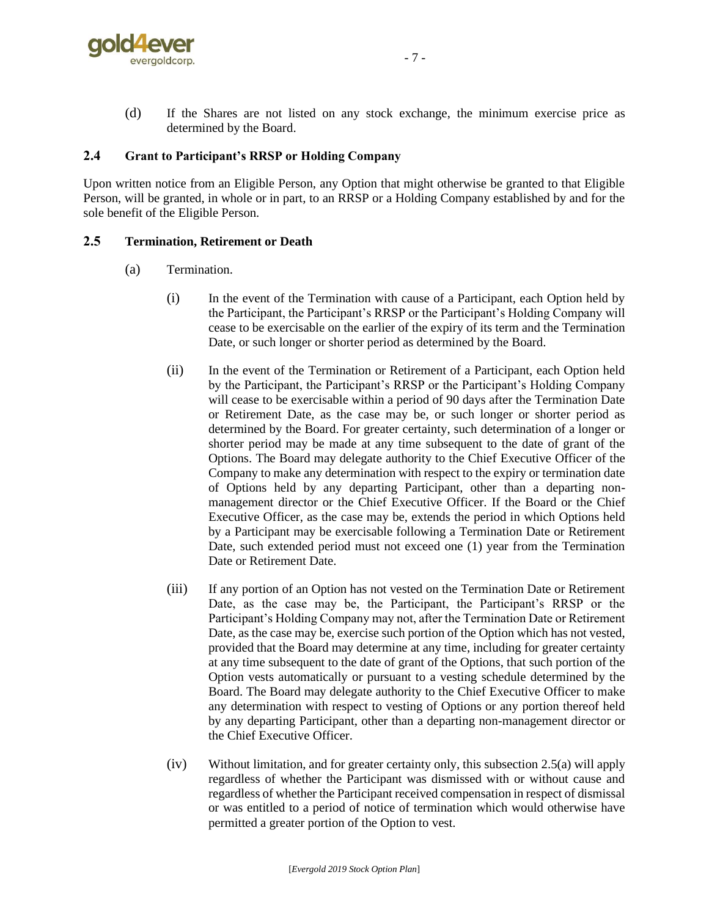(d) If the Shares are not listed on any stock exchange, the minimum exercise price as determined by the Board.

## 2.4 Grant to Participant's RRSP or Holding Company

Upon written notice from an Eligible Person, any Option that might otherwise be granted to that Eligible Person, will be granted, in whole or in part, to an RRSP or a Holding Company established by and for the sole benefit of the Eligible Person.

## 2.5 Termination, Retirement or Death

(a) Termination.

(i) In the event of the Termination with cause of a Participant, each Option held by the Participant, the Participant's RRSP or the Participant's Holding Company will cease to be exercisable on the earlier of the expiry of its term and the Termination Date, or such longer or shorter period as determined by the Board.

(ii) In the event of the Termination or Retirement of a Participant, each Option held by the Participant, the Participant's RRSP or the Participant's Holding Company will cease to be exercisable within a period of 90 days after the Termination Date or Retirement Date, as the case may be, or such longer or shorter period as determined by the Board. For greater certainty, such determination of a longer or shorter period may be made at any time subsequent to the date of grant of the Options. The Board may delegate authority to the Chief Executive Officer of the Company to make any determination with respect to the expiry or termination date of Options held by any departing Participant, other than a departing non-management director or the Chief Executive Officer. If the Board or the Chief Executive Officer, as the case may be, extends the period in which Options held by a Participant may be exercisable following a Termination Date or Retirement Date, such extended period must not exceed one (1) year from the Termination Date or Retirement Date.

(iii) If any portion of an Option has not vested on the Termination Date or Retirement Date, as the case may be, the Participant, the Participant's RRSP or the Participant's Holding Company may not, after the Termination Date or Retirement Date, as the case may be, exercise such portion of the Option which has not vested, provided that the Board may determine at any time, including for greater certainty at any time subsequent to the date of grant of the Options, that such portion of the Option vests automatically or pursuant to a vesting schedule determined by the Board. The Board may delegate authority to the Chief Executive Officer to make any determination with respect to vesting of Options or any portion thereof held by any departing Participant, other than a departing non-management director or the Chief Executive Officer.

(iv) Without limitation, and for greater certainty only, this subsection 2.5(a) will apply regardless of whether the Participant was dismissed with or without cause and regardless of whether the Participant received compensation in respect of dismissal or was entitled to a period of notice of termination which would otherwise have permitted a greater portion of the Option to vest.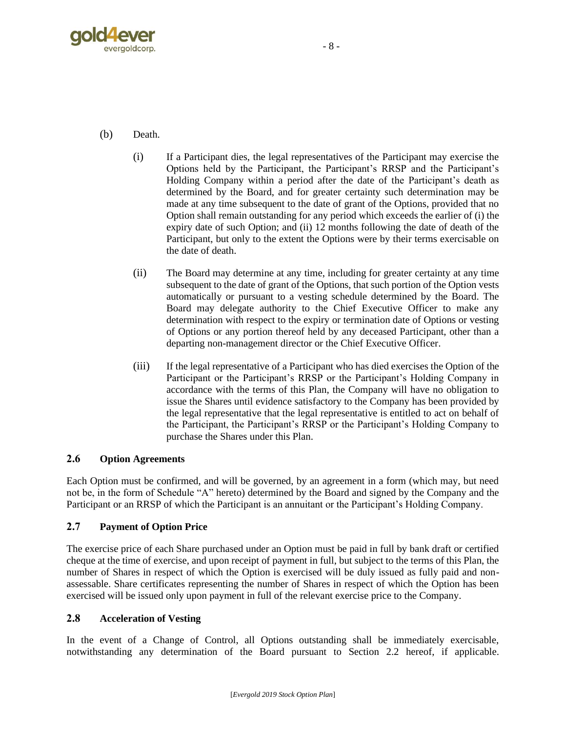(b) Death.

(i) If a Participant dies, the legal representatives of the Participant may exercise the Options held by the Participant, the Participant's RRSP and the Participant's Holding Company within a period after the date of the Participant's death as determined by the Board, and for greater certainty such determination may be made at any time subsequent to the date of grant of the Options, provided that no Option shall remain outstanding for any period which exceeds the earlier of (i) the expiry date of such Option; and (ii) 12 months following the date of death of the Participant, but only to the extent the Options were by their terms exercisable on the date of death.

(ii) The Board may determine at any time, including for greater certainty at any time subsequent to the date of grant of the Options, that such portion of the Option vests automatically or pursuant to a vesting schedule determined by the Board. The Board may delegate authority to the Chief Executive Officer to make any determination with respect to the expiry or termination date of Options or vesting of Options or any portion thereof held by any deceased Participant, other than a departing non-management director or the Chief Executive Officer.

(iii) If the legal representative of a Participant who has died exercises the Option of the Participant or the Participant's RRSP or the Participant's Holding Company in accordance with the terms of this Plan, the Company will have no obligation to issue the Shares until evidence satisfactory to the Company has been provided by the legal representative that the legal representative is entitled to act on behalf of the Participant, the Participant's RRSP or the Participant's Holding Company to purchase the Shares under this Plan.

### 2.6 Option Agreements

Each Option must be confirmed, and will be governed, by an agreement in a form (which may, but need not be, in the form of Schedule "A" hereto) determined by the Board and signed by the Company and the Participant or an RRSP of which the Participant is an annuitant or the Participant's Holding Company.

### 2.7 Payment of Option Price

The exercise price of each Share purchased under an Option must be paid in full by bank draft or certified cheque at the time of exercise, and upon receipt of payment in full, but subject to the terms of this Plan, the number of Shares in respect of which the Option is exercised will be duly issued as fully paid and non-assessable. Share certificates representing the number of Shares in respect of which the Option has been exercised will be issued only upon payment in full of the relevant exercise price to the Company.

### 2.8 Acceleration of Vesting

In the event of a Change of Control, all Options outstanding shall be immediately exercisable, notwithstanding any determination of the Board pursuant to Section 2.2 hereof, if applicable.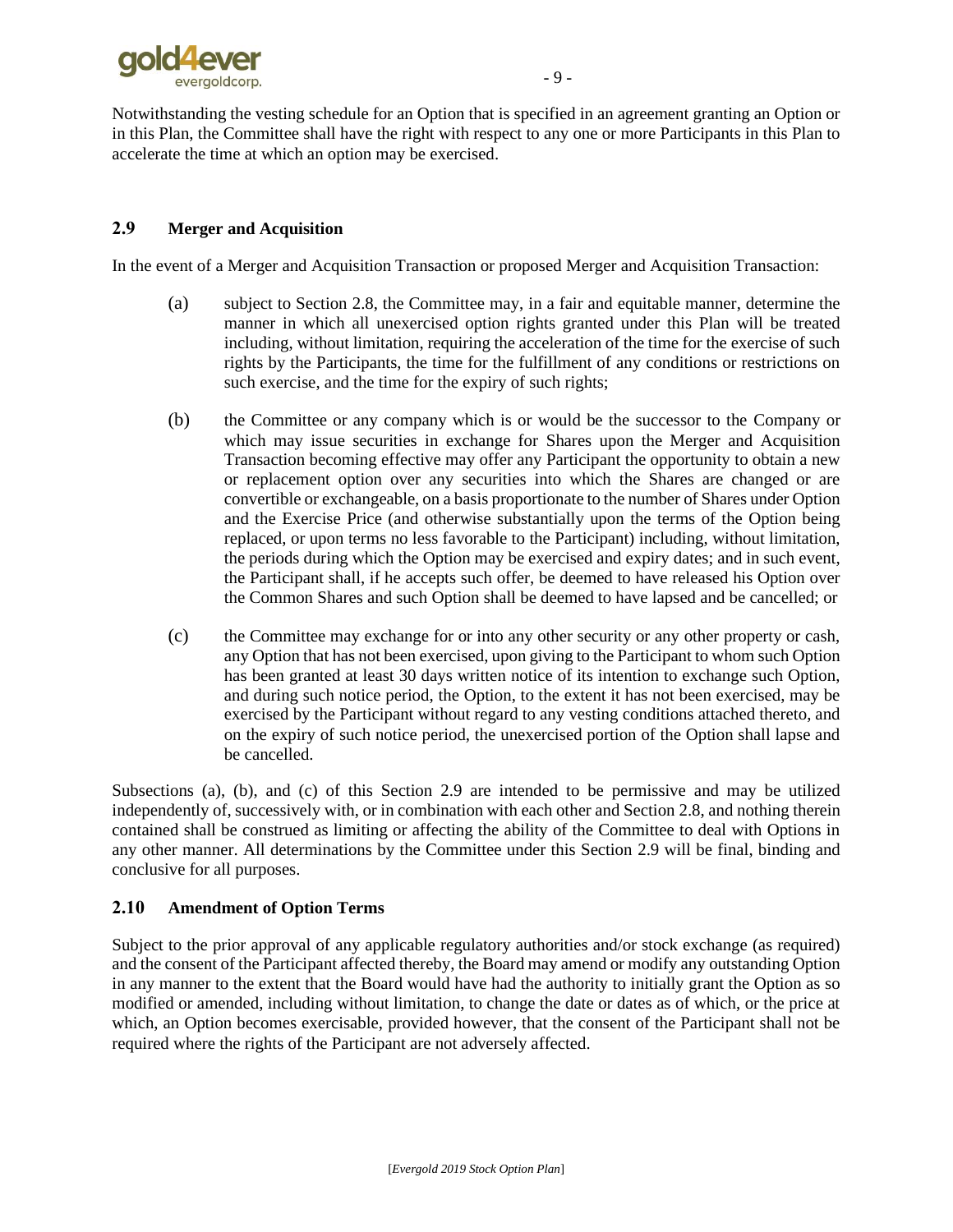Notwithstanding the vesting schedule for an Option that is specified in an agreement granting an Option or in this Plan, the Committee shall have the right with respect to any one or more Participants in this Plan to accelerate the time at which an option may be exercised.

### 2.9 Merger and Acquisition

In the event of a Merger and Acquisition Transaction or proposed Merger and Acquisition Transaction:

(a) subject to Section 2.8, the Committee may, in a fair and equitable manner, determine the manner in which all unexercised option rights granted under this Plan will be treated including, without limitation, requiring the acceleration of the time for the exercise of such rights by the Participants, the time for the fulfillment of any conditions or restrictions on such exercise, and the time for the expiry of such rights;

(b) the Committee or any company which is or would be the successor to the Company or which may issue securities in exchange for Shares upon the Merger and Acquisition Transaction becoming effective may offer any Participant the opportunity to obtain a new or replacement option over any securities into which the Shares are changed or are convertible or exchangeable, on a basis proportionate to the number of Shares under Option and the Exercise Price (and otherwise substantially upon the terms of the Option being replaced, or upon terms no less favorable to the Participant) including, without limitation, the periods during which the Option may be exercised and expiry dates; and in such event, the Participant shall, if he accepts such offer, be deemed to have released his Option over the Common Shares and such Option shall be deemed to have lapsed and be cancelled; or

(c) the Committee may exchange for or into any other security or any other property or cash, any Option that has not been exercised, upon giving to the Participant to whom such Option has been granted at least 30 days written notice of its intention to exchange such Option, and during such notice period, the Option, to the extent it has not been exercised, may be exercised by the Participant without regard to any vesting conditions attached thereto, and on the expiry of such notice period, the unexercised portion of the Option shall lapse and be cancelled.

Subsections (a), (b), and (c) of this Section 2.9 are intended to be permissive and may be utilized independently of, successively with, or in combination with each other and Section 2.8, and nothing therein contained shall be construed as limiting or affecting the ability of the Committee to deal with Options in any other manner. All determinations by the Committee under this Section 2.9 will be final, binding and conclusive for all purposes.

### 2.10 Amendment of Option Terms

Subject to the prior approval of any applicable regulatory authorities and/or stock exchange (as required) and the consent of the Participant affected thereby, the Board may amend or modify any outstanding Option in any manner to the extent that the Board would have had the authority to initially grant the Option as so modified or amended, including without limitation, to change the date or dates as of which, or the price at which, an Option becomes exercisable, provided however, that the consent of the Participant shall not be required where the rights of the Participant are not adversely affected.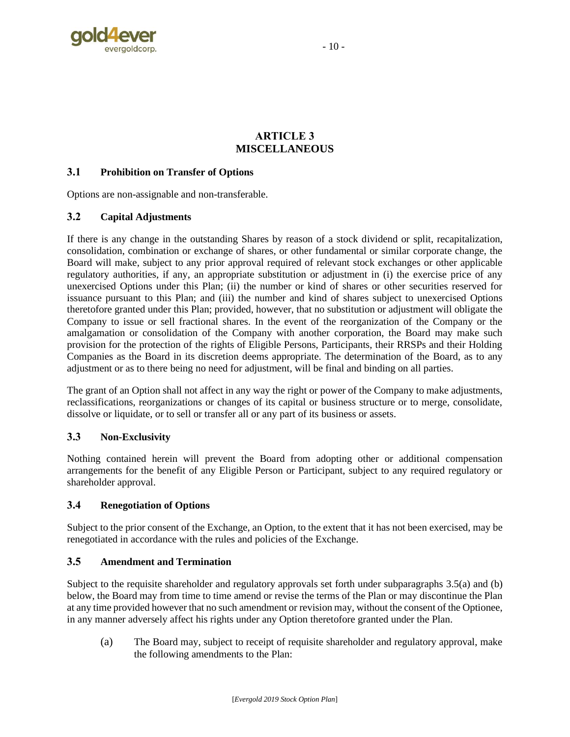## ARTICLE 3
## MISCELLANEOUS

### 3.1 Prohibition on Transfer of Options

Options are non-assignable and non-transferable.

### 3.2 Capital Adjustments

If there is any change in the outstanding Shares by reason of a stock dividend or split, recapitalization, consolidation, combination or exchange of shares, or other fundamental or similar corporate change, the Board will make, subject to any prior approval required of relevant stock exchanges or other applicable regulatory authorities, if any, an appropriate substitution or adjustment in (i) the exercise price of any unexercised Options under this Plan; (ii) the number or kind of shares or other securities reserved for issuance pursuant to this Plan; and (iii) the number and kind of shares subject to unexercised Options theretofore granted under this Plan; provided, however, that no substitution or adjustment will obligate the Company to issue or sell fractional shares. In the event of the reorganization of the Company or the amalgamation or consolidation of the Company with another corporation, the Board may make such provision for the protection of the rights of Eligible Persons, Participants, their RRSPs and their Holding Companies as the Board in its discretion deems appropriate. The determination of the Board, as to any adjustment or as to there being no need for adjustment, will be final and binding on all parties.

The grant of an Option shall not affect in any way the right or power of the Company to make adjustments, reclassifications, reorganizations or changes of its capital or business structure or to merge, consolidate, dissolve or liquidate, or to sell or transfer all or any part of its business or assets.

### 3.3 Non-Exclusivity

Nothing contained herein will prevent the Board from adopting other or additional compensation arrangements for the benefit of any Eligible Person or Participant, subject to any required regulatory or shareholder approval.

### 3.4 Renegotiation of Options

Subject to the prior consent of the Exchange, an Option, to the extent that it has not been exercised, may be renegotiated in accordance with the rules and policies of the Exchange.

### 3.5 Amendment and Termination

Subject to the requisite shareholder and regulatory approvals set forth under subparagraphs 3.5(a) and (b) below, the Board may from time to time amend or revise the terms of the Plan or may discontinue the Plan at any time provided however that no such amendment or revision may, without the consent of the Optionee, in any manner adversely affect his rights under any Option theretofore granted under the Plan.

(a) The Board may, subject to receipt of requisite shareholder and regulatory approval, make the following amendments to the Plan: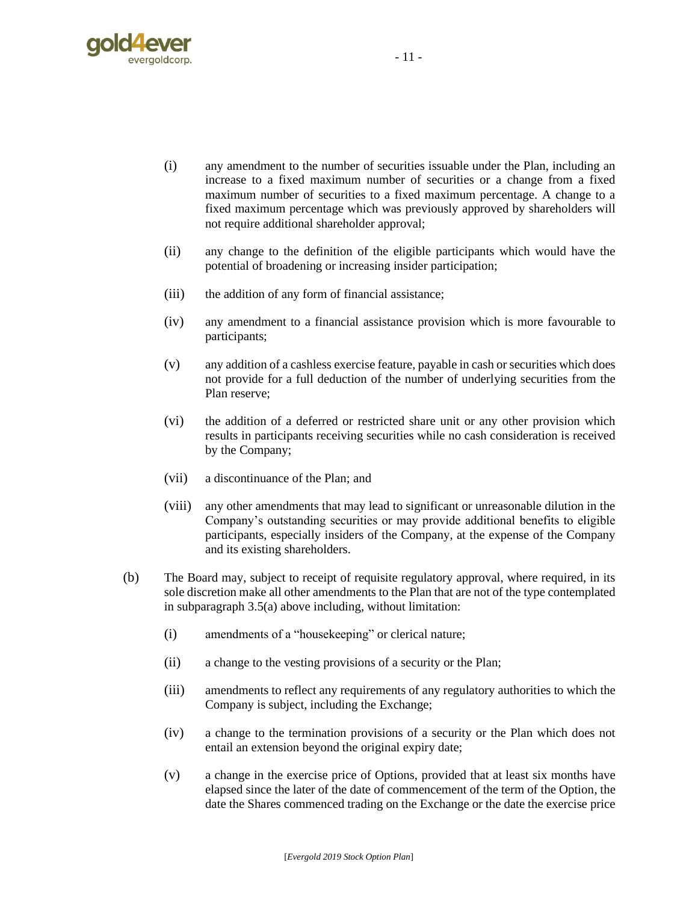(i) any amendment to the number of securities issuable under the Plan, including an increase to a fixed maximum number of securities or a change from a fixed maximum number of securities to a fixed maximum percentage. A change to a fixed maximum percentage which was previously approved by shareholders will not require additional shareholder approval;

(ii) any change to the definition of the eligible participants which would have the potential of broadening or increasing insider participation;

(iii) the addition of any form of financial assistance;

(iv) any amendment to a financial assistance provision which is more favourable to participants;

(v) any addition of a cashless exercise feature, payable in cash or securities which does not provide for a full deduction of the number of underlying securities from the Plan reserve;

(vi) the addition of a deferred or restricted share unit or any other provision which results in participants receiving securities while no cash consideration is received by the Company;

(vii) a discontinuance of the Plan; and

(viii) any other amendments that may lead to significant or unreasonable dilution in the Company's outstanding securities or may provide additional benefits to eligible participants, especially insiders of the Company, at the expense of the Company and its existing shareholders.

(b) The Board may, subject to receipt of requisite regulatory approval, where required, in its sole discretion make all other amendments to the Plan that are not of the type contemplated in subparagraph 3.5(a) above including, without limitation:

(i) amendments of a "housekeeping" or clerical nature;

(ii) a change to the vesting provisions of a security or the Plan;

(iii) amendments to reflect any requirements of any regulatory authorities to which the Company is subject, including the Exchange;

(iv) a change to the termination provisions of a security or the Plan which does not entail an extension beyond the original expiry date;

(v) a change in the exercise price of Options, provided that at least six months have elapsed since the later of the date of commencement of the term of the Option, the date the Shares commenced trading on the Exchange or the date the exercise price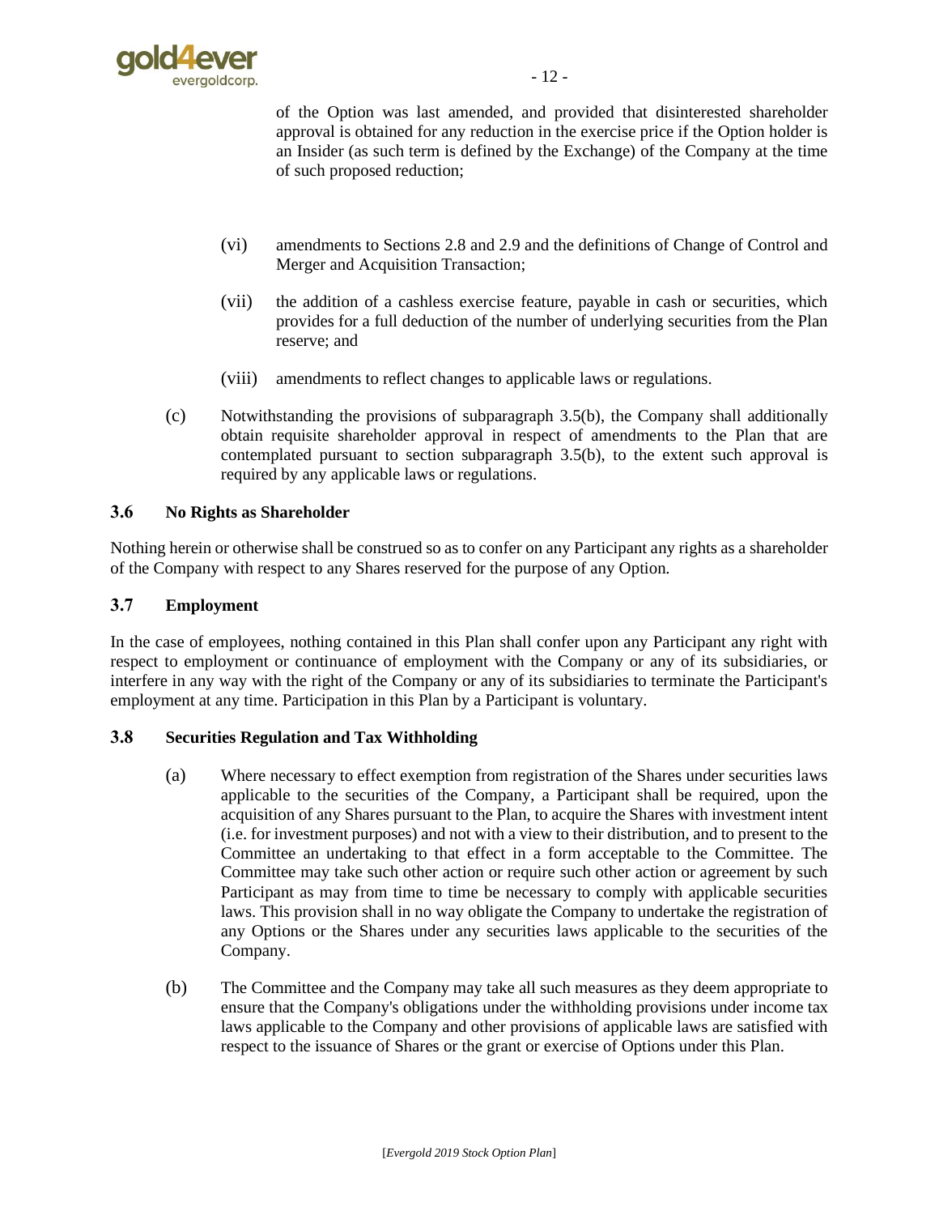of the Option was last amended, and provided that disinterested shareholder approval is obtained for any reduction in the exercise price if the Option holder is an Insider (as such term is defined by the Exchange) of the Company at the time of such proposed reduction;

(vi) amendments to Sections 2.8 and 2.9 and the definitions of Change of Control and Merger and Acquisition Transaction;

(vii) the addition of a cashless exercise feature, payable in cash or securities, which provides for a full deduction of the number of underlying securities from the Plan reserve; and

(viii) amendments to reflect changes to applicable laws or regulations.

(c) Notwithstanding the provisions of subparagraph 3.5(b), the Company shall additionally obtain requisite shareholder approval in respect of amendments to the Plan that are contemplated pursuant to section subparagraph 3.5(b), to the extent such approval is required by any applicable laws or regulations.

### 3.6 No Rights as Shareholder

Nothing herein or otherwise shall be construed so as to confer on any Participant any rights as a shareholder of the Company with respect to any Shares reserved for the purpose of any Option.

### 3.7 Employment

In the case of employees, nothing contained in this Plan shall confer upon any Participant any right with respect to employment or continuance of employment with the Company or any of its subsidiaries, or interfere in any way with the right of the Company or any of its subsidiaries to terminate the Participant's employment at any time. Participation in this Plan by a Participant is voluntary.

### 3.8 Securities Regulation and Tax Withholding

(a) Where necessary to effect exemption from registration of the Shares under securities laws applicable to the securities of the Company, a Participant shall be required, upon the acquisition of any Shares pursuant to the Plan, to acquire the Shares with investment intent (i.e. for investment purposes) and not with a view to their distribution, and to present to the Committee an undertaking to that effect in a form acceptable to the Committee. The Committee may take such other action or require such other action or agreement by such Participant as may from time to time be necessary to comply with applicable securities laws. This provision shall in no way obligate the Company to undertake the registration of any Options or the Shares under any securities laws applicable to the securities of the Company.

(b) The Committee and the Company may take all such measures as they deem appropriate to ensure that the Company's obligations under the withholding provisions under income tax laws applicable to the Company and other provisions of applicable laws are satisfied with respect to the issuance of Shares or the grant or exercise of Options under this Plan.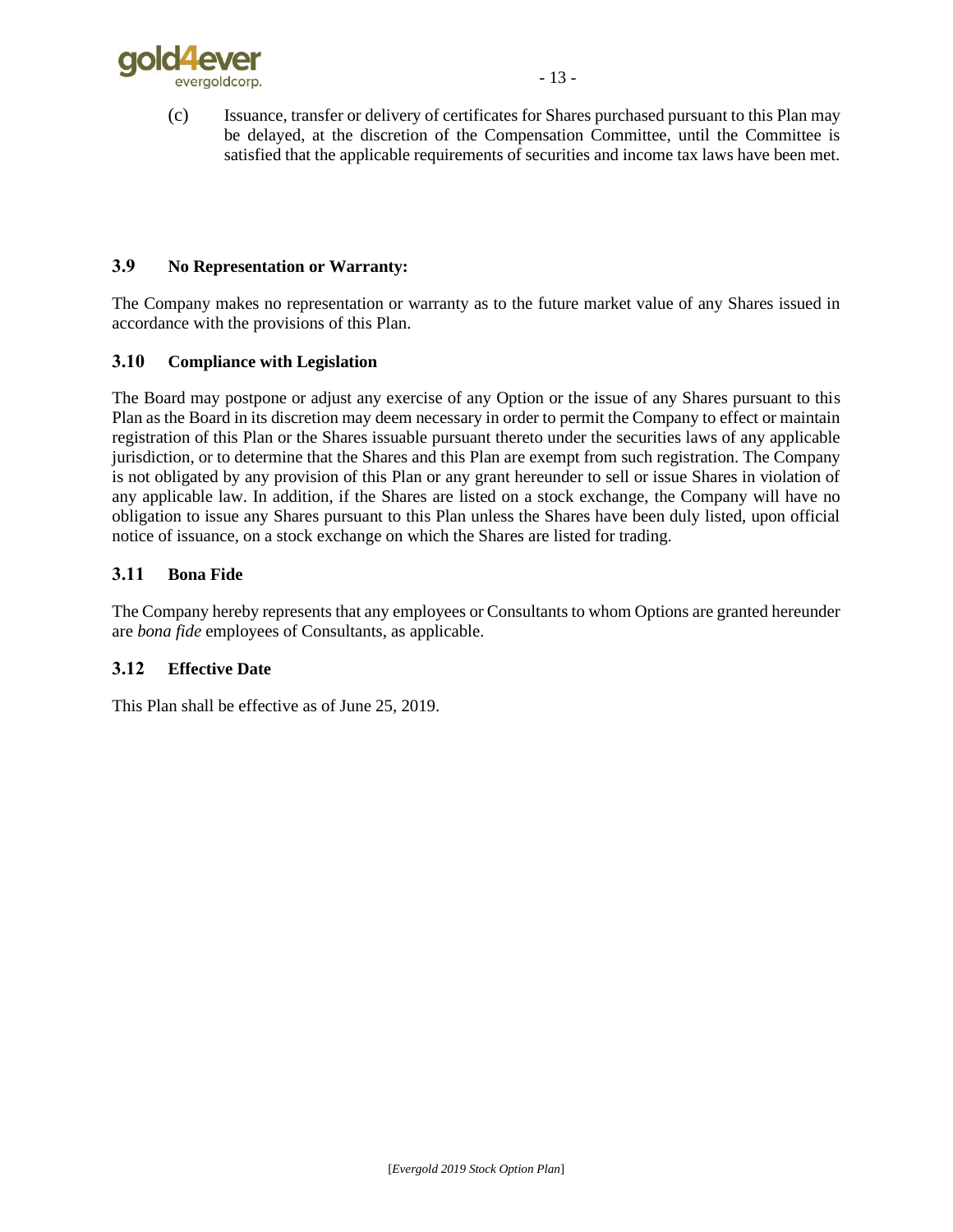(c) Issuance, transfer or delivery of certificates for Shares purchased pursuant to this Plan may be delayed, at the discretion of the Compensation Committee, until the Committee is satisfied that the applicable requirements of securities and income tax laws have been met.

### 3.9 No Representation or Warranty:

The Company makes no representation or warranty as to the future market value of any Shares issued in accordance with the provisions of this Plan.

### 3.10 Compliance with Legislation

The Board may postpone or adjust any exercise of any Option or the issue of any Shares pursuant to this Plan as the Board in its discretion may deem necessary in order to permit the Company to effect or maintain registration of this Plan or the Shares issuable pursuant thereto under the securities laws of any applicable jurisdiction, or to determine that the Shares and this Plan are exempt from such registration. The Company is not obligated by any provision of this Plan or any grant hereunder to sell or issue Shares in violation of any applicable law. In addition, if the Shares are listed on a stock exchange, the Company will have no obligation to issue any Shares pursuant to this Plan unless the Shares have been duly listed, upon official notice of issuance, on a stock exchange on which the Shares are listed for trading.

### 3.11 Bona Fide

The Company hereby represents that any employees or Consultants to whom Options are granted hereunder are *bona fide* employees of Consultants, as applicable.

### 3.12 Effective Date

This Plan shall be effective as of June 25, 2019.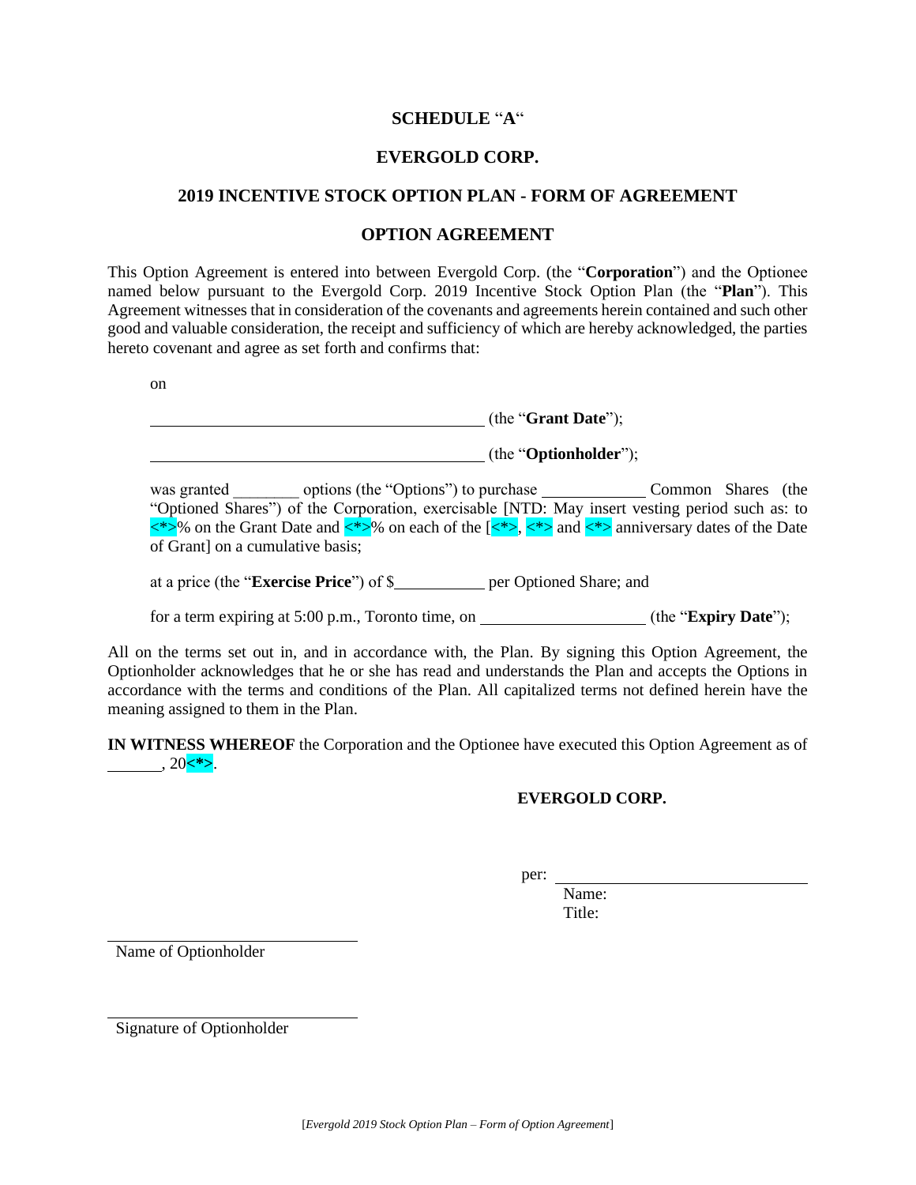# SCHEDULE "A"

## EVERGOLD CORP.

## 2019 INCENTIVE STOCK OPTION PLAN - FORM OF AGREEMENT

## OPTION AGREEMENT

This Option Agreement is entered into between Evergold Corp. (the "**Corporation**") and the Optionee named below pursuant to the Evergold Corp. 2019 Incentive Stock Option Plan (the "**Plan**"). This Agreement witnesses that in consideration of the covenants and agreements herein contained and such other good and valuable consideration, the receipt and sufficiency of which are hereby acknowledged, the parties hereto covenant and agree as set forth and confirms that:

on

\_\_\_\_\_\_\_\_\_\_\_\_\_\_\_\_\_\_\_\_\_\_\_\_\_\_\_\_\_\_\_\_\_\_\_\_\_\_\_\_ (the "**Grant Date**");

\_\_\_\_\_\_\_\_\_\_\_\_\_\_\_\_\_\_\_\_\_\_\_\_\_\_\_\_\_\_\_\_\_\_\_\_\_\_\_\_ (the "**Optionholder**");

was granted \_\_\_\_\_\_\_\_ options (the "Options") to purchase \_\_\_\_\_\_\_\_\_\_\_\_ Common Shares (the "Optioned Shares") of the Corporation, exercisable [NTD: May insert vesting period such as: to <*>% on the Grant Date and <*>% on each of the [<*>, <*> and <*> anniversary dates of the Date of Grant] on a cumulative basis;

at a price (the "**Exercise Price**") of $\_\_\_\_\_\_\_\_\_\_\_ per Optioned Share; and

for a term expiring at 5:00 p.m., Toronto time, on \_\_\_\_\_\_\_\_\_\_\_\_\_\_\_\_\_\_\_\_ (the "**Expiry Date**");

All on the terms set out in, and in accordance with, the Plan. By signing this Option Agreement, the Optionholder acknowledges that he or she has read and understands the Plan and accepts the Options in accordance with the terms and conditions of the Plan. All capitalized terms not defined herein have the meaning assigned to them in the Plan.

**IN WITNESS WHEREOF** the Corporation and the Optionee have executed this Option Agreement as of \_\_\_\_\_\_\_, 20<*>.

**EVERGOLD CORP.**

per: \_\_\_\_\_\_\_\_\_\_\_\_\_\_\_\_\_\_\_\_\_\_\_\_\_\_\_\_\_\_
Name:
Title:

\_\_\_\_\_\_\_\_\_\_\_\_\_\_\_\_\_\_\_\_\_\_\_\_\_\_\_\_\_\_
Name of Optionholder

\_\_\_\_\_\_\_\_\_\_\_\_\_\_\_\_\_\_\_\_\_\_\_\_\_\_\_\_\_\_
Signature of Optionholder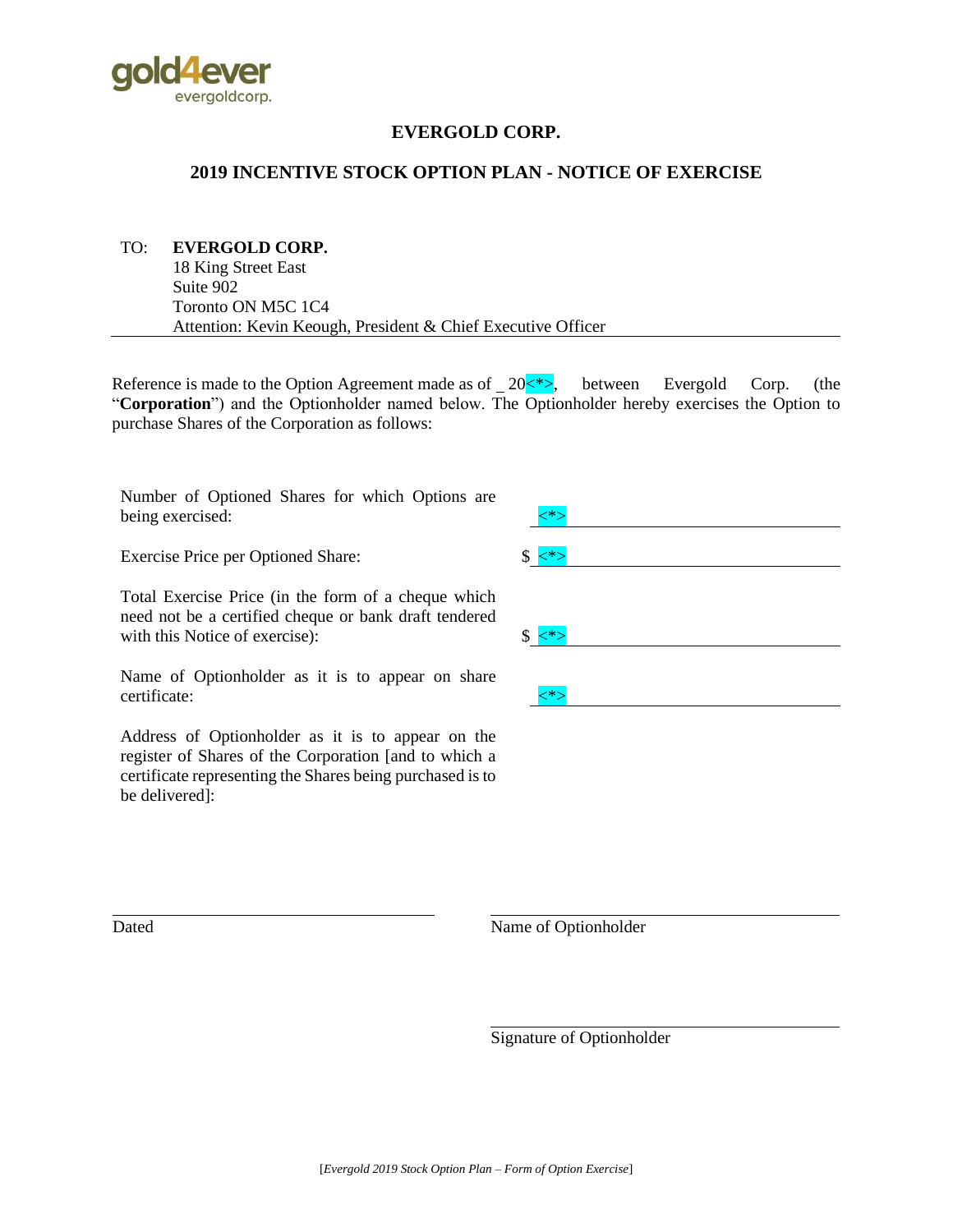gold4ever
evergoldcorp.

# EVERGOLD CORP.

## 2019 INCENTIVE STOCK OPTION PLAN - NOTICE OF EXERCISE

TO: **EVERGOLD CORP.**
18 King Street East
Suite 902
Toronto ON M5C 1C4
Attention: Kevin Keough, President & Chief Executive Officer

Reference is made to the Option Agreement made as of _ 20<*>, between Evergold Corp. (the "**Corporation**") and the Optionholder named below. The Optionholder hereby exercises the Option to purchase Shares of the Corporation as follows:

| | |
|---|---|
| Number of Optioned Shares for which Options are being exercised: | <*> |
| Exercise Price per Optioned Share: | $ <*> |
| Total Exercise Price (in the form of a cheque which need not be a certified cheque or bank draft tendered with this Notice of exercise): | $ <*> |
| Name of Optionholder as it is to appear on share certificate: | <*> |
| Address of Optionholder as it is to appear on the register of Shares of the Corporation [and to which a certificate representing the Shares being purchased is to be delivered]: | |

_______________________
Dated

_______________________
Name of Optionholder

_______________________
Signature of Optionholder

[*Evergold 2019 Stock Option Plan – Form of Option Exercise*]